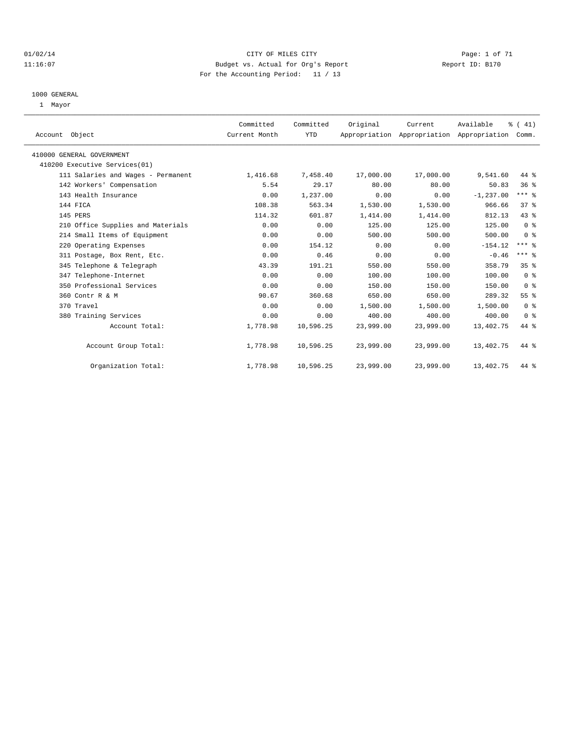CITY OF MILES CITY
Budget vs. Actual for Org's Report
For the Accounting Period: 11 / 13

01/02/14
11:16:07

Report ID: B170

1000 GENERAL
1 Mayor

| Account Object | Committed Current Month | Committed YTD | Original Appropriation | Current Appropriation | Available Appropriation | % ( 41) Comm. |
|---|---|---|---|---|---|---|
| 410000 GENERAL GOVERNMENT | | | | | | |
| 410200 Executive Services(01) | | | | | | |
| 111 Salaries and Wages - Permanent | 1,416.68 | 7,458.40 | 17,000.00 | 17,000.00 | 9,541.60 | 44 % |
| 142 Workers' Compensation | 5.54 | 29.17 | 80.00 | 80.00 | 50.83 | 36 % |
| 143 Health Insurance | 0.00 | 1,237.00 | 0.00 | 0.00 | -1,237.00 | *** % |
| 144 FICA | 108.38 | 563.34 | 1,530.00 | 1,530.00 | 966.66 | 37 % |
| 145 PERS | 114.32 | 601.87 | 1,414.00 | 1,414.00 | 812.13 | 43 % |
| 210 Office Supplies and Materials | 0.00 | 0.00 | 125.00 | 125.00 | 125.00 | 0 % |
| 214 Small Items of Equipment | 0.00 | 0.00 | 500.00 | 500.00 | 500.00 | 0 % |
| 220 Operating Expenses | 0.00 | 154.12 | 0.00 | 0.00 | -154.12 | *** % |
| 311 Postage, Box Rent, Etc. | 0.00 | 0.46 | 0.00 | 0.00 | -0.46 | *** % |
| 345 Telephone & Telegraph | 43.39 | 191.21 | 550.00 | 550.00 | 358.79 | 35 % |
| 347 Telephone-Internet | 0.00 | 0.00 | 100.00 | 100.00 | 100.00 | 0 % |
| 350 Professional Services | 0.00 | 0.00 | 150.00 | 150.00 | 150.00 | 0 % |
| 360 Contr R & M | 90.67 | 360.68 | 650.00 | 650.00 | 289.32 | 55 % |
| 370 Travel | 0.00 | 0.00 | 1,500.00 | 1,500.00 | 1,500.00 | 0 % |
| 380 Training Services | 0.00 | 0.00 | 400.00 | 400.00 | 400.00 | 0 % |
| Account Total: | 1,778.98 | 10,596.25 | 23,999.00 | 23,999.00 | 13,402.75 | 44 % |
| Account Group Total: | 1,778.98 | 10,596.25 | 23,999.00 | 23,999.00 | 13,402.75 | 44 % |
| Organization Total: | 1,778.98 | 10,596.25 | 23,999.00 | 23,999.00 | 13,402.75 | 44 % |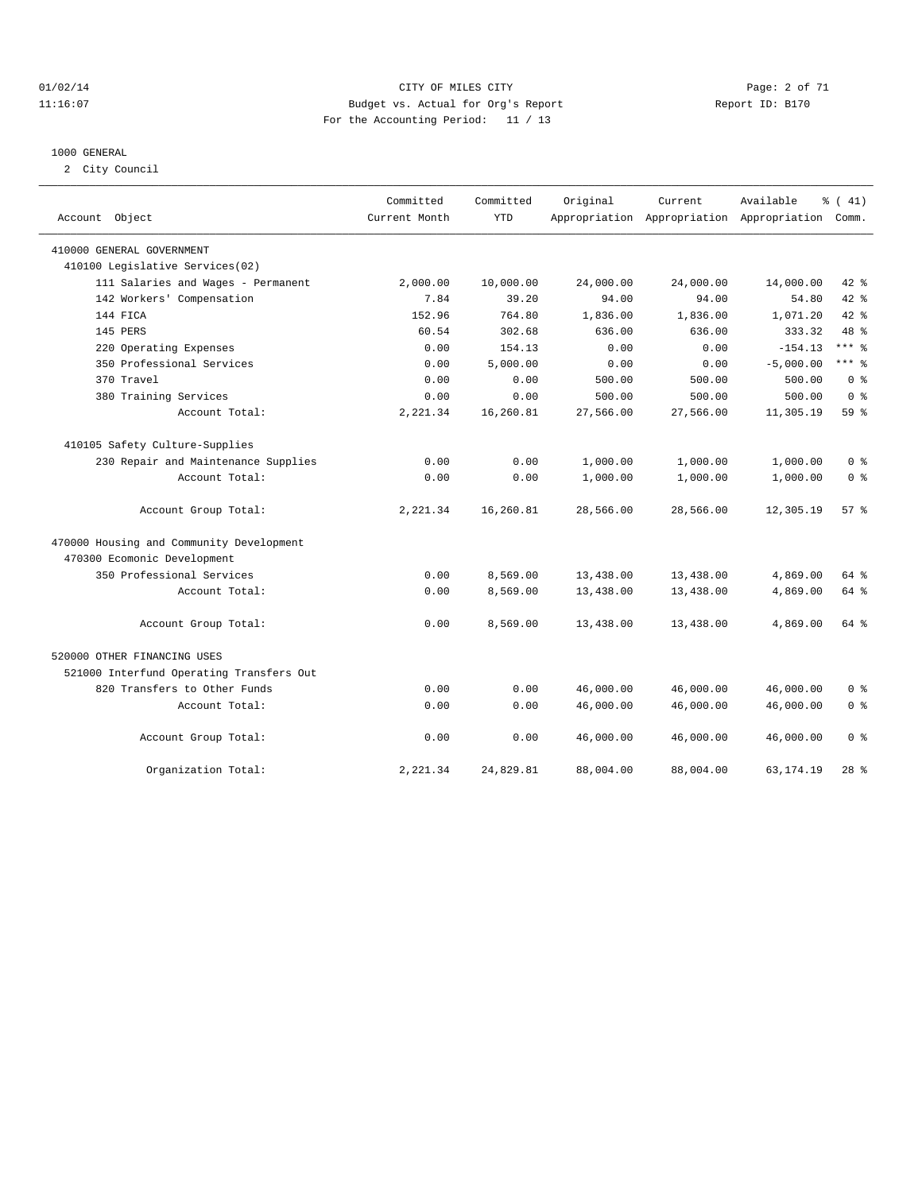CITY OF MILES CITY
Budget vs. Actual for Org's Report
For the Accounting Period: 11 / 13

1000 GENERAL
2 City Council

| Account Object | Committed Current Month | Committed YTD | Original Appropriation | Current Appropriation | Available Appropriation | % ( 41) Comm. |
|---|---|---|---|---|---|---|
| 410000 GENERAL GOVERNMENT | | | | | | |
| 410100 Legislative Services(02) | | | | | | |
| 111 Salaries and Wages - Permanent | 2,000.00 | 10,000.00 | 24,000.00 | 24,000.00 | 14,000.00 | 42 % |
| 142 Workers' Compensation | 7.84 | 39.20 | 94.00 | 94.00 | 54.80 | 42 % |
| 144 FICA | 152.96 | 764.80 | 1,836.00 | 1,836.00 | 1,071.20 | 42 % |
| 145 PERS | 60.54 | 302.68 | 636.00 | 636.00 | 333.32 | 48 % |
| 220 Operating Expenses | 0.00 | 154.13 | 0.00 | 0.00 | -154.13 | *** % |
| 350 Professional Services | 0.00 | 5,000.00 | 0.00 | 0.00 | -5,000.00 | *** % |
| 370 Travel | 0.00 | 0.00 | 500.00 | 500.00 | 500.00 | 0 % |
| 380 Training Services | 0.00 | 0.00 | 500.00 | 500.00 | 500.00 | 0 % |
| Account Total: | 2,221.34 | 16,260.81 | 27,566.00 | 27,566.00 | 11,305.19 | 59 % |
| 410105 Safety Culture-Supplies | | | | | | |
| 230 Repair and Maintenance Supplies | 0.00 | 0.00 | 1,000.00 | 1,000.00 | 1,000.00 | 0 % |
| Account Total: | 0.00 | 0.00 | 1,000.00 | 1,000.00 | 1,000.00 | 0 % |
| Account Group Total: | 2,221.34 | 16,260.81 | 28,566.00 | 28,566.00 | 12,305.19 | 57 % |
| 470000 Housing and Community Development | | | | | | |
| 470300 Ecomonic Development | | | | | | |
| 350 Professional Services | 0.00 | 8,569.00 | 13,438.00 | 13,438.00 | 4,869.00 | 64 % |
| Account Total: | 0.00 | 8,569.00 | 13,438.00 | 13,438.00 | 4,869.00 | 64 % |
| Account Group Total: | 0.00 | 8,569.00 | 13,438.00 | 13,438.00 | 4,869.00 | 64 % |
| 520000 OTHER FINANCING USES | | | | | | |
| 521000 Interfund Operating Transfers Out | | | | | | |
| 820 Transfers to Other Funds | 0.00 | 0.00 | 46,000.00 | 46,000.00 | 46,000.00 | 0 % |
| Account Total: | 0.00 | 0.00 | 46,000.00 | 46,000.00 | 46,000.00 | 0 % |
| Account Group Total: | 0.00 | 0.00 | 46,000.00 | 46,000.00 | 46,000.00 | 0 % |
| Organization Total: | 2,221.34 | 24,829.81 | 88,004.00 | 88,004.00 | 63,174.19 | 28 % |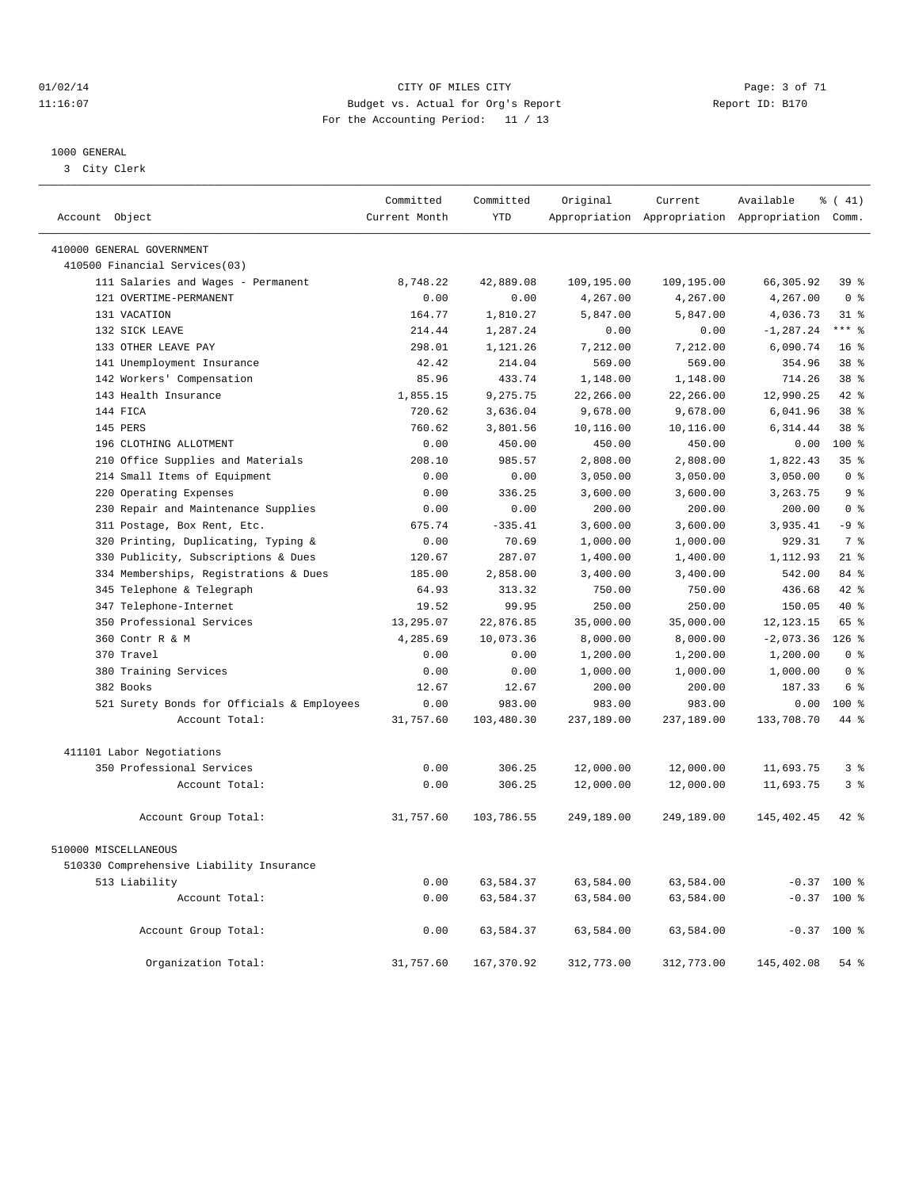CITY OF MILES CITY
Budget vs. Actual for Org's Report
For the Accounting Period: 11 / 13

01/02/14
11:16:07

Report ID: B170

1000 GENERAL
3 City Clerk

| Account Object | Committed Current Month | Committed YTD | Original Appropriation | Current Appropriation | Available Appropriation | % ( 41) Comm. |
|---|---|---|---|---|---|---|
| 410000 GENERAL GOVERNMENT | | | | | | |
| 410500 Financial Services(03) | | | | | | |
| 111 Salaries and Wages - Permanent | 8,748.22 | 42,889.08 | 109,195.00 | 109,195.00 | 66,305.92 | 39 % |
| 121 OVERTIME-PERMANENT | 0.00 | 0.00 | 4,267.00 | 4,267.00 | 4,267.00 | 0 % |
| 131 VACATION | 164.77 | 1,810.27 | 5,847.00 | 5,847.00 | 4,036.73 | 31 % |
| 132 SICK LEAVE | 214.44 | 1,287.24 | 0.00 | 0.00 | -1,287.24 | *** % |
| 133 OTHER LEAVE PAY | 298.01 | 1,121.26 | 7,212.00 | 7,212.00 | 6,090.74 | 16 % |
| 141 Unemployment Insurance | 42.42 | 214.04 | 569.00 | 569.00 | 354.96 | 38 % |
| 142 Workers' Compensation | 85.96 | 433.74 | 1,148.00 | 1,148.00 | 714.26 | 38 % |
| 143 Health Insurance | 1,855.15 | 9,275.75 | 22,266.00 | 22,266.00 | 12,990.25 | 42 % |
| 144 FICA | 720.62 | 3,636.04 | 9,678.00 | 9,678.00 | 6,041.96 | 38 % |
| 145 PERS | 760.62 | 3,801.56 | 10,116.00 | 10,116.00 | 6,314.44 | 38 % |
| 196 CLOTHING ALLOTMENT | 0.00 | 450.00 | 450.00 | 450.00 | 0.00 | 100 % |
| 210 Office Supplies and Materials | 208.10 | 985.57 | 2,808.00 | 2,808.00 | 1,822.43 | 35 % |
| 214 Small Items of Equipment | 0.00 | 0.00 | 3,050.00 | 3,050.00 | 3,050.00 | 0 % |
| 220 Operating Expenses | 0.00 | 336.25 | 3,600.00 | 3,600.00 | 3,263.75 | 9 % |
| 230 Repair and Maintenance Supplies | 0.00 | 0.00 | 200.00 | 200.00 | 200.00 | 0 % |
| 311 Postage, Box Rent, Etc. | 675.74 | -335.41 | 3,600.00 | 3,600.00 | 3,935.41 | -9 % |
| 320 Printing, Duplicating, Typing & | 0.00 | 70.69 | 1,000.00 | 1,000.00 | 929.31 | 7 % |
| 330 Publicity, Subscriptions & Dues | 120.67 | 287.07 | 1,400.00 | 1,400.00 | 1,112.93 | 21 % |
| 334 Memberships, Registrations & Dues | 185.00 | 2,858.00 | 3,400.00 | 3,400.00 | 542.00 | 84 % |
| 345 Telephone & Telegraph | 64.93 | 313.32 | 750.00 | 750.00 | 436.68 | 42 % |
| 347 Telephone-Internet | 19.52 | 99.95 | 250.00 | 250.00 | 150.05 | 40 % |
| 350 Professional Services | 13,295.07 | 22,876.85 | 35,000.00 | 35,000.00 | 12,123.15 | 65 % |
| 360 Contr R & M | 4,285.69 | 10,073.36 | 8,000.00 | 8,000.00 | -2,073.36 | 126 % |
| 370 Travel | 0.00 | 0.00 | 1,200.00 | 1,200.00 | 1,200.00 | 0 % |
| 380 Training Services | 0.00 | 0.00 | 1,000.00 | 1,000.00 | 1,000.00 | 0 % |
| 382 Books | 12.67 | 12.67 | 200.00 | 200.00 | 187.33 | 6 % |
| 521 Surety Bonds for Officials & Employees | 0.00 | 983.00 | 983.00 | 983.00 | 0.00 | 100 % |
| Account Total: | 31,757.60 | 103,480.30 | 237,189.00 | 237,189.00 | 133,708.70 | 44 % |
| 411101 Labor Negotiations | | | | | | |
| 350 Professional Services | 0.00 | 306.25 | 12,000.00 | 12,000.00 | 11,693.75 | 3 % |
| Account Total: | 0.00 | 306.25 | 12,000.00 | 12,000.00 | 11,693.75 | 3 % |
| Account Group Total: | 31,757.60 | 103,786.55 | 249,189.00 | 249,189.00 | 145,402.45 | 42 % |
| 510000 MISCELLANEOUS | | | | | | |
| 510330 Comprehensive Liability Insurance | | | | | | |
| 513 Liability | 0.00 | 63,584.37 | 63,584.00 | 63,584.00 | -0.37 | 100 % |
| Account Total: | 0.00 | 63,584.37 | 63,584.00 | 63,584.00 | -0.37 | 100 % |
| Account Group Total: | 0.00 | 63,584.37 | 63,584.00 | 63,584.00 | -0.37 | 100 % |
| Organization Total: | 31,757.60 | 167,370.92 | 312,773.00 | 312,773.00 | 145,402.08 | 54 % |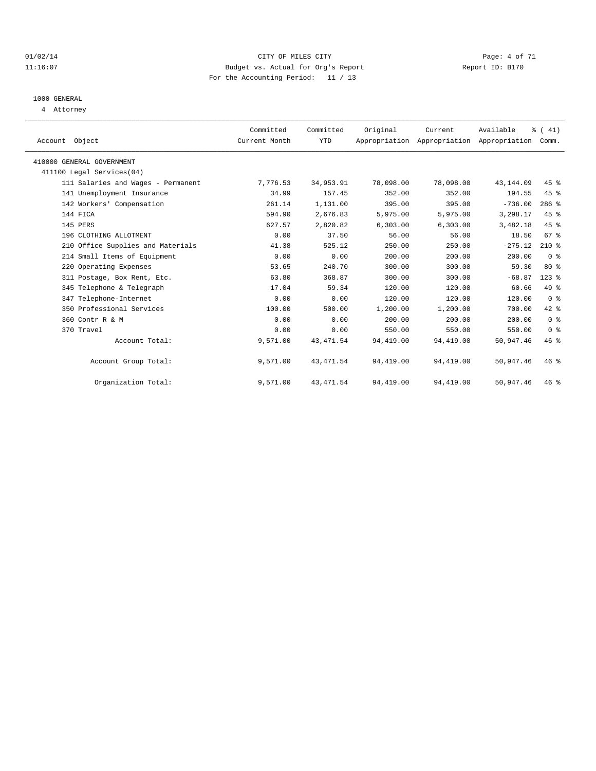CITY OF MILES CITY
Budget vs. Actual for Org's Report
For the Accounting Period: 11 / 13

1000 GENERAL
4 Attorney

| Account Object | Committed Current Month | Committed YTD | Original Appropriation | Current Appropriation | Available Appropriation | % ( 41) Comm. |
|---|---|---|---|---|---|---|
| 410000 GENERAL GOVERNMENT | | | | | | |
| 411100 Legal Services(04) | | | | | | |
| 111 Salaries and Wages - Permanent | 7,776.53 | 34,953.91 | 78,098.00 | 78,098.00 | 43,144.09 | 45 % |
| 141 Unemployment Insurance | 34.99 | 157.45 | 352.00 | 352.00 | 194.55 | 45 % |
| 142 Workers' Compensation | 261.14 | 1,131.00 | 395.00 | 395.00 | -736.00 | 286 % |
| 144 FICA | 594.90 | 2,676.83 | 5,975.00 | 5,975.00 | 3,298.17 | 45 % |
| 145 PERS | 627.57 | 2,820.82 | 6,303.00 | 6,303.00 | 3,482.18 | 45 % |
| 196 CLOTHING ALLOTMENT | 0.00 | 37.50 | 56.00 | 56.00 | 18.50 | 67 % |
| 210 Office Supplies and Materials | 41.38 | 525.12 | 250.00 | 250.00 | -275.12 | 210 % |
| 214 Small Items of Equipment | 0.00 | 0.00 | 200.00 | 200.00 | 200.00 | 0 % |
| 220 Operating Expenses | 53.65 | 240.70 | 300.00 | 300.00 | 59.30 | 80 % |
| 311 Postage, Box Rent, Etc. | 63.80 | 368.87 | 300.00 | 300.00 | -68.87 | 123 % |
| 345 Telephone & Telegraph | 17.04 | 59.34 | 120.00 | 120.00 | 60.66 | 49 % |
| 347 Telephone-Internet | 0.00 | 0.00 | 120.00 | 120.00 | 120.00 | 0 % |
| 350 Professional Services | 100.00 | 500.00 | 1,200.00 | 1,200.00 | 700.00 | 42 % |
| 360 Contr R & M | 0.00 | 0.00 | 200.00 | 200.00 | 200.00 | 0 % |
| 370 Travel | 0.00 | 0.00 | 550.00 | 550.00 | 550.00 | 0 % |
| Account Total: | 9,571.00 | 43,471.54 | 94,419.00 | 94,419.00 | 50,947.46 | 46 % |
| Account Group Total: | 9,571.00 | 43,471.54 | 94,419.00 | 94,419.00 | 50,947.46 | 46 % |
| Organization Total: | 9,571.00 | 43,471.54 | 94,419.00 | 94,419.00 | 50,947.46 | 46 % |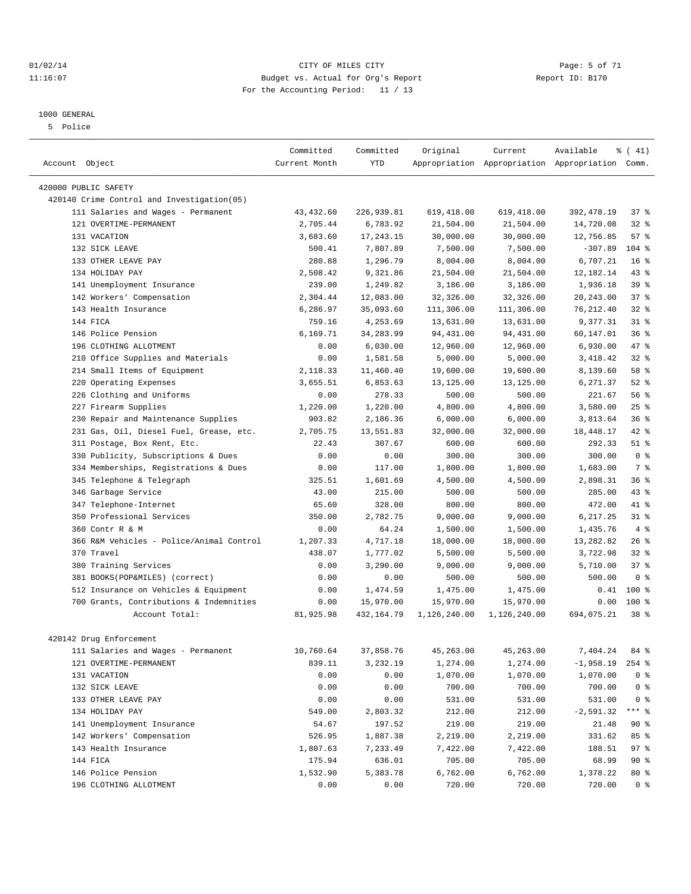CITY OF MILES CITY
Budget vs. Actual for Org's Report
For the Accounting Period: 11 / 13

1000 GENERAL
5 Police

| Account Object | Committed Current Month | Committed YTD | Original Appropriation | Current Appropriation | Available Appropriation | % ( 41) Comm. |
|---|---|---|---|---|---|---|
| 420000 PUBLIC SAFETY | | | | | | |
| 420140 Crime Control and Investigation(05) | | | | | | |
| 111 Salaries and Wages - Permanent | 43,432.60 | 226,939.81 | 619,418.00 | 619,418.00 | 392,478.19 | 37 % |
| 121 OVERTIME-PERMANENT | 2,705.44 | 6,783.92 | 21,504.00 | 21,504.00 | 14,720.08 | 32 % |
| 131 VACATION | 3,683.60 | 17,243.15 | 30,000.00 | 30,000.00 | 12,756.85 | 57 % |
| 132 SICK LEAVE | 500.41 | 7,807.89 | 7,500.00 | 7,500.00 | -307.89 | 104 % |
| 133 OTHER LEAVE PAY | 280.88 | 1,296.79 | 8,004.00 | 8,004.00 | 6,707.21 | 16 % |
| 134 HOLIDAY PAY | 2,508.42 | 9,321.86 | 21,504.00 | 21,504.00 | 12,182.14 | 43 % |
| 141 Unemployment Insurance | 239.00 | 1,249.82 | 3,186.00 | 3,186.00 | 1,936.18 | 39 % |
| 142 Workers' Compensation | 2,304.44 | 12,083.00 | 32,326.00 | 32,326.00 | 20,243.00 | 37 % |
| 143 Health Insurance | 6,286.97 | 35,093.60 | 111,306.00 | 111,306.00 | 76,212.40 | 32 % |
| 144 FICA | 759.16 | 4,253.69 | 13,631.00 | 13,631.00 | 9,377.31 | 31 % |
| 146 Police Pension | 6,169.71 | 34,283.99 | 94,431.00 | 94,431.00 | 60,147.01 | 36 % |
| 196 CLOTHING ALLOTMENT | 0.00 | 6,030.00 | 12,960.00 | 12,960.00 | 6,930.00 | 47 % |
| 210 Office Supplies and Materials | 0.00 | 1,581.58 | 5,000.00 | 5,000.00 | 3,418.42 | 32 % |
| 214 Small Items of Equipment | 2,118.33 | 11,460.40 | 19,600.00 | 19,600.00 | 8,139.60 | 58 % |
| 220 Operating Expenses | 3,655.51 | 6,853.63 | 13,125.00 | 13,125.00 | 6,271.37 | 52 % |
| 226 Clothing and Uniforms | 0.00 | 278.33 | 500.00 | 500.00 | 221.67 | 56 % |
| 227 Firearm Supplies | 1,220.00 | 1,220.00 | 4,800.00 | 4,800.00 | 3,580.00 | 25 % |
| 230 Repair and Maintenance Supplies | 903.82 | 2,186.36 | 6,000.00 | 6,000.00 | 3,813.64 | 36 % |
| 231 Gas, Oil, Diesel Fuel, Grease, etc. | 2,705.75 | 13,551.83 | 32,000.00 | 32,000.00 | 18,448.17 | 42 % |
| 311 Postage, Box Rent, Etc. | 22.43 | 307.67 | 600.00 | 600.00 | 292.33 | 51 % |
| 330 Publicity, Subscriptions & Dues | 0.00 | 0.00 | 300.00 | 300.00 | 300.00 | 0 % |
| 334 Memberships, Registrations & Dues | 0.00 | 117.00 | 1,800.00 | 1,800.00 | 1,683.00 | 7 % |
| 345 Telephone & Telegraph | 325.51 | 1,601.69 | 4,500.00 | 4,500.00 | 2,898.31 | 36 % |
| 346 Garbage Service | 43.00 | 215.00 | 500.00 | 500.00 | 285.00 | 43 % |
| 347 Telephone-Internet | 65.60 | 328.00 | 800.00 | 800.00 | 472.00 | 41 % |
| 350 Professional Services | 350.00 | 2,782.75 | 9,000.00 | 9,000.00 | 6,217.25 | 31 % |
| 360 Contr R & M | 0.00 | 64.24 | 1,500.00 | 1,500.00 | 1,435.76 | 4 % |
| 366 R&M Vehicles - Police/Animal Control | 1,207.33 | 4,717.18 | 18,000.00 | 18,000.00 | 13,282.82 | 26 % |
| 370 Travel | 438.07 | 1,777.02 | 5,500.00 | 5,500.00 | 3,722.98 | 32 % |
| 380 Training Services | 0.00 | 3,290.00 | 9,000.00 | 9,000.00 | 5,710.00 | 37 % |
| 381 BOOKS(POP&MILES) (correct) | 0.00 | 0.00 | 500.00 | 500.00 | 500.00 | 0 % |
| 512 Insurance on Vehicles & Equipment | 0.00 | 1,474.59 | 1,475.00 | 1,475.00 | 0.41 | 100 % |
| 700 Grants, Contributions & Indemnities | 0.00 | 15,970.00 | 15,970.00 | 15,970.00 | 0.00 | 100 % |
| Account Total: | 81,925.98 | 432,164.79 | 1,126,240.00 | 1,126,240.00 | 694,075.21 | 38 % |
| 420142 Drug Enforcement | | | | | | |
| 111 Salaries and Wages - Permanent | 10,760.64 | 37,858.76 | 45,263.00 | 45,263.00 | 7,404.24 | 84 % |
| 121 OVERTIME-PERMANENT | 839.11 | 3,232.19 | 1,274.00 | 1,274.00 | -1,958.19 | 254 % |
| 131 VACATION | 0.00 | 0.00 | 1,070.00 | 1,070.00 | 1,070.00 | 0 % |
| 132 SICK LEAVE | 0.00 | 0.00 | 700.00 | 700.00 | 700.00 | 0 % |
| 133 OTHER LEAVE PAY | 0.00 | 0.00 | 531.00 | 531.00 | 531.00 | 0 % |
| 134 HOLIDAY PAY | 549.00 | 2,803.32 | 212.00 | 212.00 | -2,591.32 | *** % |
| 141 Unemployment Insurance | 54.67 | 197.52 | 219.00 | 219.00 | 21.48 | 90 % |
| 142 Workers' Compensation | 526.95 | 1,887.38 | 2,219.00 | 2,219.00 | 331.62 | 85 % |
| 143 Health Insurance | 1,807.63 | 7,233.49 | 7,422.00 | 7,422.00 | 188.51 | 97 % |
| 144 FICA | 175.94 | 636.01 | 705.00 | 705.00 | 68.99 | 90 % |
| 146 Police Pension | 1,532.90 | 5,383.78 | 6,762.00 | 6,762.00 | 1,378.22 | 80 % |
| 196 CLOTHING ALLOTMENT | 0.00 | 0.00 | 720.00 | 720.00 | 720.00 | 0 % |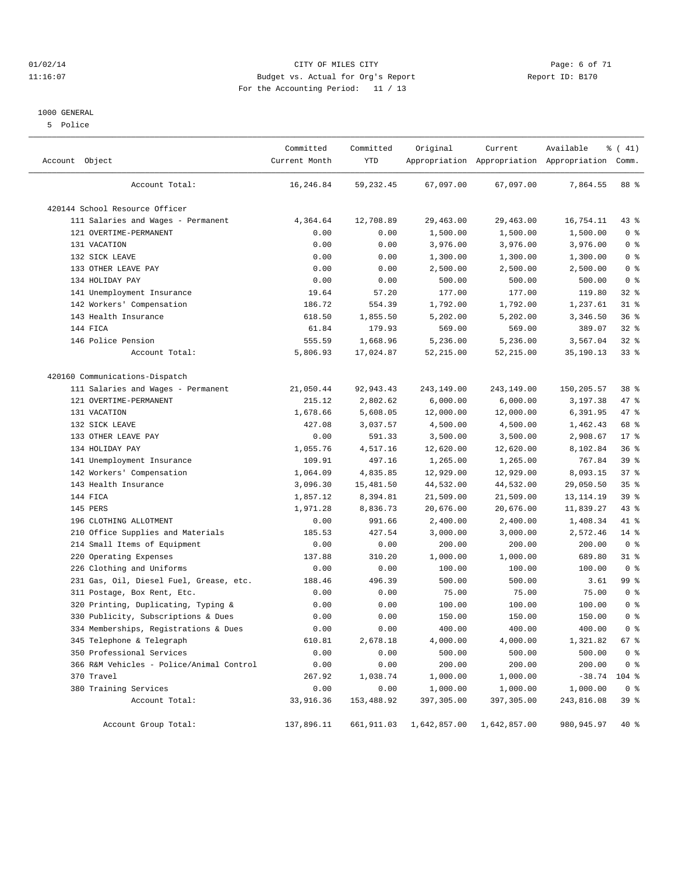01/02/14 CITY OF MILES CITY
11:16:07 Budget vs. Actual for Org's Report Report ID: B170
For the Accounting Period: 11 / 13

1000 GENERAL

5 Police

| Account Object | Committed Current Month | Committed YTD | Original Appropriation | Current Appropriation | Available Appropriation | % ( 41) Comm. |
|---|---|---|---|---|---|---|
| Account Total: | 16,246.84 | 59,232.45 | 67,097.00 | 67,097.00 | 7,864.55 | 88 % |
| 420144 School Resource Officer | | | | | | |
| 111 Salaries and Wages - Permanent | 4,364.64 | 12,708.89 | 29,463.00 | 29,463.00 | 16,754.11 | 43 % |
| 121 OVERTIME-PERMANENT | 0.00 | 0.00 | 1,500.00 | 1,500.00 | 1,500.00 | 0 % |
| 131 VACATION | 0.00 | 0.00 | 3,976.00 | 3,976.00 | 3,976.00 | 0 % |
| 132 SICK LEAVE | 0.00 | 0.00 | 1,300.00 | 1,300.00 | 1,300.00 | 0 % |
| 133 OTHER LEAVE PAY | 0.00 | 0.00 | 2,500.00 | 2,500.00 | 2,500.00 | 0 % |
| 134 HOLIDAY PAY | 0.00 | 0.00 | 500.00 | 500.00 | 500.00 | 0 % |
| 141 Unemployment Insurance | 19.64 | 57.20 | 177.00 | 177.00 | 119.80 | 32 % |
| 142 Workers' Compensation | 186.72 | 554.39 | 1,792.00 | 1,792.00 | 1,237.61 | 31 % |
| 143 Health Insurance | 618.50 | 1,855.50 | 5,202.00 | 5,202.00 | 3,346.50 | 36 % |
| 144 FICA | 61.84 | 179.93 | 569.00 | 569.00 | 389.07 | 32 % |
| 146 Police Pension | 555.59 | 1,668.96 | 5,236.00 | 5,236.00 | 3,567.04 | 32 % |
| Account Total: | 5,806.93 | 17,024.87 | 52,215.00 | 52,215.00 | 35,190.13 | 33 % |
| 420160 Communications-Dispatch | | | | | | |
| 111 Salaries and Wages - Permanent | 21,050.44 | 92,943.43 | 243,149.00 | 243,149.00 | 150,205.57 | 38 % |
| 121 OVERTIME-PERMANENT | 215.12 | 2,802.62 | 6,000.00 | 6,000.00 | 3,197.38 | 47 % |
| 131 VACATION | 1,678.66 | 5,608.05 | 12,000.00 | 12,000.00 | 6,391.95 | 47 % |
| 132 SICK LEAVE | 427.08 | 3,037.57 | 4,500.00 | 4,500.00 | 1,462.43 | 68 % |
| 133 OTHER LEAVE PAY | 0.00 | 591.33 | 3,500.00 | 3,500.00 | 2,908.67 | 17 % |
| 134 HOLIDAY PAY | 1,055.76 | 4,517.16 | 12,620.00 | 12,620.00 | 8,102.84 | 36 % |
| 141 Unemployment Insurance | 109.91 | 497.16 | 1,265.00 | 1,265.00 | 767.84 | 39 % |
| 142 Workers' Compensation | 1,064.09 | 4,835.85 | 12,929.00 | 12,929.00 | 8,093.15 | 37 % |
| 143 Health Insurance | 3,096.30 | 15,481.50 | 44,532.00 | 44,532.00 | 29,050.50 | 35 % |
| 144 FICA | 1,857.12 | 8,394.81 | 21,509.00 | 21,509.00 | 13,114.19 | 39 % |
| 145 PERS | 1,971.28 | 8,836.73 | 20,676.00 | 20,676.00 | 11,839.27 | 43 % |
| 196 CLOTHING ALLOTMENT | 0.00 | 991.66 | 2,400.00 | 2,400.00 | 1,408.34 | 41 % |
| 210 Office Supplies and Materials | 185.53 | 427.54 | 3,000.00 | 3,000.00 | 2,572.46 | 14 % |
| 214 Small Items of Equipment | 0.00 | 0.00 | 200.00 | 200.00 | 200.00 | 0 % |
| 220 Operating Expenses | 137.88 | 310.20 | 1,000.00 | 1,000.00 | 689.80 | 31 % |
| 226 Clothing and Uniforms | 0.00 | 0.00 | 100.00 | 100.00 | 100.00 | 0 % |
| 231 Gas, Oil, Diesel Fuel, Grease, etc. | 188.46 | 496.39 | 500.00 | 500.00 | 3.61 | 99 % |
| 311 Postage, Box Rent, Etc. | 0.00 | 0.00 | 75.00 | 75.00 | 75.00 | 0 % |
| 320 Printing, Duplicating, Typing & | 0.00 | 0.00 | 100.00 | 100.00 | 100.00 | 0 % |
| 330 Publicity, Subscriptions & Dues | 0.00 | 0.00 | 150.00 | 150.00 | 150.00 | 0 % |
| 334 Memberships, Registrations & Dues | 0.00 | 0.00 | 400.00 | 400.00 | 400.00 | 0 % |
| 345 Telephone & Telegraph | 610.81 | 2,678.18 | 4,000.00 | 4,000.00 | 1,321.82 | 67 % |
| 350 Professional Services | 0.00 | 0.00 | 500.00 | 500.00 | 500.00 | 0 % |
| 366 R&M Vehicles - Police/Animal Control | 0.00 | 0.00 | 200.00 | 200.00 | 200.00 | 0 % |
| 370 Travel | 267.92 | 1,038.74 | 1,000.00 | 1,000.00 | -38.74 | 104 % |
| 380 Training Services | 0.00 | 0.00 | 1,000.00 | 1,000.00 | 1,000.00 | 0 % |
| Account Total: | 33,916.36 | 153,488.92 | 397,305.00 | 397,305.00 | 243,816.08 | 39 % |
| Account Group Total: | 137,896.11 | 661,911.03 | 1,642,857.00 | 1,642,857.00 | 980,945.97 | 40 % |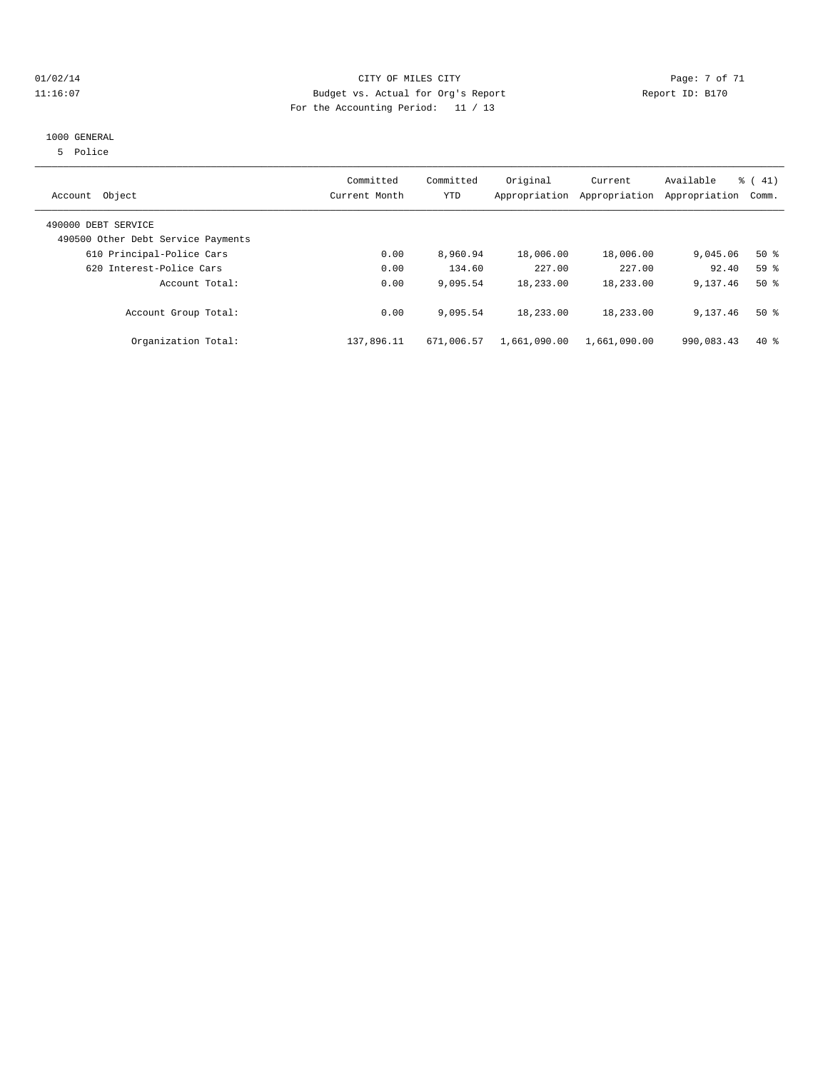CITY OF MILES CITY
Budget vs. Actual for Org's Report
For the Accounting Period: 11 / 13

01/02/14
11:16:07

Report ID: B170

1000 GENERAL
5 Police

| Account Object | Committed Current Month | Committed YTD | Original Appropriation | Current Appropriation | Available Appropriation | % ( 41) Comm. |
|---|---|---|---|---|---|---|
| 490000 DEBT SERVICE | | | | | | |
| 490500 Other Debt Service Payments | | | | | | |
| 610 Principal-Police Cars | 0.00 | 8,960.94 | 18,006.00 | 18,006.00 | 9,045.06 | 50 % |
| 620 Interest-Police Cars | 0.00 | 134.60 | 227.00 | 227.00 | 92.40 | 59 % |
| Account Total: | 0.00 | 9,095.54 | 18,233.00 | 18,233.00 | 9,137.46 | 50 % |
| Account Group Total: | 0.00 | 9,095.54 | 18,233.00 | 18,233.00 | 9,137.46 | 50 % |
| Organization Total: | 137,896.11 | 671,006.57 | 1,661,090.00 | 1,661,090.00 | 990,083.43 | 40 % |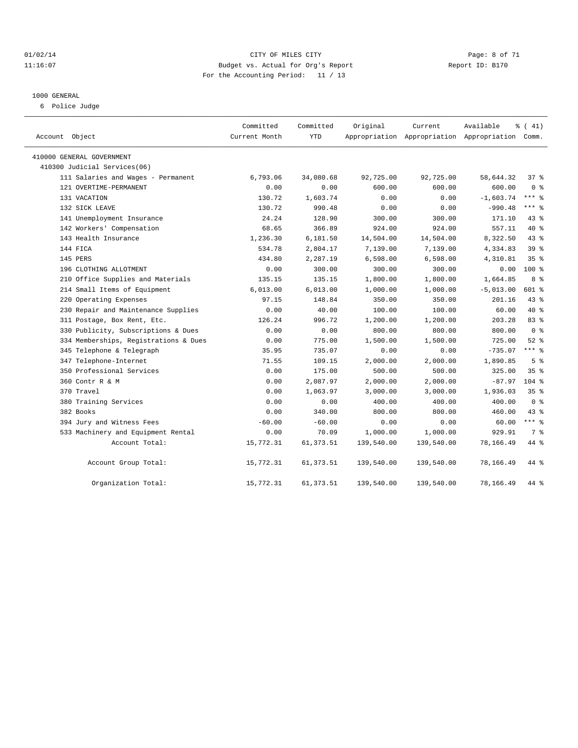CITY OF MILES CITY
Budget vs. Actual for Org's Report
For the Accounting Period: 11 / 13

01/02/14
11:16:07

Report ID: B170

## 1000 GENERAL

6 Police Judge

| Account Object | Committed Current Month | Committed YTD | Original Appropriation | Current Appropriation | Available Appropriation | % ( 41) Comm. |
|---|---|---|---|---|---|---|
| 410000 GENERAL GOVERNMENT | | | | | | |
| 410300 Judicial Services(06) | | | | | | |
| 111 Salaries and Wages - Permanent | 6,793.06 | 34,080.68 | 92,725.00 | 92,725.00 | 58,644.32 | 37 % |
| 121 OVERTIME-PERMANENT | 0.00 | 0.00 | 600.00 | 600.00 | 600.00 | 0 % |
| 131 VACATION | 130.72 | 1,603.74 | 0.00 | 0.00 | -1,603.74 | *** % |
| 132 SICK LEAVE | 130.72 | 990.48 | 0.00 | 0.00 | -990.48 | *** % |
| 141 Unemployment Insurance | 24.24 | 128.90 | 300.00 | 300.00 | 171.10 | 43 % |
| 142 Workers' Compensation | 68.65 | 366.89 | 924.00 | 924.00 | 557.11 | 40 % |
| 143 Health Insurance | 1,236.30 | 6,181.50 | 14,504.00 | 14,504.00 | 8,322.50 | 43 % |
| 144 FICA | 534.78 | 2,804.17 | 7,139.00 | 7,139.00 | 4,334.83 | 39 % |
| 145 PERS | 434.80 | 2,287.19 | 6,598.00 | 6,598.00 | 4,310.81 | 35 % |
| 196 CLOTHING ALLOTMENT | 0.00 | 300.00 | 300.00 | 300.00 | 0.00 | 100 % |
| 210 Office Supplies and Materials | 135.15 | 135.15 | 1,800.00 | 1,800.00 | 1,664.85 | 8 % |
| 214 Small Items of Equipment | 6,013.00 | 6,013.00 | 1,000.00 | 1,000.00 | -5,013.00 | 601 % |
| 220 Operating Expenses | 97.15 | 148.84 | 350.00 | 350.00 | 201.16 | 43 % |
| 230 Repair and Maintenance Supplies | 0.00 | 40.00 | 100.00 | 100.00 | 60.00 | 40 % |
| 311 Postage, Box Rent, Etc. | 126.24 | 996.72 | 1,200.00 | 1,200.00 | 203.28 | 83 % |
| 330 Publicity, Subscriptions & Dues | 0.00 | 0.00 | 800.00 | 800.00 | 800.00 | 0 % |
| 334 Memberships, Registrations & Dues | 0.00 | 775.00 | 1,500.00 | 1,500.00 | 725.00 | 52 % |
| 345 Telephone & Telegraph | 35.95 | 735.07 | 0.00 | 0.00 | -735.07 | *** % |
| 347 Telephone-Internet | 71.55 | 109.15 | 2,000.00 | 2,000.00 | 1,890.85 | 5 % |
| 350 Professional Services | 0.00 | 175.00 | 500.00 | 500.00 | 325.00 | 35 % |
| 360 Contr R & M | 0.00 | 2,087.97 | 2,000.00 | 2,000.00 | -87.97 | 104 % |
| 370 Travel | 0.00 | 1,063.97 | 3,000.00 | 3,000.00 | 1,936.03 | 35 % |
| 380 Training Services | 0.00 | 0.00 | 400.00 | 400.00 | 400.00 | 0 % |
| 382 Books | 0.00 | 340.00 | 800.00 | 800.00 | 460.00 | 43 % |
| 394 Jury and Witness Fees | -60.00 | -60.00 | 0.00 | 0.00 | 60.00 | *** % |
| 533 Machinery and Equipment Rental | 0.00 | 70.09 | 1,000.00 | 1,000.00 | 929.91 | 7 % |
| Account Total: | 15,772.31 | 61,373.51 | 139,540.00 | 139,540.00 | 78,166.49 | 44 % |
| Account Group Total: | 15,772.31 | 61,373.51 | 139,540.00 | 139,540.00 | 78,166.49 | 44 % |
| Organization Total: | 15,772.31 | 61,373.51 | 139,540.00 | 139,540.00 | 78,166.49 | 44 % |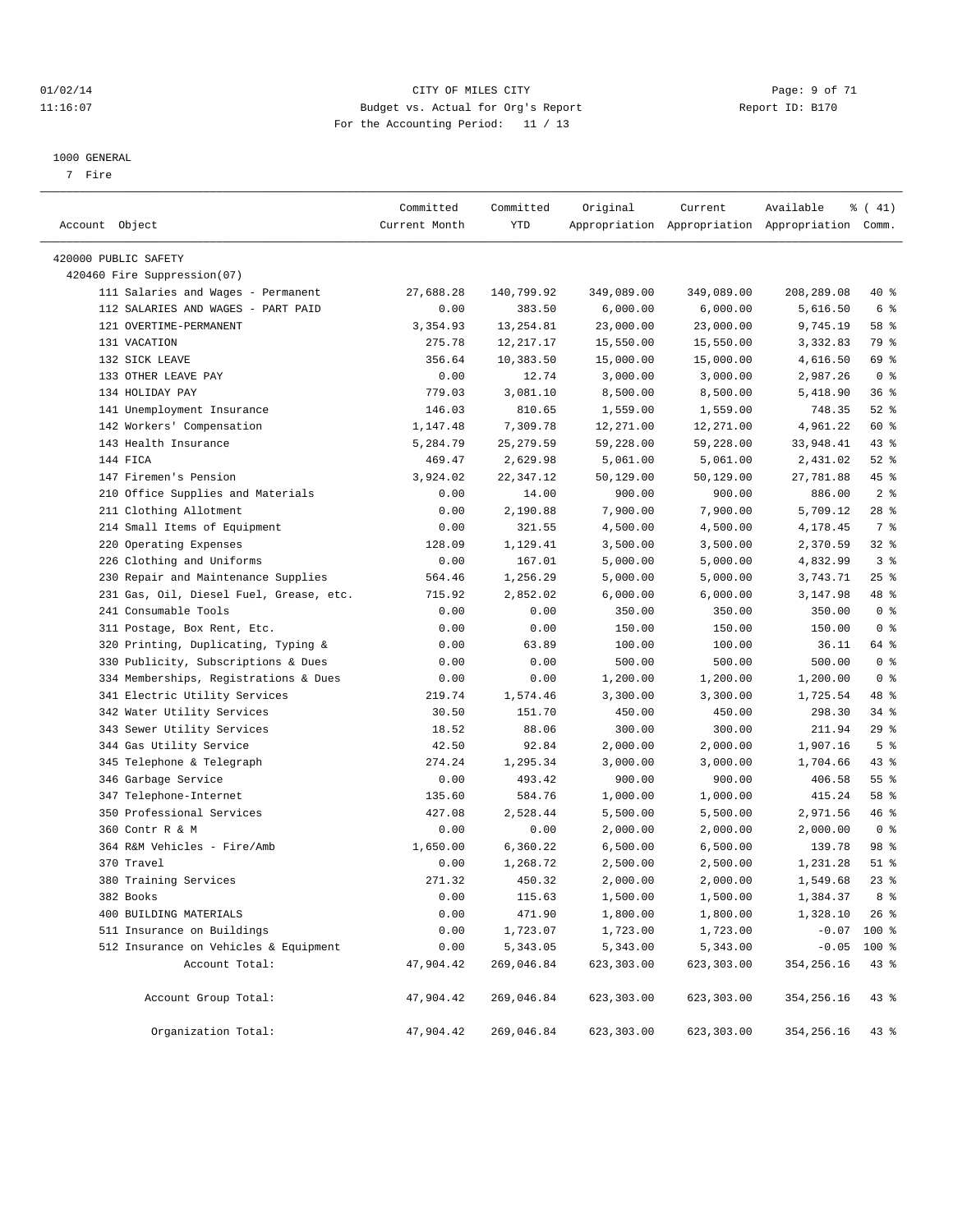CITY OF MILES CITY
Budget vs. Actual for Org's Report
For the Accounting Period: 11 / 13

01/02/14
11:16:07

Report ID: B170

1000 GENERAL
7 Fire

| Account Object | Committed Current Month | Committed YTD | Original Appropriation | Current Appropriation | Available Appropriation | % ( 41) Comm. |
|---|---|---|---|---|---|---|
| 420000 PUBLIC SAFETY | | | | | | |
| 420460 Fire Suppression(07) | | | | | | |
| 111 Salaries and Wages - Permanent | 27,688.28 | 140,799.92 | 349,089.00 | 349,089.00 | 208,289.08 | 40 % |
| 112 SALARIES AND WAGES - PART PAID | 0.00 | 383.50 | 6,000.00 | 6,000.00 | 5,616.50 | 6 % |
| 121 OVERTIME-PERMANENT | 3,354.93 | 13,254.81 | 23,000.00 | 23,000.00 | 9,745.19 | 58 % |
| 131 VACATION | 275.78 | 12,217.17 | 15,550.00 | 15,550.00 | 3,332.83 | 79 % |
| 132 SICK LEAVE | 356.64 | 10,383.50 | 15,000.00 | 15,000.00 | 4,616.50 | 69 % |
| 133 OTHER LEAVE PAY | 0.00 | 12.74 | 3,000.00 | 3,000.00 | 2,987.26 | 0 % |
| 134 HOLIDAY PAY | 779.03 | 3,081.10 | 8,500.00 | 8,500.00 | 5,418.90 | 36 % |
| 141 Unemployment Insurance | 146.03 | 810.65 | 1,559.00 | 1,559.00 | 748.35 | 52 % |
| 142 Workers' Compensation | 1,147.48 | 7,309.78 | 12,271.00 | 12,271.00 | 4,961.22 | 60 % |
| 143 Health Insurance | 5,284.79 | 25,279.59 | 59,228.00 | 59,228.00 | 33,948.41 | 43 % |
| 144 FICA | 469.47 | 2,629.98 | 5,061.00 | 5,061.00 | 2,431.02 | 52 % |
| 147 Firemen's Pension | 3,924.02 | 22,347.12 | 50,129.00 | 50,129.00 | 27,781.88 | 45 % |
| 210 Office Supplies and Materials | 0.00 | 14.00 | 900.00 | 900.00 | 886.00 | 2 % |
| 211 Clothing Allotment | 0.00 | 2,190.88 | 7,900.00 | 7,900.00 | 5,709.12 | 28 % |
| 214 Small Items of Equipment | 0.00 | 321.55 | 4,500.00 | 4,500.00 | 4,178.45 | 7 % |
| 220 Operating Expenses | 128.09 | 1,129.41 | 3,500.00 | 3,500.00 | 2,370.59 | 32 % |
| 226 Clothing and Uniforms | 0.00 | 167.01 | 5,000.00 | 5,000.00 | 4,832.99 | 3 % |
| 230 Repair and Maintenance Supplies | 564.46 | 1,256.29 | 5,000.00 | 5,000.00 | 3,743.71 | 25 % |
| 231 Gas, Oil, Diesel Fuel, Grease, etc. | 715.92 | 2,852.02 | 6,000.00 | 6,000.00 | 3,147.98 | 48 % |
| 241 Consumable Tools | 0.00 | 0.00 | 350.00 | 350.00 | 350.00 | 0 % |
| 311 Postage, Box Rent, Etc. | 0.00 | 0.00 | 150.00 | 150.00 | 150.00 | 0 % |
| 320 Printing, Duplicating, Typing & | 0.00 | 63.89 | 100.00 | 100.00 | 36.11 | 64 % |
| 330 Publicity, Subscriptions & Dues | 0.00 | 0.00 | 500.00 | 500.00 | 500.00 | 0 % |
| 334 Memberships, Registrations & Dues | 0.00 | 0.00 | 1,200.00 | 1,200.00 | 1,200.00 | 0 % |
| 341 Electric Utility Services | 219.74 | 1,574.46 | 3,300.00 | 3,300.00 | 1,725.54 | 48 % |
| 342 Water Utility Services | 30.50 | 151.70 | 450.00 | 450.00 | 298.30 | 34 % |
| 343 Sewer Utility Services | 18.52 | 88.06 | 300.00 | 300.00 | 211.94 | 29 % |
| 344 Gas Utility Service | 42.50 | 92.84 | 2,000.00 | 2,000.00 | 1,907.16 | 5 % |
| 345 Telephone & Telegraph | 274.24 | 1,295.34 | 3,000.00 | 3,000.00 | 1,704.66 | 43 % |
| 346 Garbage Service | 0.00 | 493.42 | 900.00 | 900.00 | 406.58 | 55 % |
| 347 Telephone-Internet | 135.60 | 584.76 | 1,000.00 | 1,000.00 | 415.24 | 58 % |
| 350 Professional Services | 427.08 | 2,528.44 | 5,500.00 | 5,500.00 | 2,971.56 | 46 % |
| 360 Contr R & M | 0.00 | 0.00 | 2,000.00 | 2,000.00 | 2,000.00 | 0 % |
| 364 R&M Vehicles - Fire/Amb | 1,650.00 | 6,360.22 | 6,500.00 | 6,500.00 | 139.78 | 98 % |
| 370 Travel | 0.00 | 1,268.72 | 2,500.00 | 2,500.00 | 1,231.28 | 51 % |
| 380 Training Services | 271.32 | 450.32 | 2,000.00 | 2,000.00 | 1,549.68 | 23 % |
| 382 Books | 0.00 | 115.63 | 1,500.00 | 1,500.00 | 1,384.37 | 8 % |
| 400 BUILDING MATERIALS | 0.00 | 471.90 | 1,800.00 | 1,800.00 | 1,328.10 | 26 % |
| 511 Insurance on Buildings | 0.00 | 1,723.07 | 1,723.00 | 1,723.00 | -0.07 | 100 % |
| 512 Insurance on Vehicles & Equipment | 0.00 | 5,343.05 | 5,343.00 | 5,343.00 | -0.05 | 100 % |
| Account Total: | 47,904.42 | 269,046.84 | 623,303.00 | 623,303.00 | 354,256.16 | 43 % |
| Account Group Total: | 47,904.42 | 269,046.84 | 623,303.00 | 623,303.00 | 354,256.16 | 43 % |
| Organization Total: | 47,904.42 | 269,046.84 | 623,303.00 | 623,303.00 | 354,256.16 | 43 % |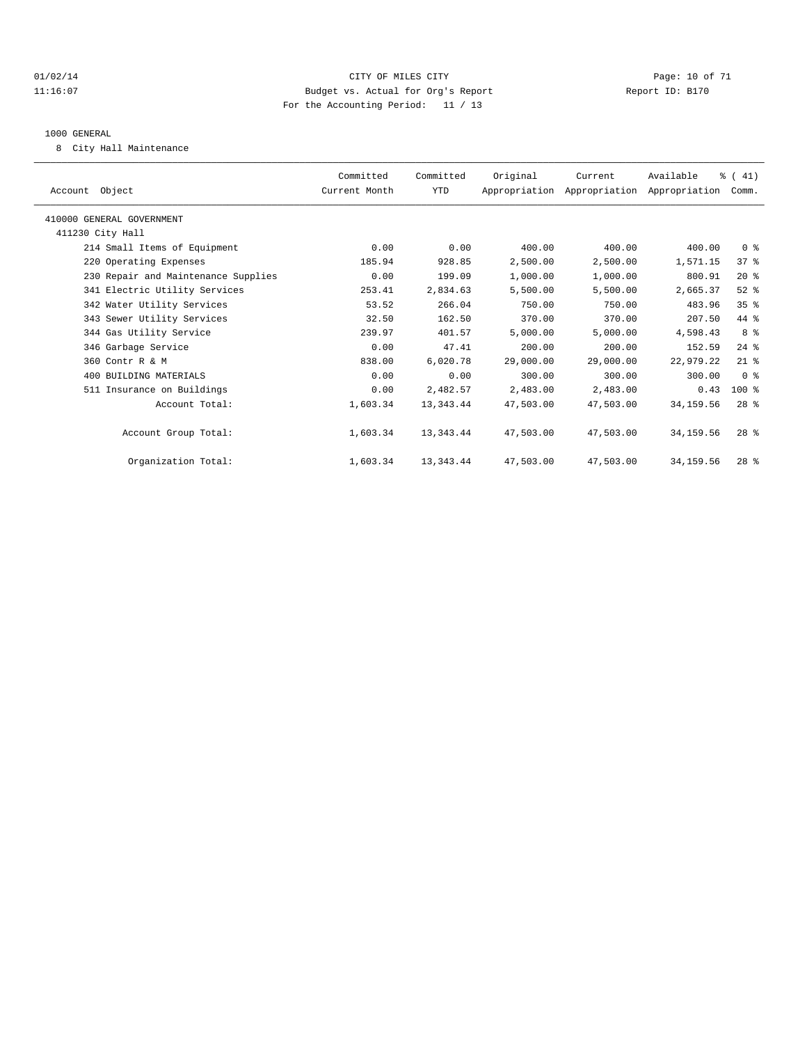CITY OF MILES CITY
Budget vs. Actual for Org's Report
For the Accounting Period: 11 / 13

01/02/14
11:16:07

Report ID: B170

1000 GENERAL

8 City Hall Maintenance

| Account Object | Committed Current Month | Committed YTD | Original Appropriation | Current Appropriation | Available Appropriation | % ( 41) Comm. |
|---|---|---|---|---|---|---|
| 410000 GENERAL GOVERNMENT | | | | | | |
| 411230 City Hall | | | | | | |
| 214 Small Items of Equipment | 0.00 | 0.00 | 400.00 | 400.00 | 400.00 | 0 % |
| 220 Operating Expenses | 185.94 | 928.85 | 2,500.00 | 2,500.00 | 1,571.15 | 37 % |
| 230 Repair and Maintenance Supplies | 0.00 | 199.09 | 1,000.00 | 1,000.00 | 800.91 | 20 % |
| 341 Electric Utility Services | 253.41 | 2,834.63 | 5,500.00 | 5,500.00 | 2,665.37 | 52 % |
| 342 Water Utility Services | 53.52 | 266.04 | 750.00 | 750.00 | 483.96 | 35 % |
| 343 Sewer Utility Services | 32.50 | 162.50 | 370.00 | 370.00 | 207.50 | 44 % |
| 344 Gas Utility Service | 239.97 | 401.57 | 5,000.00 | 5,000.00 | 4,598.43 | 8 % |
| 346 Garbage Service | 0.00 | 47.41 | 200.00 | 200.00 | 152.59 | 24 % |
| 360 Contr R & M | 838.00 | 6,020.78 | 29,000.00 | 29,000.00 | 22,979.22 | 21 % |
| 400 BUILDING MATERIALS | 0.00 | 0.00 | 300.00 | 300.00 | 300.00 | 0 % |
| 511 Insurance on Buildings | 0.00 | 2,482.57 | 2,483.00 | 2,483.00 | 0.43 | 100 % |
| Account Total: | 1,603.34 | 13,343.44 | 47,503.00 | 47,503.00 | 34,159.56 | 28 % |
| Account Group Total: | 1,603.34 | 13,343.44 | 47,503.00 | 47,503.00 | 34,159.56 | 28 % |
| Organization Total: | 1,603.34 | 13,343.44 | 47,503.00 | 47,503.00 | 34,159.56 | 28 % |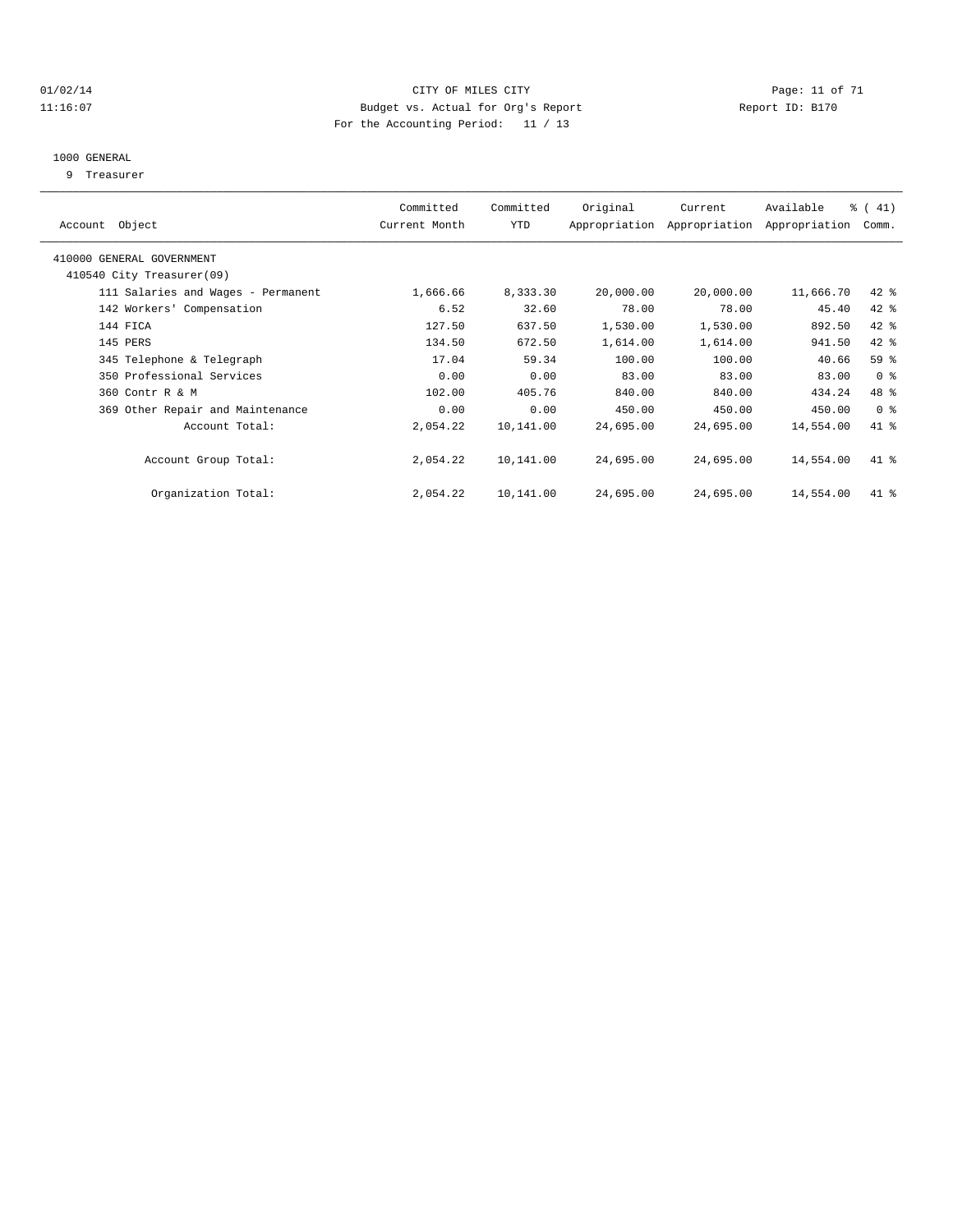CITY OF MILES CITY
Budget vs. Actual for Org's Report
For the Accounting Period: 11 / 13

Report ID: B170

01/02/14
11:16:07

1000 GENERAL
9 Treasurer

| Account Object | Committed Current Month | Committed YTD | Original Appropriation | Current Appropriation | Available Appropriation | % ( 41) Comm. |
|---|---|---|---|---|---|---|
| 410000 GENERAL GOVERNMENT | | | | | | |
| 410540 City Treasurer(09) | | | | | | |
| 111 Salaries and Wages - Permanent | 1,666.66 | 8,333.30 | 20,000.00 | 20,000.00 | 11,666.70 | 42 % |
| 142 Workers' Compensation | 6.52 | 32.60 | 78.00 | 78.00 | 45.40 | 42 % |
| 144 FICA | 127.50 | 637.50 | 1,530.00 | 1,530.00 | 892.50 | 42 % |
| 145 PERS | 134.50 | 672.50 | 1,614.00 | 1,614.00 | 941.50 | 42 % |
| 345 Telephone & Telegraph | 17.04 | 59.34 | 100.00 | 100.00 | 40.66 | 59 % |
| 350 Professional Services | 0.00 | 0.00 | 83.00 | 83.00 | 83.00 | 0 % |
| 360 Contr R & M | 102.00 | 405.76 | 840.00 | 840.00 | 434.24 | 48 % |
| 369 Other Repair and Maintenance | 0.00 | 0.00 | 450.00 | 450.00 | 450.00 | 0 % |
| Account Total: | 2,054.22 | 10,141.00 | 24,695.00 | 24,695.00 | 14,554.00 | 41 % |
| Account Group Total: | 2,054.22 | 10,141.00 | 24,695.00 | 24,695.00 | 14,554.00 | 41 % |
| Organization Total: | 2,054.22 | 10,141.00 | 24,695.00 | 24,695.00 | 14,554.00 | 41 % |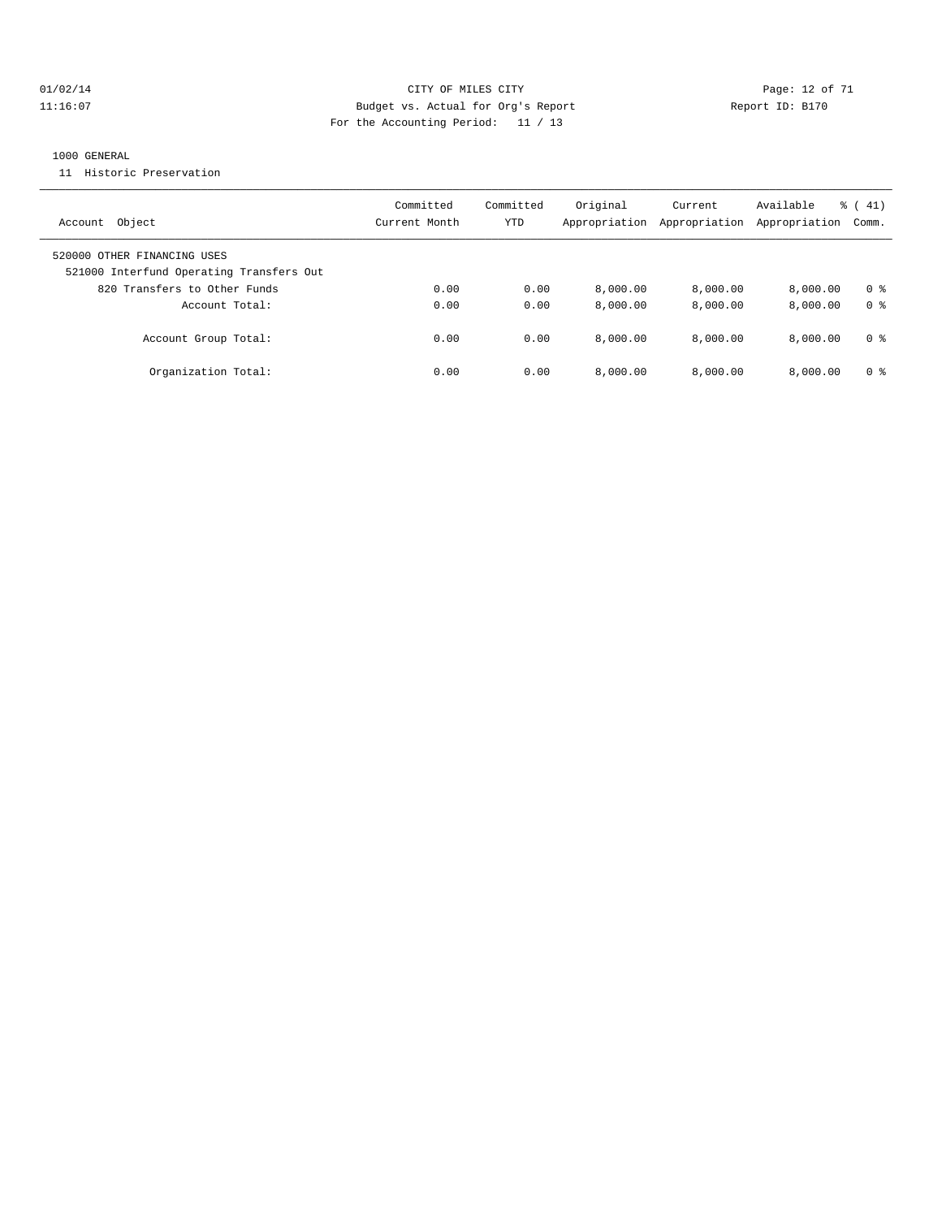CITY OF MILES CITY
Budget vs. Actual for Org's Report
For the Accounting Period: 11 / 13

01/02/14
11:16:07

Report ID: B170

1000 GENERAL

11 Historic Preservation

| Account Object | Committed Current Month | Committed YTD | Original Appropriation | Current Appropriation | Available Appropriation | % ( 41) Comm. |
|---|---|---|---|---|---|---|
| 520000 OTHER FINANCING USES | | | | | | |
| 521000 Interfund Operating Transfers Out | | | | | | |
| 820 Transfers to Other Funds | 0.00 | 0.00 | 8,000.00 | 8,000.00 | 8,000.00 | 0 % |
| Account Total: | 0.00 | 0.00 | 8,000.00 | 8,000.00 | 8,000.00 | 0 % |
| Account Group Total: | 0.00 | 0.00 | 8,000.00 | 8,000.00 | 8,000.00 | 0 % |
| Organization Total: | 0.00 | 0.00 | 8,000.00 | 8,000.00 | 8,000.00 | 0 % |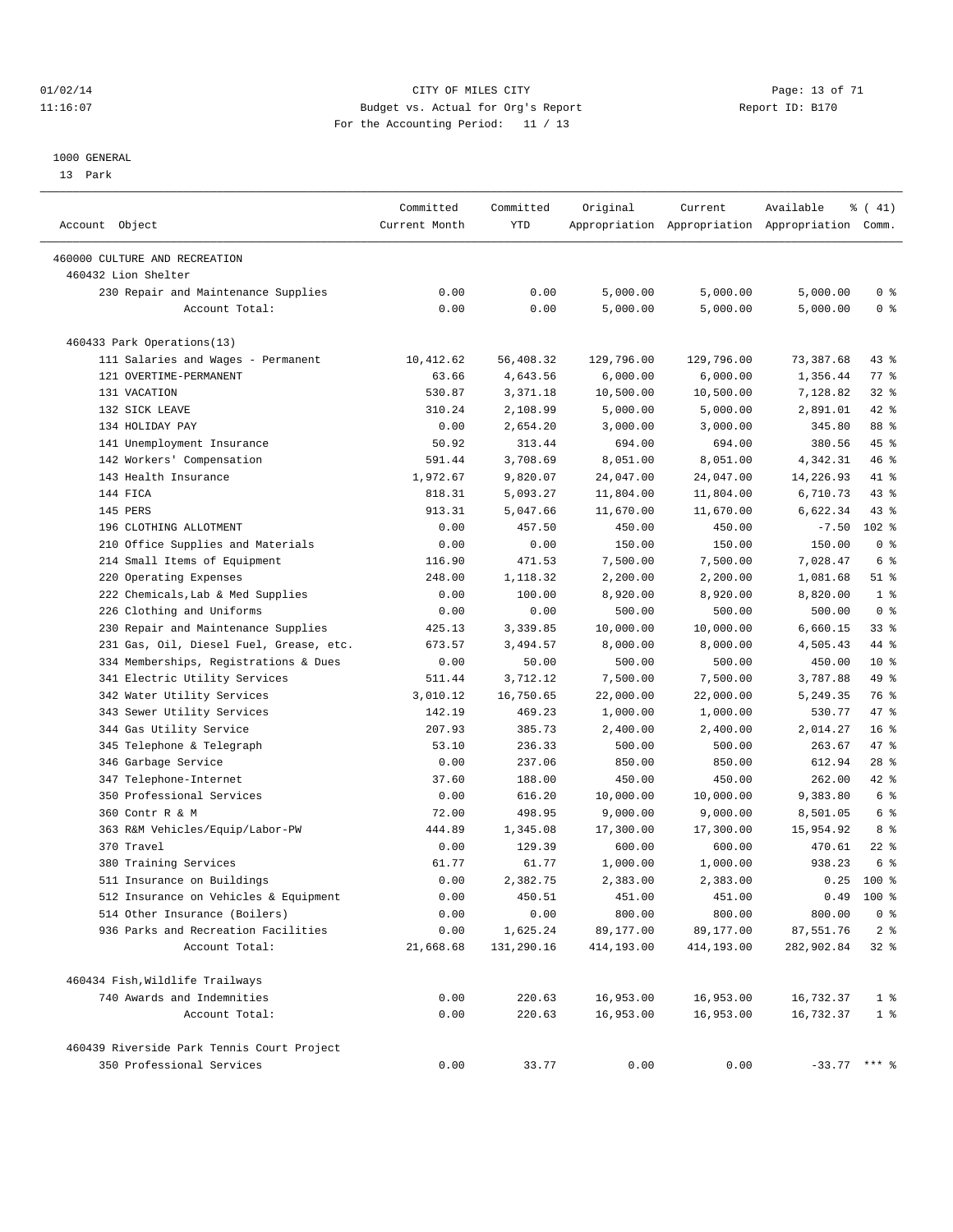1000 GENERAL

13 Park

| Account Object | Committed Current Month | Committed YTD | Original Appropriation | Current Appropriation | Available Appropriation | % ( 41) Comm. |
|---|---|---|---|---|---|---|
| 460000 CULTURE AND RECREATION | | | | | | |
| 460432 Lion Shelter | | | | | | |
| 230 Repair and Maintenance Supplies | 0.00 | 0.00 | 5,000.00 | 5,000.00 | 5,000.00 | 0 % |
| Account Total: | 0.00 | 0.00 | 5,000.00 | 5,000.00 | 5,000.00 | 0 % |
| 460433 Park Operations(13) | | | | | | |
| 111 Salaries and Wages - Permanent | 10,412.62 | 56,408.32 | 129,796.00 | 129,796.00 | 73,387.68 | 43 % |
| 121 OVERTIME-PERMANENT | 63.66 | 4,643.56 | 6,000.00 | 6,000.00 | 1,356.44 | 77 % |
| 131 VACATION | 530.87 | 3,371.18 | 10,500.00 | 10,500.00 | 7,128.82 | 32 % |
| 132 SICK LEAVE | 310.24 | 2,108.99 | 5,000.00 | 5,000.00 | 2,891.01 | 42 % |
| 134 HOLIDAY PAY | 0.00 | 2,654.20 | 3,000.00 | 3,000.00 | 345.80 | 88 % |
| 141 Unemployment Insurance | 50.92 | 313.44 | 694.00 | 694.00 | 380.56 | 45 % |
| 142 Workers' Compensation | 591.44 | 3,708.69 | 8,051.00 | 8,051.00 | 4,342.31 | 46 % |
| 143 Health Insurance | 1,972.67 | 9,820.07 | 24,047.00 | 24,047.00 | 14,226.93 | 41 % |
| 144 FICA | 818.31 | 5,093.27 | 11,804.00 | 11,804.00 | 6,710.73 | 43 % |
| 145 PERS | 913.31 | 5,047.66 | 11,670.00 | 11,670.00 | 6,622.34 | 43 % |
| 196 CLOTHING ALLOTMENT | 0.00 | 457.50 | 450.00 | 450.00 | -7.50 | 102 % |
| 210 Office Supplies and Materials | 0.00 | 0.00 | 150.00 | 150.00 | 150.00 | 0 % |
| 214 Small Items of Equipment | 116.90 | 471.53 | 7,500.00 | 7,500.00 | 7,028.47 | 6 % |
| 220 Operating Expenses | 248.00 | 1,118.32 | 2,200.00 | 2,200.00 | 1,081.68 | 51 % |
| 222 Chemicals,Lab & Med Supplies | 0.00 | 100.00 | 8,920.00 | 8,920.00 | 8,820.00 | 1 % |
| 226 Clothing and Uniforms | 0.00 | 0.00 | 500.00 | 500.00 | 500.00 | 0 % |
| 230 Repair and Maintenance Supplies | 425.13 | 3,339.85 | 10,000.00 | 10,000.00 | 6,660.15 | 33 % |
| 231 Gas, Oil, Diesel Fuel, Grease, etc. | 673.57 | 3,494.57 | 8,000.00 | 8,000.00 | 4,505.43 | 44 % |
| 334 Memberships, Registrations & Dues | 0.00 | 50.00 | 500.00 | 500.00 | 450.00 | 10 % |
| 341 Electric Utility Services | 511.44 | 3,712.12 | 7,500.00 | 7,500.00 | 3,787.88 | 49 % |
| 342 Water Utility Services | 3,010.12 | 16,750.65 | 22,000.00 | 22,000.00 | 5,249.35 | 76 % |
| 343 Sewer Utility Services | 142.19 | 469.23 | 1,000.00 | 1,000.00 | 530.77 | 47 % |
| 344 Gas Utility Service | 207.93 | 385.73 | 2,400.00 | 2,400.00 | 2,014.27 | 16 % |
| 345 Telephone & Telegraph | 53.10 | 236.33 | 500.00 | 500.00 | 263.67 | 47 % |
| 346 Garbage Service | 0.00 | 237.06 | 850.00 | 850.00 | 612.94 | 28 % |
| 347 Telephone-Internet | 37.60 | 188.00 | 450.00 | 450.00 | 262.00 | 42 % |
| 350 Professional Services | 0.00 | 616.20 | 10,000.00 | 10,000.00 | 9,383.80 | 6 % |
| 360 Contr R & M | 72.00 | 498.95 | 9,000.00 | 9,000.00 | 8,501.05 | 6 % |
| 363 R&M Vehicles/Equip/Labor-PW | 444.89 | 1,345.08 | 17,300.00 | 17,300.00 | 15,954.92 | 8 % |
| 370 Travel | 0.00 | 129.39 | 600.00 | 600.00 | 470.61 | 22 % |
| 380 Training Services | 61.77 | 61.77 | 1,000.00 | 1,000.00 | 938.23 | 6 % |
| 511 Insurance on Buildings | 0.00 | 2,382.75 | 2,383.00 | 2,383.00 | 0.25 | 100 % |
| 512 Insurance on Vehicles & Equipment | 0.00 | 450.51 | 451.00 | 451.00 | 0.49 | 100 % |
| 514 Other Insurance (Boilers) | 0.00 | 0.00 | 800.00 | 800.00 | 800.00 | 0 % |
| 936 Parks and Recreation Facilities | 0.00 | 1,625.24 | 89,177.00 | 89,177.00 | 87,551.76 | 2 % |
| Account Total: | 21,668.68 | 131,290.16 | 414,193.00 | 414,193.00 | 282,902.84 | 32 % |
| 460434 Fish,Wildlife Trailways | | | | | | |
| 740 Awards and Indemnities | 0.00 | 220.63 | 16,953.00 | 16,953.00 | 16,732.37 | 1 % |
| Account Total: | 0.00 | 220.63 | 16,953.00 | 16,953.00 | 16,732.37 | 1 % |
| 460439 Riverside Park Tennis Court Project | | | | | | |
| 350 Professional Services | 0.00 | 33.77 | 0.00 | 0.00 | -33.77 | *** % |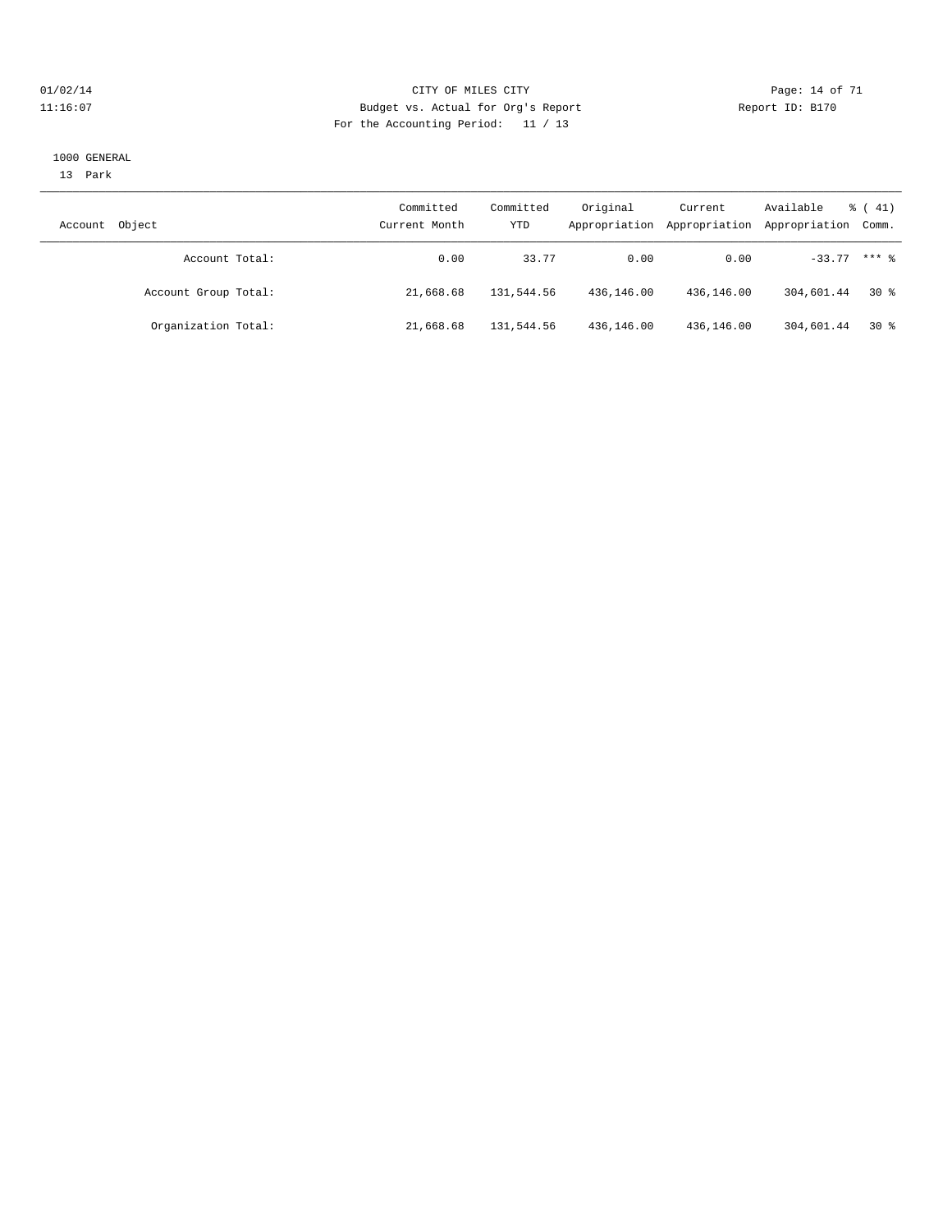CITY OF MILES CITY

Budget vs. Actual for Org's Report

For the Accounting Period: 11 / 13

01/02/14
11:16:07

Report ID: B170

1000 GENERAL

13 Park

| Account Object | Committed Current Month | Committed YTD | Original Appropriation | Current Appropriation | Available Appropriation | % ( 41) Comm. |
|---|---|---|---|---|---|---|
| Account Total: | 0.00 | 33.77 | 0.00 | 0.00 | -33.77 | *** % |
| Account Group Total: | 21,668.68 | 131,544.56 | 436,146.00 | 436,146.00 | 304,601.44 | 30 % |
| Organization Total: | 21,668.68 | 131,544.56 | 436,146.00 | 436,146.00 | 304,601.44 | 30 % |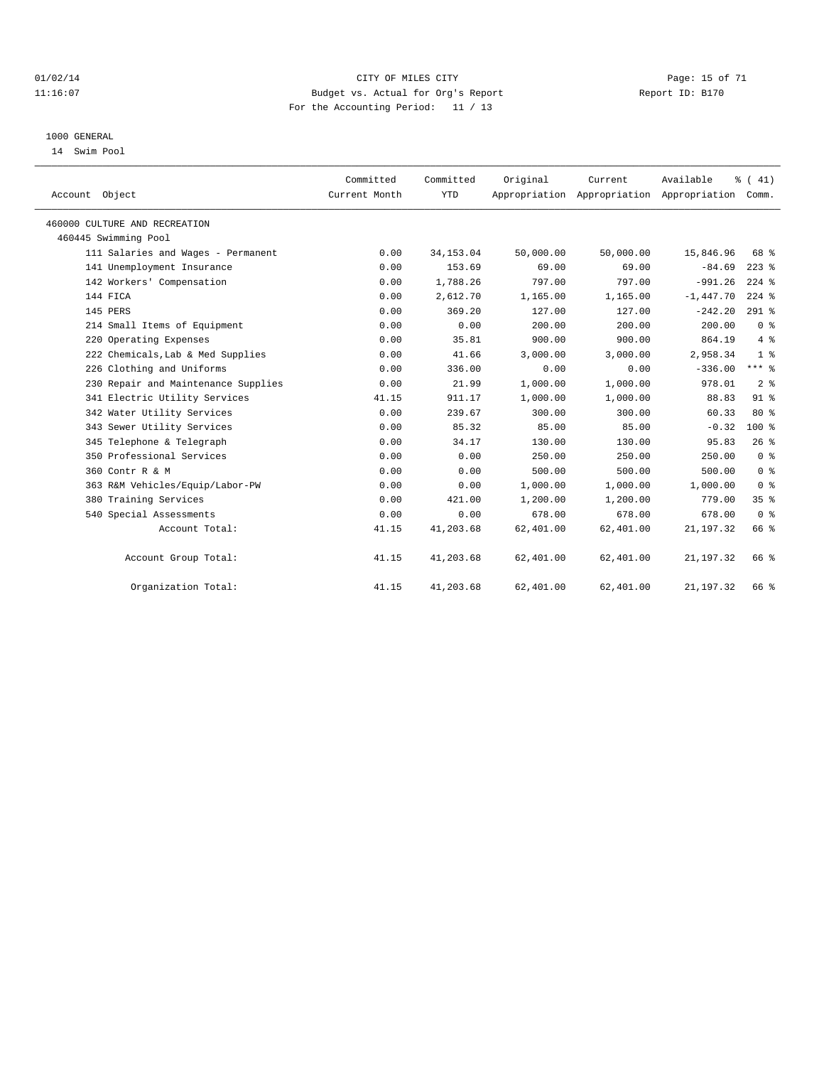CITY OF MILES CITY
Budget vs. Actual for Org's Report
For the Accounting Period: 11 / 13

Report ID: B170

1000 GENERAL
14 Swim Pool

| Account Object | Committed Current Month | Committed YTD | Original Appropriation | Current Appropriation | Available Appropriation | % ( 41) Comm. |
|---|---|---|---|---|---|---|
| 460000 CULTURE AND RECREATION | | | | | | |
| 460445 Swimming Pool | | | | | | |
| 111 Salaries and Wages - Permanent | 0.00 | 34,153.04 | 50,000.00 | 50,000.00 | 15,846.96 | 68 % |
| 141 Unemployment Insurance | 0.00 | 153.69 | 69.00 | 69.00 | -84.69 | 223 % |
| 142 Workers' Compensation | 0.00 | 1,788.26 | 797.00 | 797.00 | -991.26 | 224 % |
| 144 FICA | 0.00 | 2,612.70 | 1,165.00 | 1,165.00 | -1,447.70 | 224 % |
| 145 PERS | 0.00 | 369.20 | 127.00 | 127.00 | -242.20 | 291 % |
| 214 Small Items of Equipment | 0.00 | 0.00 | 200.00 | 200.00 | 200.00 | 0 % |
| 220 Operating Expenses | 0.00 | 35.81 | 900.00 | 900.00 | 864.19 | 4 % |
| 222 Chemicals,Lab & Med Supplies | 0.00 | 41.66 | 3,000.00 | 3,000.00 | 2,958.34 | 1 % |
| 226 Clothing and Uniforms | 0.00 | 336.00 | 0.00 | 0.00 | -336.00 | *** % |
| 230 Repair and Maintenance Supplies | 0.00 | 21.99 | 1,000.00 | 1,000.00 | 978.01 | 2 % |
| 341 Electric Utility Services | 41.15 | 911.17 | 1,000.00 | 1,000.00 | 88.83 | 91 % |
| 342 Water Utility Services | 0.00 | 239.67 | 300.00 | 300.00 | 60.33 | 80 % |
| 343 Sewer Utility Services | 0.00 | 85.32 | 85.00 | 85.00 | -0.32 | 100 % |
| 345 Telephone & Telegraph | 0.00 | 34.17 | 130.00 | 130.00 | 95.83 | 26 % |
| 350 Professional Services | 0.00 | 0.00 | 250.00 | 250.00 | 250.00 | 0 % |
| 360 Contr R & M | 0.00 | 0.00 | 500.00 | 500.00 | 500.00 | 0 % |
| 363 R&M Vehicles/Equip/Labor-PW | 0.00 | 0.00 | 1,000.00 | 1,000.00 | 1,000.00 | 0 % |
| 380 Training Services | 0.00 | 421.00 | 1,200.00 | 1,200.00 | 779.00 | 35 % |
| 540 Special Assessments | 0.00 | 0.00 | 678.00 | 678.00 | 678.00 | 0 % |
| Account Total: | 41.15 | 41,203.68 | 62,401.00 | 62,401.00 | 21,197.32 | 66 % |
| Account Group Total: | 41.15 | 41,203.68 | 62,401.00 | 62,401.00 | 21,197.32 | 66 % |
| Organization Total: | 41.15 | 41,203.68 | 62,401.00 | 62,401.00 | 21,197.32 | 66 % |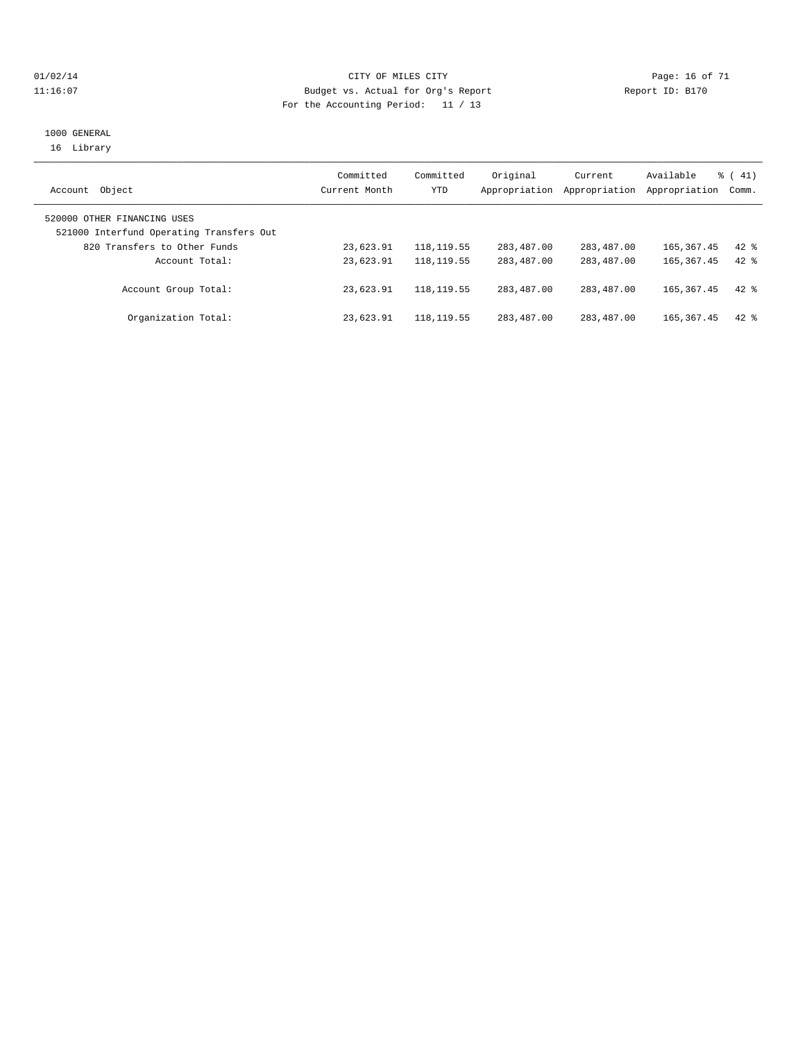CITY OF MILES CITY
Budget vs. Actual for Org's Report
For the Accounting Period: 11 / 13

1000 GENERAL
16 Library

| Account Object | Committed Current Month | Committed YTD | Original Appropriation | Current Appropriation | Available Appropriation | % ( 41) Comm. |
|---|---|---|---|---|---|---|
| 520000 OTHER FINANCING USES | | | | | | |
| 521000 Interfund Operating Transfers Out | | | | | | |
| 820 Transfers to Other Funds | 23,623.91 | 118,119.55 | 283,487.00 | 283,487.00 | 165,367.45 | 42 % |
| Account Total: | 23,623.91 | 118,119.55 | 283,487.00 | 283,487.00 | 165,367.45 | 42 % |
| Account Group Total: | 23,623.91 | 118,119.55 | 283,487.00 | 283,487.00 | 165,367.45 | 42 % |
| Organization Total: | 23,623.91 | 118,119.55 | 283,487.00 | 283,487.00 | 165,367.45 | 42 % |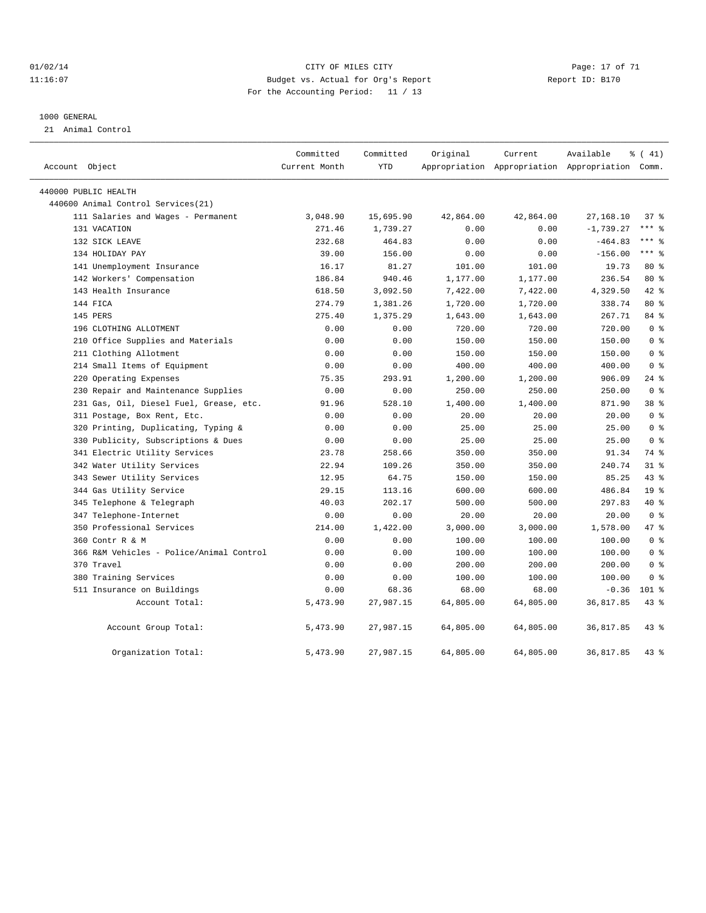CITY OF MILES CITY

Budget vs. Actual for Org's Report

For the Accounting Period: 11 / 13

01/02/14 11:16:07 — Report ID: B170

1000 GENERAL

21 Animal Control

| Account Object | Committed Current Month | Committed YTD | Original Appropriation | Current Appropriation | Available Appropriation | % ( 41) Comm. |
|---|---|---|---|---|---|---|
| 440000 PUBLIC HEALTH | | | | | | |
| 440600 Animal Control Services(21) | | | | | | |
| 111 Salaries and Wages - Permanent | 3,048.90 | 15,695.90 | 42,864.00 | 42,864.00 | 27,168.10 | 37 % |
| 131 VACATION | 271.46 | 1,739.27 | 0.00 | 0.00 | -1,739.27 | *** % |
| 132 SICK LEAVE | 232.68 | 464.83 | 0.00 | 0.00 | -464.83 | *** % |
| 134 HOLIDAY PAY | 39.00 | 156.00 | 0.00 | 0.00 | -156.00 | *** % |
| 141 Unemployment Insurance | 16.17 | 81.27 | 101.00 | 101.00 | 19.73 | 80 % |
| 142 Workers' Compensation | 186.84 | 940.46 | 1,177.00 | 1,177.00 | 236.54 | 80 % |
| 143 Health Insurance | 618.50 | 3,092.50 | 7,422.00 | 7,422.00 | 4,329.50 | 42 % |
| 144 FICA | 274.79 | 1,381.26 | 1,720.00 | 1,720.00 | 338.74 | 80 % |
| 145 PERS | 275.40 | 1,375.29 | 1,643.00 | 1,643.00 | 267.71 | 84 % |
| 196 CLOTHING ALLOTMENT | 0.00 | 0.00 | 720.00 | 720.00 | 720.00 | 0 % |
| 210 Office Supplies and Materials | 0.00 | 0.00 | 150.00 | 150.00 | 150.00 | 0 % |
| 211 Clothing Allotment | 0.00 | 0.00 | 150.00 | 150.00 | 150.00 | 0 % |
| 214 Small Items of Equipment | 0.00 | 0.00 | 400.00 | 400.00 | 400.00 | 0 % |
| 220 Operating Expenses | 75.35 | 293.91 | 1,200.00 | 1,200.00 | 906.09 | 24 % |
| 230 Repair and Maintenance Supplies | 0.00 | 0.00 | 250.00 | 250.00 | 250.00 | 0 % |
| 231 Gas, Oil, Diesel Fuel, Grease, etc. | 91.96 | 528.10 | 1,400.00 | 1,400.00 | 871.90 | 38 % |
| 311 Postage, Box Rent, Etc. | 0.00 | 0.00 | 20.00 | 20.00 | 20.00 | 0 % |
| 320 Printing, Duplicating, Typing & | 0.00 | 0.00 | 25.00 | 25.00 | 25.00 | 0 % |
| 330 Publicity, Subscriptions & Dues | 0.00 | 0.00 | 25.00 | 25.00 | 25.00 | 0 % |
| 341 Electric Utility Services | 23.78 | 258.66 | 350.00 | 350.00 | 91.34 | 74 % |
| 342 Water Utility Services | 22.94 | 109.26 | 350.00 | 350.00 | 240.74 | 31 % |
| 343 Sewer Utility Services | 12.95 | 64.75 | 150.00 | 150.00 | 85.25 | 43 % |
| 344 Gas Utility Service | 29.15 | 113.16 | 600.00 | 600.00 | 486.84 | 19 % |
| 345 Telephone & Telegraph | 40.03 | 202.17 | 500.00 | 500.00 | 297.83 | 40 % |
| 347 Telephone-Internet | 0.00 | 0.00 | 20.00 | 20.00 | 20.00 | 0 % |
| 350 Professional Services | 214.00 | 1,422.00 | 3,000.00 | 3,000.00 | 1,578.00 | 47 % |
| 360 Contr R & M | 0.00 | 0.00 | 100.00 | 100.00 | 100.00 | 0 % |
| 366 R&M Vehicles - Police/Animal Control | 0.00 | 0.00 | 100.00 | 100.00 | 100.00 | 0 % |
| 370 Travel | 0.00 | 0.00 | 200.00 | 200.00 | 200.00 | 0 % |
| 380 Training Services | 0.00 | 0.00 | 100.00 | 100.00 | 100.00 | 0 % |
| 511 Insurance on Buildings | 0.00 | 68.36 | 68.00 | 68.00 | -0.36 | 101 % |
| Account Total: | 5,473.90 | 27,987.15 | 64,805.00 | 64,805.00 | 36,817.85 | 43 % |
| Account Group Total: | 5,473.90 | 27,987.15 | 64,805.00 | 64,805.00 | 36,817.85 | 43 % |
| Organization Total: | 5,473.90 | 27,987.15 | 64,805.00 | 64,805.00 | 36,817.85 | 43 % |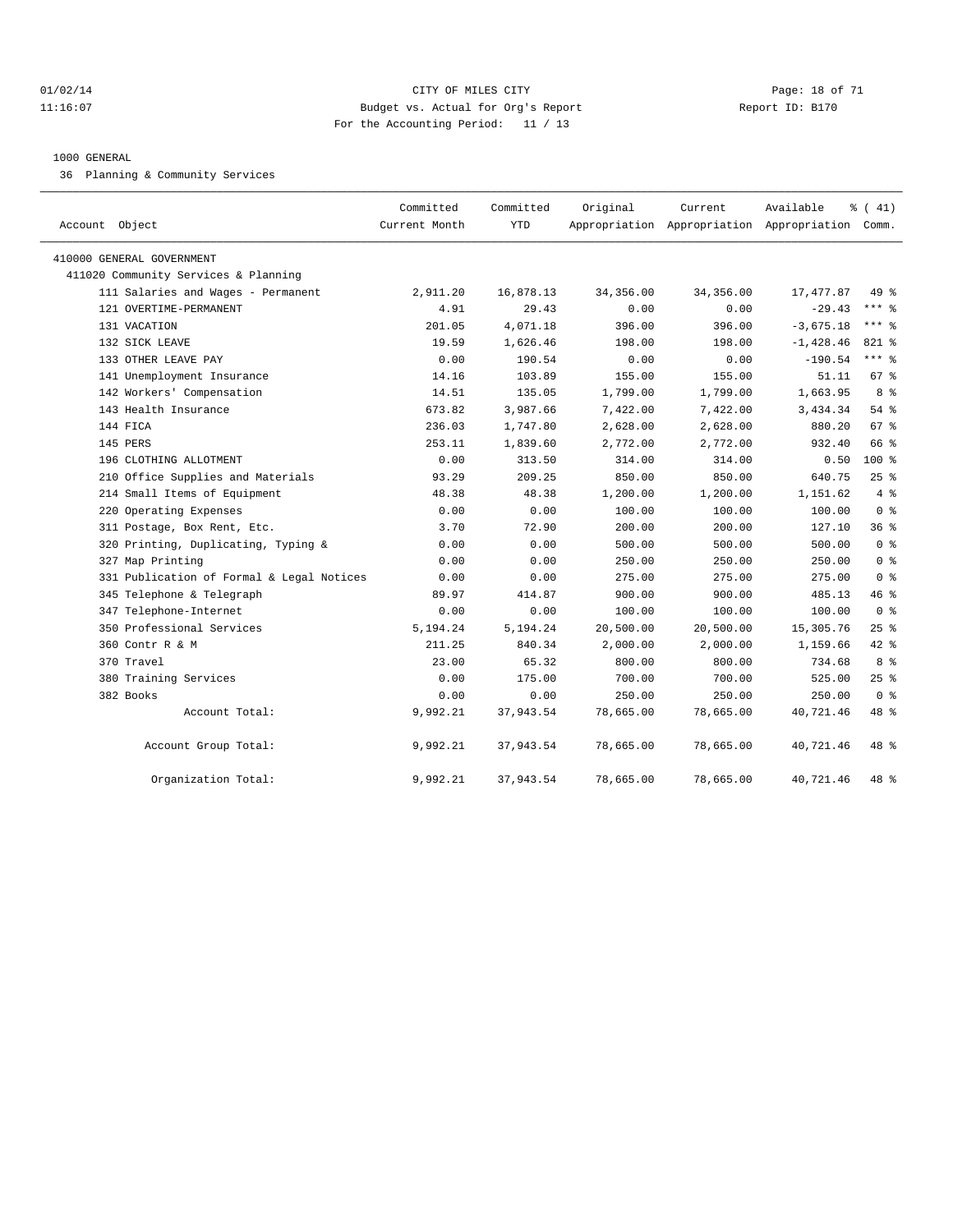01/02/14 CITY OF MILES CITY
11:16:07 Budget vs. Actual for Org's Report Report ID: B170
For the Accounting Period: 11 / 13

1000 GENERAL

36 Planning & Community Services

| Account Object | Committed Current Month | Committed YTD | Original Appropriation | Current Appropriation | Available Appropriation | % ( 41) Comm. |
|---|---|---|---|---|---|---|
| 410000 GENERAL GOVERNMENT | | | | | | |
| 411020 Community Services & Planning | | | | | | |
| 111 Salaries and Wages - Permanent | 2,911.20 | 16,878.13 | 34,356.00 | 34,356.00 | 17,477.87 | 49 % |
| 121 OVERTIME-PERMANENT | 4.91 | 29.43 | 0.00 | 0.00 | -29.43 | *** % |
| 131 VACATION | 201.05 | 4,071.18 | 396.00 | 396.00 | -3,675.18 | *** % |
| 132 SICK LEAVE | 19.59 | 1,626.46 | 198.00 | 198.00 | -1,428.46 | 821 % |
| 133 OTHER LEAVE PAY | 0.00 | 190.54 | 0.00 | 0.00 | -190.54 | *** % |
| 141 Unemployment Insurance | 14.16 | 103.89 | 155.00 | 155.00 | 51.11 | 67 % |
| 142 Workers' Compensation | 14.51 | 135.05 | 1,799.00 | 1,799.00 | 1,663.95 | 8 % |
| 143 Health Insurance | 673.82 | 3,987.66 | 7,422.00 | 7,422.00 | 3,434.34 | 54 % |
| 144 FICA | 236.03 | 1,747.80 | 2,628.00 | 2,628.00 | 880.20 | 67 % |
| 145 PERS | 253.11 | 1,839.60 | 2,772.00 | 2,772.00 | 932.40 | 66 % |
| 196 CLOTHING ALLOTMENT | 0.00 | 313.50 | 314.00 | 314.00 | 0.50 | 100 % |
| 210 Office Supplies and Materials | 93.29 | 209.25 | 850.00 | 850.00 | 640.75 | 25 % |
| 214 Small Items of Equipment | 48.38 | 48.38 | 1,200.00 | 1,200.00 | 1,151.62 | 4 % |
| 220 Operating Expenses | 0.00 | 0.00 | 100.00 | 100.00 | 100.00 | 0 % |
| 311 Postage, Box Rent, Etc. | 3.70 | 72.90 | 200.00 | 200.00 | 127.10 | 36 % |
| 320 Printing, Duplicating, Typing & | 0.00 | 0.00 | 500.00 | 500.00 | 500.00 | 0 % |
| 327 Map Printing | 0.00 | 0.00 | 250.00 | 250.00 | 250.00 | 0 % |
| 331 Publication of Formal & Legal Notices | 0.00 | 0.00 | 275.00 | 275.00 | 275.00 | 0 % |
| 345 Telephone & Telegraph | 89.97 | 414.87 | 900.00 | 900.00 | 485.13 | 46 % |
| 347 Telephone-Internet | 0.00 | 0.00 | 100.00 | 100.00 | 100.00 | 0 % |
| 350 Professional Services | 5,194.24 | 5,194.24 | 20,500.00 | 20,500.00 | 15,305.76 | 25 % |
| 360 Contr R & M | 211.25 | 840.34 | 2,000.00 | 2,000.00 | 1,159.66 | 42 % |
| 370 Travel | 23.00 | 65.32 | 800.00 | 800.00 | 734.68 | 8 % |
| 380 Training Services | 0.00 | 175.00 | 700.00 | 700.00 | 525.00 | 25 % |
| 382 Books | 0.00 | 0.00 | 250.00 | 250.00 | 250.00 | 0 % |
| Account Total: | 9,992.21 | 37,943.54 | 78,665.00 | 78,665.00 | 40,721.46 | 48 % |
| Account Group Total: | 9,992.21 | 37,943.54 | 78,665.00 | 78,665.00 | 40,721.46 | 48 % |
| Organization Total: | 9,992.21 | 37,943.54 | 78,665.00 | 78,665.00 | 40,721.46 | 48 % |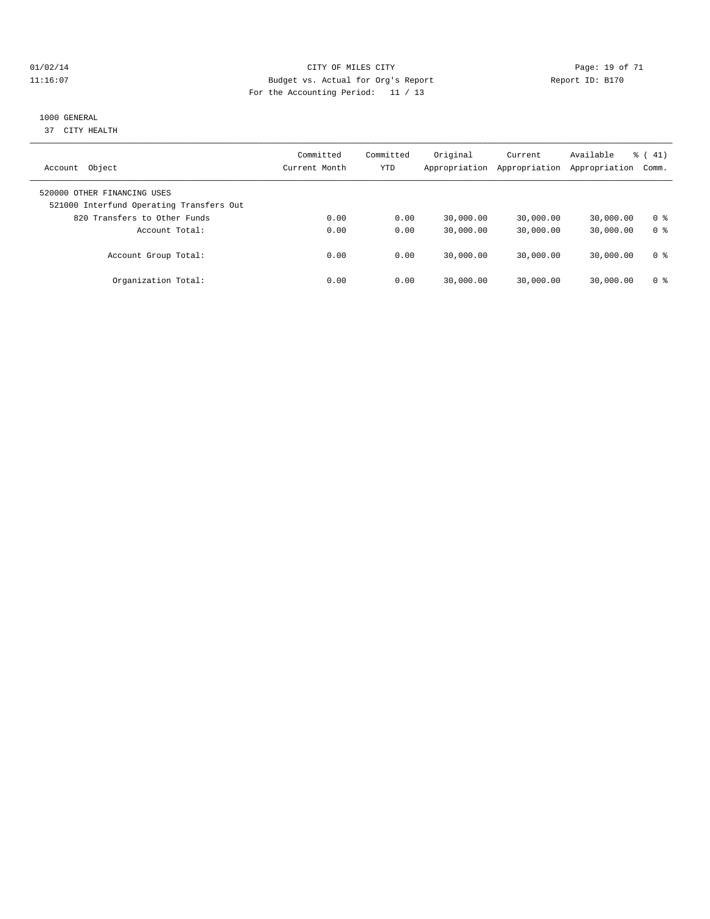CITY OF MILES CITY
Budget vs. Actual for Org's Report
For the Accounting Period: 11 / 13

01/02/14
11:16:07

Report ID: B170

1000 GENERAL
37 CITY HEALTH

| Account Object | Committed Current Month | Committed YTD | Original Appropriation | Current Appropriation | Available Appropriation | % ( 41) Comm. |
|---|---|---|---|---|---|---|
| 520000 OTHER FINANCING USES | | | | | | |
| 521000 Interfund Operating Transfers Out | | | | | | |
| 820 Transfers to Other Funds | 0.00 | 0.00 | 30,000.00 | 30,000.00 | 30,000.00 | 0 % |
| Account Total: | 0.00 | 0.00 | 30,000.00 | 30,000.00 | 30,000.00 | 0 % |
| Account Group Total: | 0.00 | 0.00 | 30,000.00 | 30,000.00 | 30,000.00 | 0 % |
| Organization Total: | 0.00 | 0.00 | 30,000.00 | 30,000.00 | 30,000.00 | 0 % |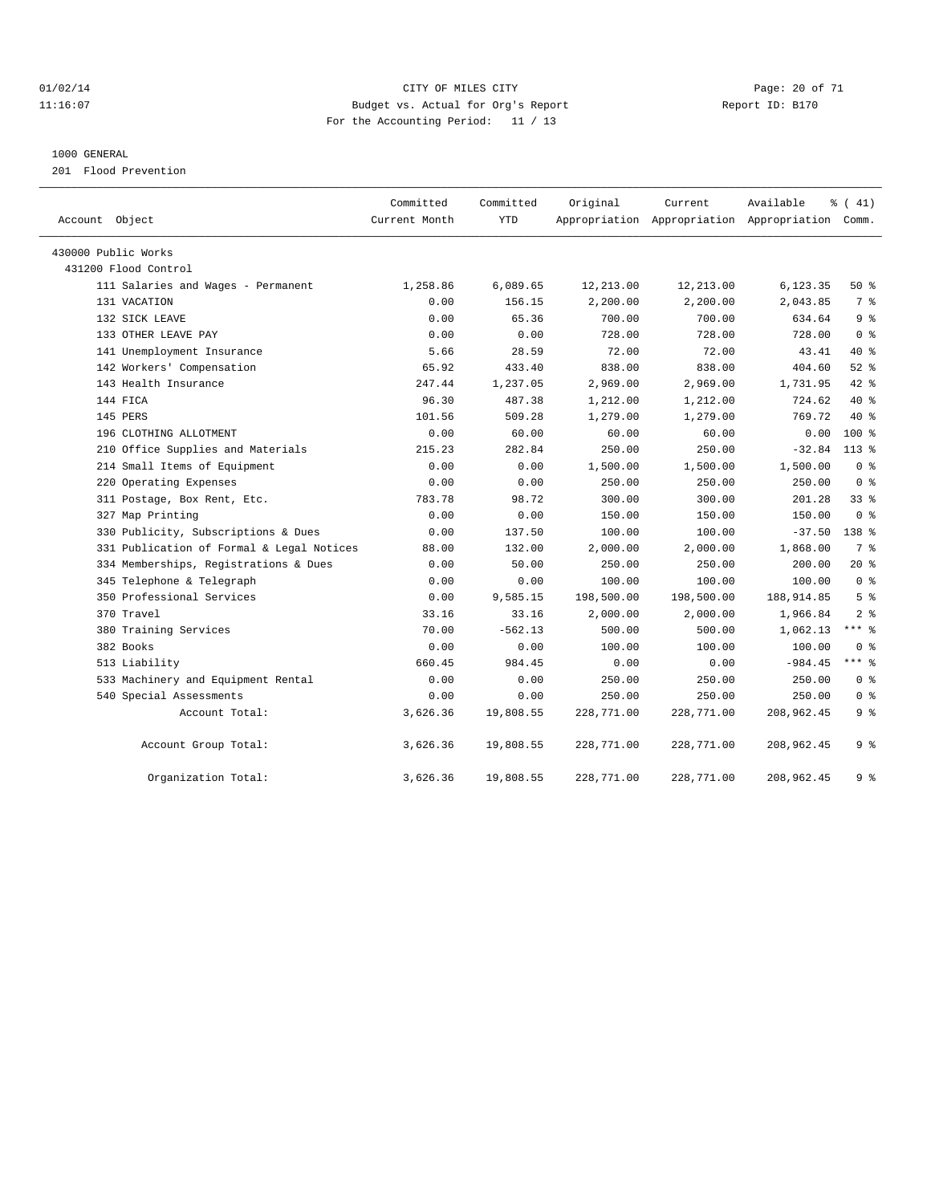01/02/14 11:16:07

CITY OF MILES CITY
Budget vs. Actual for Org's Report
For the Accounting Period: 11 / 13

Report ID: B170

1000 GENERAL

201 Flood Prevention

| Account Object | Committed Current Month | Committed YTD | Original Appropriation | Current Appropriation | Available Appropriation | % ( 41) Comm. |
|---|---|---|---|---|---|---|
| 430000 Public Works | | | | | | |
| 431200 Flood Control | | | | | | |
| 111 Salaries and Wages - Permanent | 1,258.86 | 6,089.65 | 12,213.00 | 12,213.00 | 6,123.35 | 50 % |
| 131 VACATION | 0.00 | 156.15 | 2,200.00 | 2,200.00 | 2,043.85 | 7 % |
| 132 SICK LEAVE | 0.00 | 65.36 | 700.00 | 700.00 | 634.64 | 9 % |
| 133 OTHER LEAVE PAY | 0.00 | 0.00 | 728.00 | 728.00 | 728.00 | 0 % |
| 141 Unemployment Insurance | 5.66 | 28.59 | 72.00 | 72.00 | 43.41 | 40 % |
| 142 Workers' Compensation | 65.92 | 433.40 | 838.00 | 838.00 | 404.60 | 52 % |
| 143 Health Insurance | 247.44 | 1,237.05 | 2,969.00 | 2,969.00 | 1,731.95 | 42 % |
| 144 FICA | 96.30 | 487.38 | 1,212.00 | 1,212.00 | 724.62 | 40 % |
| 145 PERS | 101.56 | 509.28 | 1,279.00 | 1,279.00 | 769.72 | 40 % |
| 196 CLOTHING ALLOTMENT | 0.00 | 60.00 | 60.00 | 60.00 | 0.00 | 100 % |
| 210 Office Supplies and Materials | 215.23 | 282.84 | 250.00 | 250.00 | -32.84 | 113 % |
| 214 Small Items of Equipment | 0.00 | 0.00 | 1,500.00 | 1,500.00 | 1,500.00 | 0 % |
| 220 Operating Expenses | 0.00 | 0.00 | 250.00 | 250.00 | 250.00 | 0 % |
| 311 Postage, Box Rent, Etc. | 783.78 | 98.72 | 300.00 | 300.00 | 201.28 | 33 % |
| 327 Map Printing | 0.00 | 0.00 | 150.00 | 150.00 | 150.00 | 0 % |
| 330 Publicity, Subscriptions & Dues | 0.00 | 137.50 | 100.00 | 100.00 | -37.50 | 138 % |
| 331 Publication of Formal & Legal Notices | 88.00 | 132.00 | 2,000.00 | 2,000.00 | 1,868.00 | 7 % |
| 334 Memberships, Registrations & Dues | 0.00 | 50.00 | 250.00 | 250.00 | 200.00 | 20 % |
| 345 Telephone & Telegraph | 0.00 | 0.00 | 100.00 | 100.00 | 100.00 | 0 % |
| 350 Professional Services | 0.00 | 9,585.15 | 198,500.00 | 198,500.00 | 188,914.85 | 5 % |
| 370 Travel | 33.16 | 33.16 | 2,000.00 | 2,000.00 | 1,966.84 | 2 % |
| 380 Training Services | 70.00 | -562.13 | 500.00 | 500.00 | 1,062.13 | *** % |
| 382 Books | 0.00 | 0.00 | 100.00 | 100.00 | 100.00 | 0 % |
| 513 Liability | 660.45 | 984.45 | 0.00 | 0.00 | -984.45 | *** % |
| 533 Machinery and Equipment Rental | 0.00 | 0.00 | 250.00 | 250.00 | 250.00 | 0 % |
| 540 Special Assessments | 0.00 | 0.00 | 250.00 | 250.00 | 250.00 | 0 % |
| Account Total: | 3,626.36 | 19,808.55 | 228,771.00 | 228,771.00 | 208,962.45 | 9 % |
| Account Group Total: | 3,626.36 | 19,808.55 | 228,771.00 | 228,771.00 | 208,962.45 | 9 % |
| Organization Total: | 3,626.36 | 19,808.55 | 228,771.00 | 228,771.00 | 208,962.45 | 9 % |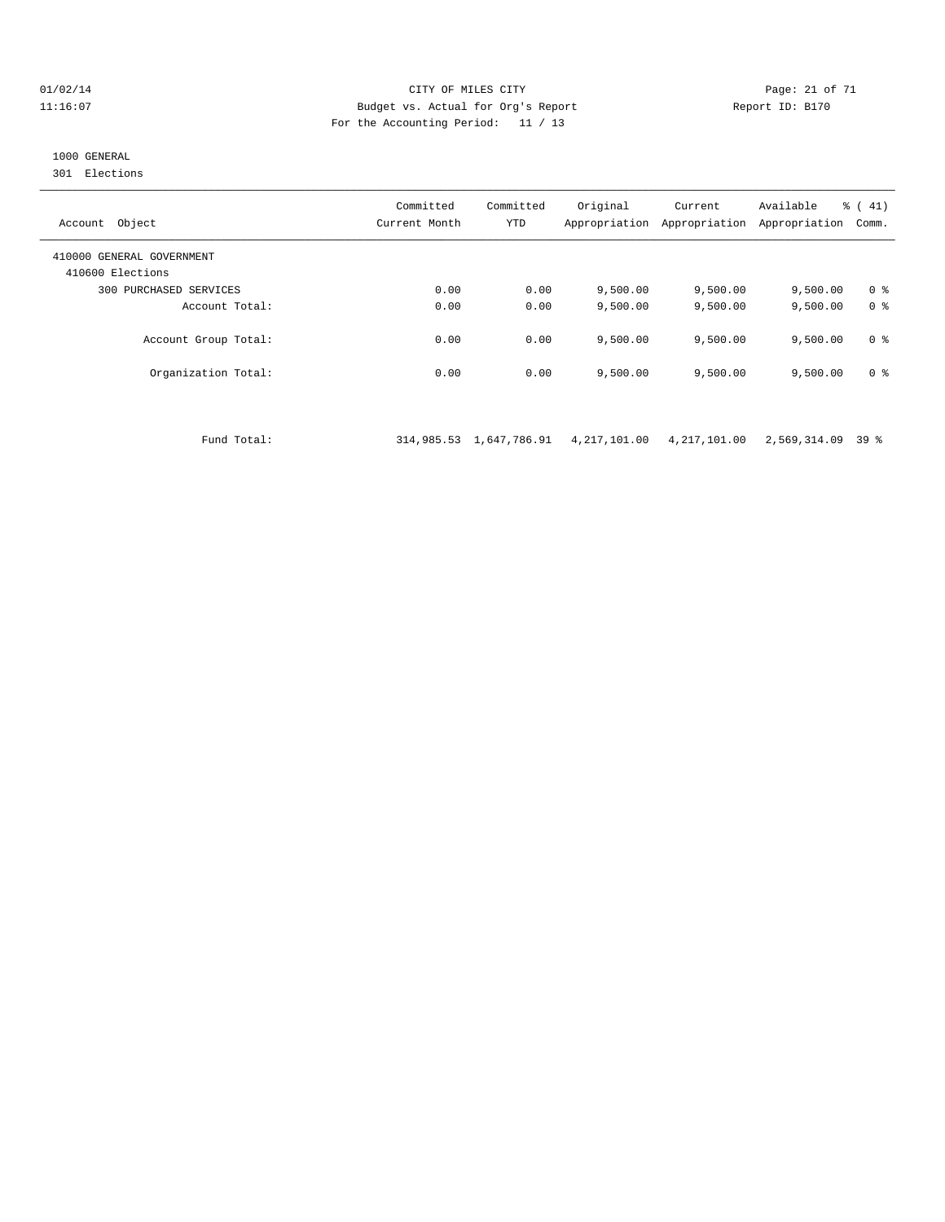CITY OF MILES CITY
Budget vs. Actual for Org's Report
For the Accounting Period: 11 / 13

01/02/14
11:16:07

Report ID: B170

1000 GENERAL
301 Elections

| Account Object | Committed Current Month | Committed YTD | Original Appropriation | Current Appropriation | Available Appropriation | % ( 41) Comm. |
|---|---|---|---|---|---|---|
| 410000 GENERAL GOVERNMENT | | | | | | |
| 410600 Elections | | | | | | |
| 300 PURCHASED SERVICES | 0.00 | 0.00 | 9,500.00 | 9,500.00 | 9,500.00 | 0 % |
| Account Total: | 0.00 | 0.00 | 9,500.00 | 9,500.00 | 9,500.00 | 0 % |
| Account Group Total: | 0.00 | 0.00 | 9,500.00 | 9,500.00 | 9,500.00 | 0 % |
| Organization Total: | 0.00 | 0.00 | 9,500.00 | 9,500.00 | 9,500.00 | 0 % |
| Fund Total: | 314,985.53 | 1,647,786.91 | 4,217,101.00 | 4,217,101.00 | 2,569,314.09 | 39 % |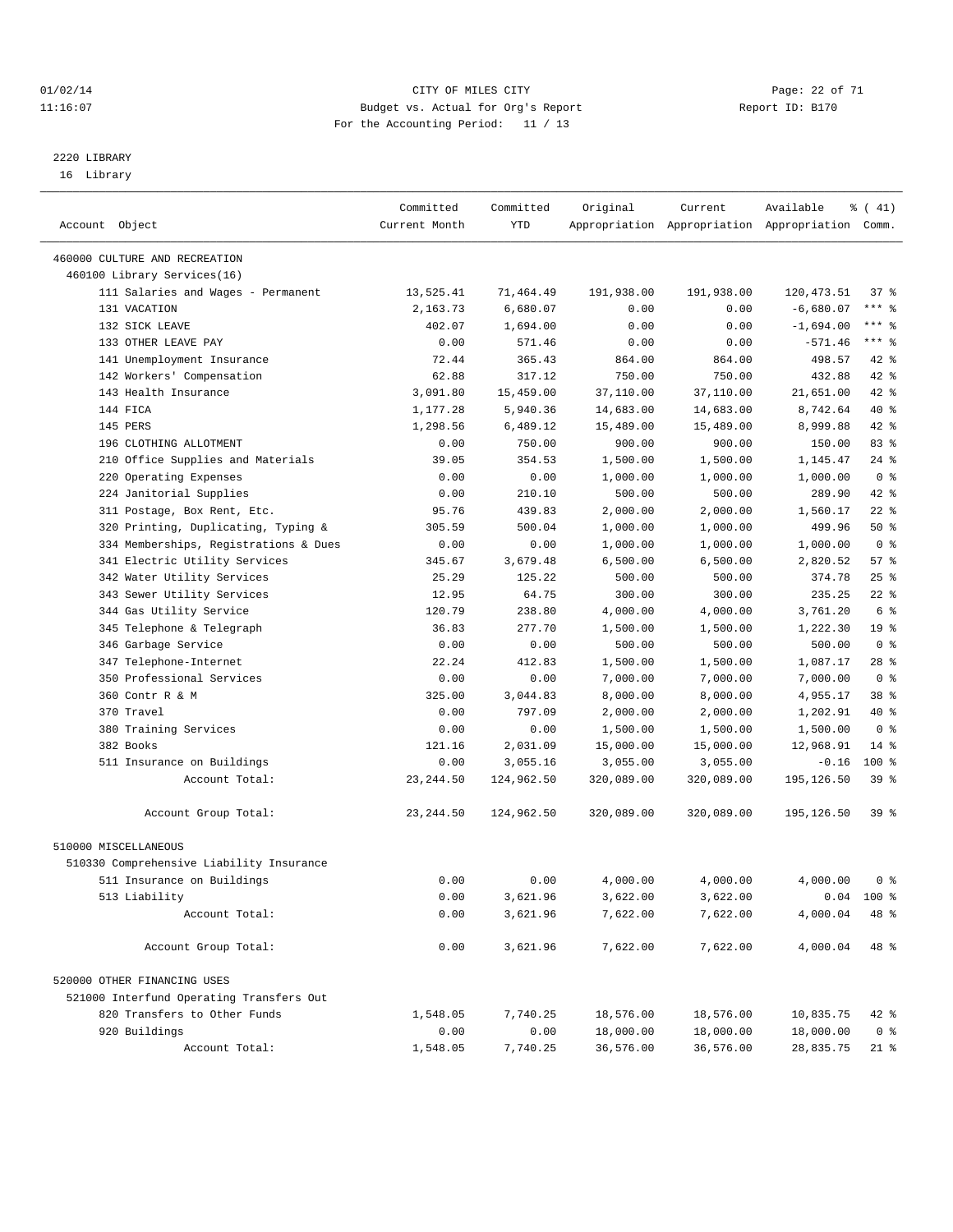CITY OF MILES CITY
Budget vs. Actual for Org's Report
For the Accounting Period: 11 / 13

01/02/14
11:16:07

Report ID: B170

2220 LIBRARY
16 Library

| Account Object | Committed Current Month | Committed YTD | Original Appropriation | Current Appropriation | Available Appropriation | % ( 41) Comm. |
|---|---|---|---|---|---|---|
| 460000 CULTURE AND RECREATION | | | | | | |
| 460100 Library Services(16) | | | | | | |
| 111 Salaries and Wages - Permanent | 13,525.41 | 71,464.49 | 191,938.00 | 191,938.00 | 120,473.51 | 37 % |
| 131 VACATION | 2,163.73 | 6,680.07 | 0.00 | 0.00 | -6,680.07 | *** % |
| 132 SICK LEAVE | 402.07 | 1,694.00 | 0.00 | 0.00 | -1,694.00 | *** % |
| 133 OTHER LEAVE PAY | 0.00 | 571.46 | 0.00 | 0.00 | -571.46 | *** % |
| 141 Unemployment Insurance | 72.44 | 365.43 | 864.00 | 864.00 | 498.57 | 42 % |
| 142 Workers' Compensation | 62.88 | 317.12 | 750.00 | 750.00 | 432.88 | 42 % |
| 143 Health Insurance | 3,091.80 | 15,459.00 | 37,110.00 | 37,110.00 | 21,651.00 | 42 % |
| 144 FICA | 1,177.28 | 5,940.36 | 14,683.00 | 14,683.00 | 8,742.64 | 40 % |
| 145 PERS | 1,298.56 | 6,489.12 | 15,489.00 | 15,489.00 | 8,999.88 | 42 % |
| 196 CLOTHING ALLOTMENT | 0.00 | 750.00 | 900.00 | 900.00 | 150.00 | 83 % |
| 210 Office Supplies and Materials | 39.05 | 354.53 | 1,500.00 | 1,500.00 | 1,145.47 | 24 % |
| 220 Operating Expenses | 0.00 | 0.00 | 1,000.00 | 1,000.00 | 1,000.00 | 0 % |
| 224 Janitorial Supplies | 0.00 | 210.10 | 500.00 | 500.00 | 289.90 | 42 % |
| 311 Postage, Box Rent, Etc. | 95.76 | 439.83 | 2,000.00 | 2,000.00 | 1,560.17 | 22 % |
| 320 Printing, Duplicating, Typing & | 305.59 | 500.04 | 1,000.00 | 1,000.00 | 499.96 | 50 % |
| 334 Memberships, Registrations & Dues | 0.00 | 0.00 | 1,000.00 | 1,000.00 | 1,000.00 | 0 % |
| 341 Electric Utility Services | 345.67 | 3,679.48 | 6,500.00 | 6,500.00 | 2,820.52 | 57 % |
| 342 Water Utility Services | 25.29 | 125.22 | 500.00 | 500.00 | 374.78 | 25 % |
| 343 Sewer Utility Services | 12.95 | 64.75 | 300.00 | 300.00 | 235.25 | 22 % |
| 344 Gas Utility Service | 120.79 | 238.80 | 4,000.00 | 4,000.00 | 3,761.20 | 6 % |
| 345 Telephone & Telegraph | 36.83 | 277.70 | 1,500.00 | 1,500.00 | 1,222.30 | 19 % |
| 346 Garbage Service | 0.00 | 0.00 | 500.00 | 500.00 | 500.00 | 0 % |
| 347 Telephone-Internet | 22.24 | 412.83 | 1,500.00 | 1,500.00 | 1,087.17 | 28 % |
| 350 Professional Services | 0.00 | 0.00 | 7,000.00 | 7,000.00 | 7,000.00 | 0 % |
| 360 Contr R & M | 325.00 | 3,044.83 | 8,000.00 | 8,000.00 | 4,955.17 | 38 % |
| 370 Travel | 0.00 | 797.09 | 2,000.00 | 2,000.00 | 1,202.91 | 40 % |
| 380 Training Services | 0.00 | 0.00 | 1,500.00 | 1,500.00 | 1,500.00 | 0 % |
| 382 Books | 121.16 | 2,031.09 | 15,000.00 | 15,000.00 | 12,968.91 | 14 % |
| 511 Insurance on Buildings | 0.00 | 3,055.16 | 3,055.00 | 3,055.00 | -0.16 | 100 % |
| Account Total: | 23,244.50 | 124,962.50 | 320,089.00 | 320,089.00 | 195,126.50 | 39 % |
| Account Group Total: | 23,244.50 | 124,962.50 | 320,089.00 | 320,089.00 | 195,126.50 | 39 % |
| 510000 MISCELLANEOUS | | | | | | |
| 510330 Comprehensive Liability Insurance | | | | | | |
| 511 Insurance on Buildings | 0.00 | 0.00 | 4,000.00 | 4,000.00 | 4,000.00 | 0 % |
| 513 Liability | 0.00 | 3,621.96 | 3,622.00 | 3,622.00 | 0.04 | 100 % |
| Account Total: | 0.00 | 3,621.96 | 7,622.00 | 7,622.00 | 4,000.04 | 48 % |
| Account Group Total: | 0.00 | 3,621.96 | 7,622.00 | 7,622.00 | 4,000.04 | 48 % |
| 520000 OTHER FINANCING USES | | | | | | |
| 521000 Interfund Operating Transfers Out | | | | | | |
| 820 Transfers to Other Funds | 1,548.05 | 7,740.25 | 18,576.00 | 18,576.00 | 10,835.75 | 42 % |
| 920 Buildings | 0.00 | 0.00 | 18,000.00 | 18,000.00 | 18,000.00 | 0 % |
| Account Total: | 1,548.05 | 7,740.25 | 36,576.00 | 36,576.00 | 28,835.75 | 21 % |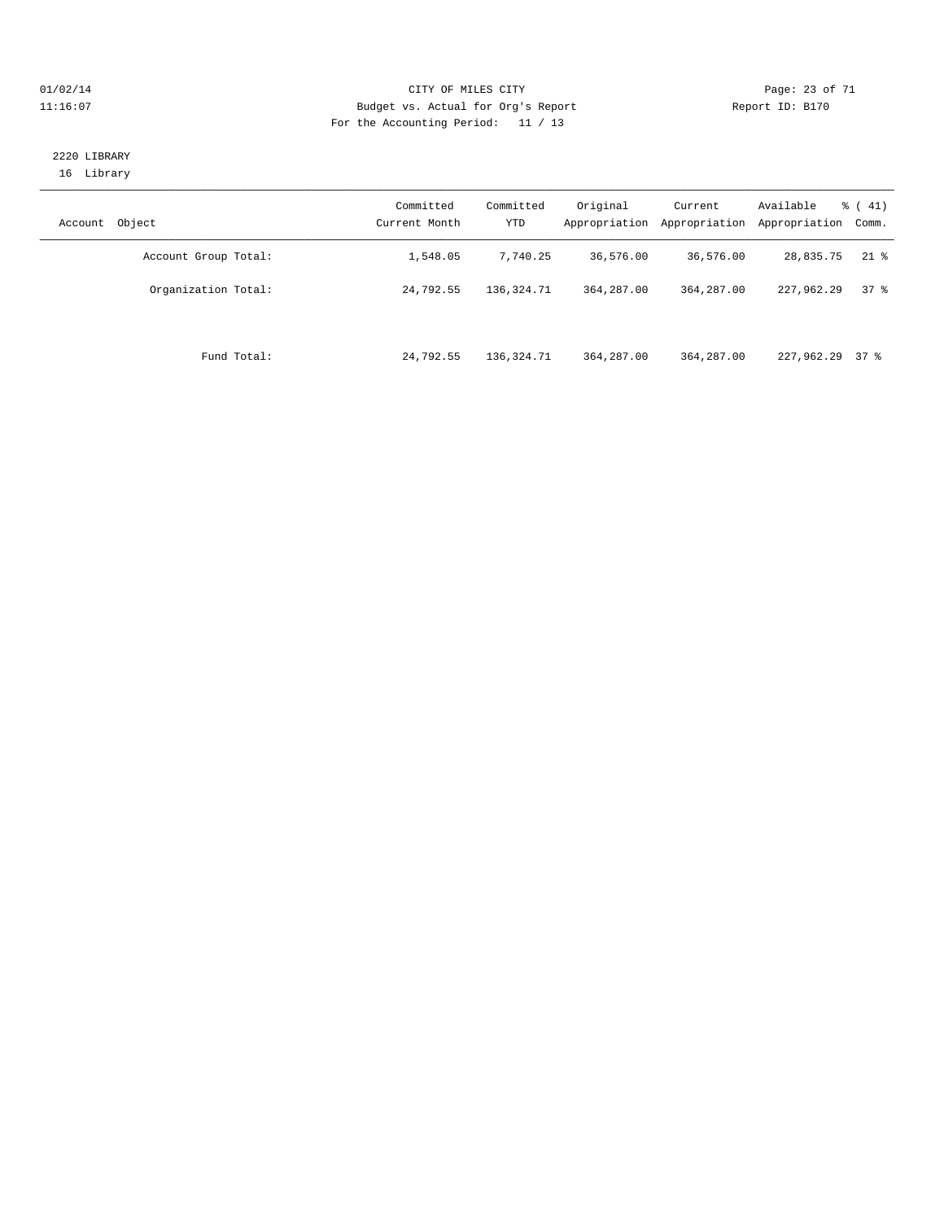CITY OF MILES CITY
Budget vs. Actual for Org's Report
For the Accounting Period: 11 / 13

01/02/14
11:16:07

Report ID: B170

2220 LIBRARY
16 Library

| Account Object | Committed Current Month | Committed YTD | Original Appropriation | Current Appropriation | Available Appropriation | % ( 41) Comm. |
|---|---|---|---|---|---|---|
| Account Group Total: | 1,548.05 | 7,740.25 | 36,576.00 | 36,576.00 | 28,835.75 | 21 % |
| Organization Total: | 24,792.55 | 136,324.71 | 364,287.00 | 364,287.00 | 227,962.29 | 37 % |
| Fund Total: | 24,792.55 | 136,324.71 | 364,287.00 | 364,287.00 | 227,962.29 | 37 % |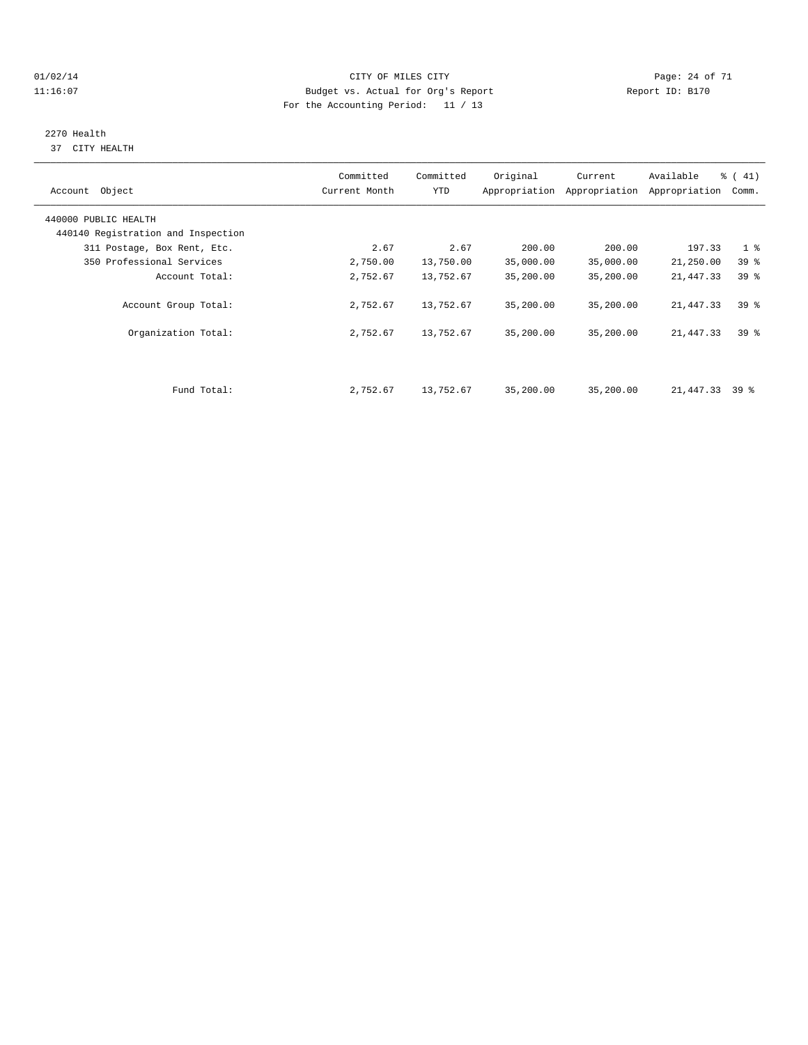CITY OF MILES CITY
Budget vs. Actual for Org's Report
For the Accounting Period: 11 / 13

01/02/14
11:16:07

Report ID: B170

2270 Health
37 CITY HEALTH

| Account Object | Committed Current Month | Committed YTD | Original Appropriation | Current Appropriation | Available Appropriation | % ( 41) Comm. |
|---|---|---|---|---|---|---|
| 440000 PUBLIC HEALTH | | | | | | |
| 440140 Registration and Inspection | | | | | | |
| 311 Postage, Box Rent, Etc. | 2.67 | 2.67 | 200.00 | 200.00 | 197.33 | 1 % |
| 350 Professional Services | 2,750.00 | 13,750.00 | 35,000.00 | 35,000.00 | 21,250.00 | 39 % |
| Account Total: | 2,752.67 | 13,752.67 | 35,200.00 | 35,200.00 | 21,447.33 | 39 % |
| Account Group Total: | 2,752.67 | 13,752.67 | 35,200.00 | 35,200.00 | 21,447.33 | 39 % |
| Organization Total: | 2,752.67 | 13,752.67 | 35,200.00 | 35,200.00 | 21,447.33 | 39 % |
| Fund Total: | 2,752.67 | 13,752.67 | 35,200.00 | 35,200.00 | 21,447.33 | 39 % |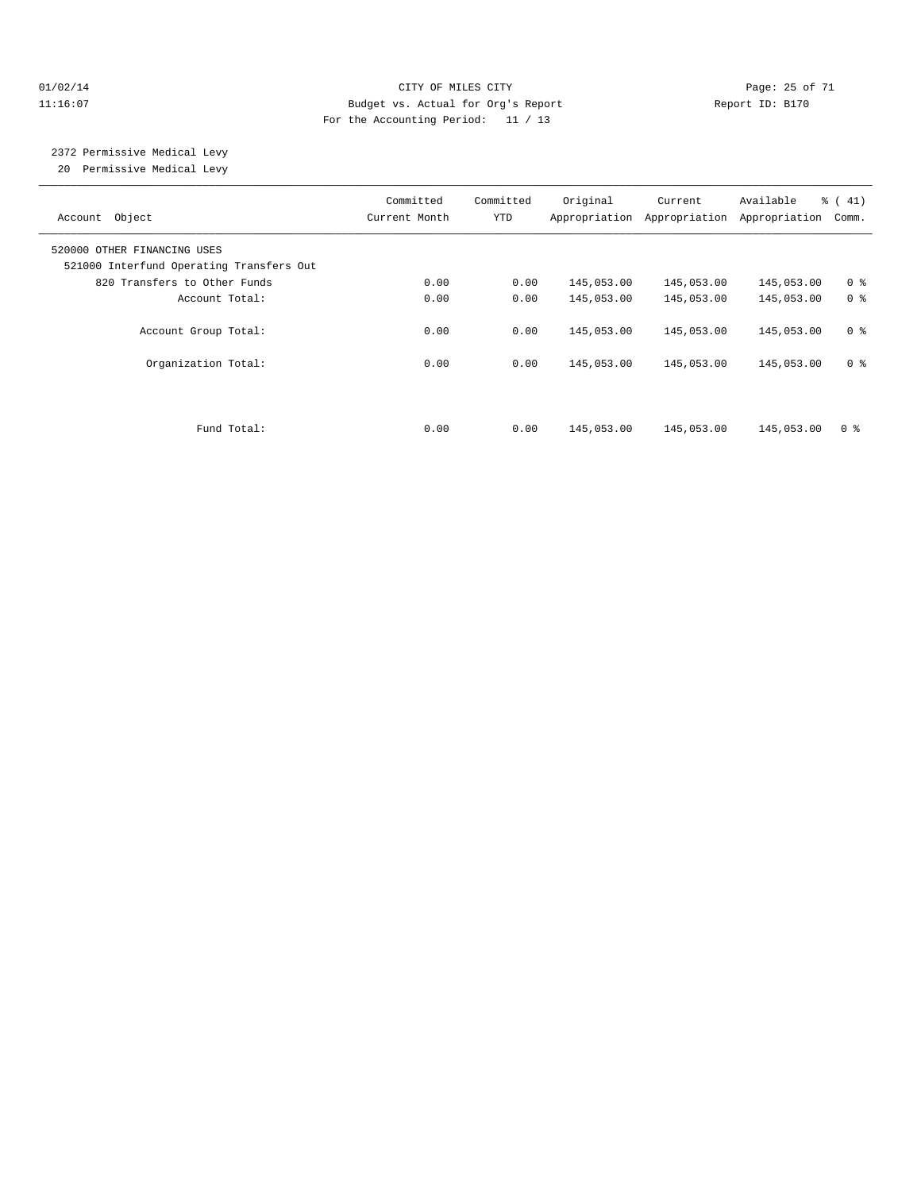CITY OF MILES CITY
Budget vs. Actual for Org's Report
For the Accounting Period: 11 / 13

01/02/14
11:16:07

Report ID: B170

## 2372 Permissive Medical Levy

20 Permissive Medical Levy

| Account Object | Committed Current Month | Committed YTD | Original Appropriation | Current Appropriation | Available Appropriation | % ( 41) Comm. |
|---|---|---|---|---|---|---|
| 520000 OTHER FINANCING USES | | | | | | |
| 521000 Interfund Operating Transfers Out | | | | | | |
| 820 Transfers to Other Funds | 0.00 | 0.00 | 145,053.00 | 145,053.00 | 145,053.00 | 0 % |
| Account Total: | 0.00 | 0.00 | 145,053.00 | 145,053.00 | 145,053.00 | 0 % |
| Account Group Total: | 0.00 | 0.00 | 145,053.00 | 145,053.00 | 145,053.00 | 0 % |
| Organization Total: | 0.00 | 0.00 | 145,053.00 | 145,053.00 | 145,053.00 | 0 % |
| Fund Total: | 0.00 | 0.00 | 145,053.00 | 145,053.00 | 145,053.00 | 0 % |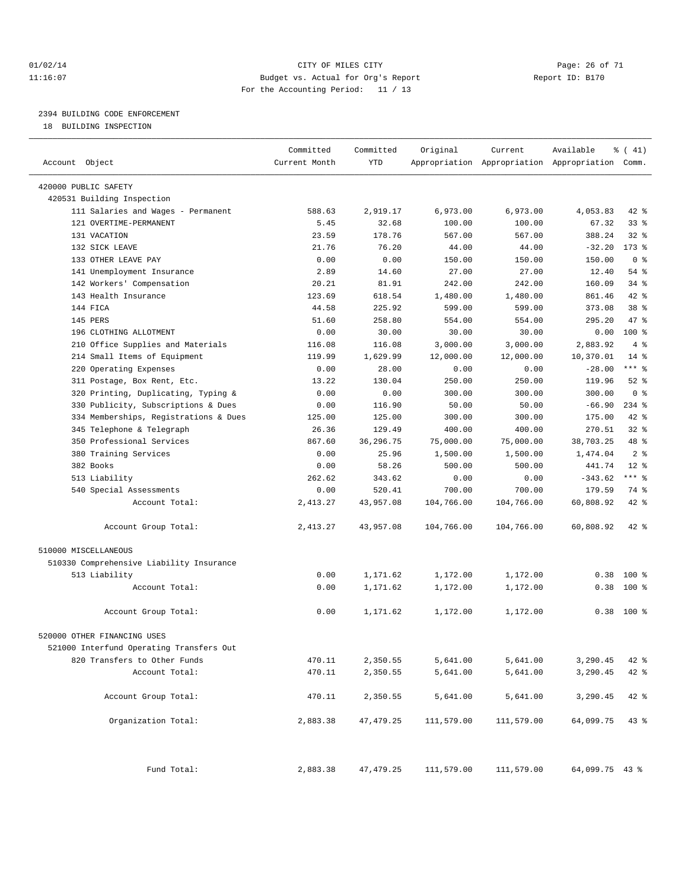CITY OF MILES CITY
Budget vs. Actual for Org's Report
For the Accounting Period: 11 / 13

01/02/14
11:16:07

Report ID: B170

## 2394 BUILDING CODE ENFORCEMENT

18 BUILDING INSPECTION

| Account Object | Committed Current Month | Committed YTD | Original Appropriation | Current Appropriation | Available Appropriation | % ( 41) Comm. |
|---|---|---|---|---|---|---|
| 420000 PUBLIC SAFETY | | | | | | |
| 420531 Building Inspection | | | | | | |
| 111 Salaries and Wages - Permanent | 588.63 | 2,919.17 | 6,973.00 | 6,973.00 | 4,053.83 | 42 % |
| 121 OVERTIME-PERMANENT | 5.45 | 32.68 | 100.00 | 100.00 | 67.32 | 33 % |
| 131 VACATION | 23.59 | 178.76 | 567.00 | 567.00 | 388.24 | 32 % |
| 132 SICK LEAVE | 21.76 | 76.20 | 44.00 | 44.00 | -32.20 | 173 % |
| 133 OTHER LEAVE PAY | 0.00 | 0.00 | 150.00 | 150.00 | 150.00 | 0 % |
| 141 Unemployment Insurance | 2.89 | 14.60 | 27.00 | 27.00 | 12.40 | 54 % |
| 142 Workers' Compensation | 20.21 | 81.91 | 242.00 | 242.00 | 160.09 | 34 % |
| 143 Health Insurance | 123.69 | 618.54 | 1,480.00 | 1,480.00 | 861.46 | 42 % |
| 144 FICA | 44.58 | 225.92 | 599.00 | 599.00 | 373.08 | 38 % |
| 145 PERS | 51.60 | 258.80 | 554.00 | 554.00 | 295.20 | 47 % |
| 196 CLOTHING ALLOTMENT | 0.00 | 30.00 | 30.00 | 30.00 | 0.00 | 100 % |
| 210 Office Supplies and Materials | 116.08 | 116.08 | 3,000.00 | 3,000.00 | 2,883.92 | 4 % |
| 214 Small Items of Equipment | 119.99 | 1,629.99 | 12,000.00 | 12,000.00 | 10,370.01 | 14 % |
| 220 Operating Expenses | 0.00 | 28.00 | 0.00 | 0.00 | -28.00 | *** % |
| 311 Postage, Box Rent, Etc. | 13.22 | 130.04 | 250.00 | 250.00 | 119.96 | 52 % |
| 320 Printing, Duplicating, Typing & | 0.00 | 0.00 | 300.00 | 300.00 | 300.00 | 0 % |
| 330 Publicity, Subscriptions & Dues | 0.00 | 116.90 | 50.00 | 50.00 | -66.90 | 234 % |
| 334 Memberships, Registrations & Dues | 125.00 | 125.00 | 300.00 | 300.00 | 175.00 | 42 % |
| 345 Telephone & Telegraph | 26.36 | 129.49 | 400.00 | 400.00 | 270.51 | 32 % |
| 350 Professional Services | 867.60 | 36,296.75 | 75,000.00 | 75,000.00 | 38,703.25 | 48 % |
| 380 Training Services | 0.00 | 25.96 | 1,500.00 | 1,500.00 | 1,474.04 | 2 % |
| 382 Books | 0.00 | 58.26 | 500.00 | 500.00 | 441.74 | 12 % |
| 513 Liability | 262.62 | 343.62 | 0.00 | 0.00 | -343.62 | *** % |
| 540 Special Assessments | 0.00 | 520.41 | 700.00 | 700.00 | 179.59 | 74 % |
| Account Total: | 2,413.27 | 43,957.08 | 104,766.00 | 104,766.00 | 60,808.92 | 42 % |
| Account Group Total: | 2,413.27 | 43,957.08 | 104,766.00 | 104,766.00 | 60,808.92 | 42 % |
| 510000 MISCELLANEOUS | | | | | | |
| 510330 Comprehensive Liability Insurance | | | | | | |
| 513 Liability | 0.00 | 1,171.62 | 1,172.00 | 1,172.00 | 0.38 | 100 % |
| Account Total: | 0.00 | 1,171.62 | 1,172.00 | 1,172.00 | 0.38 | 100 % |
| Account Group Total: | 0.00 | 1,171.62 | 1,172.00 | 1,172.00 | 0.38 | 100 % |
| 520000 OTHER FINANCING USES | | | | | | |
| 521000 Interfund Operating Transfers Out | | | | | | |
| 820 Transfers to Other Funds | 470.11 | 2,350.55 | 5,641.00 | 5,641.00 | 3,290.45 | 42 % |
| Account Total: | 470.11 | 2,350.55 | 5,641.00 | 5,641.00 | 3,290.45 | 42 % |
| Account Group Total: | 470.11 | 2,350.55 | 5,641.00 | 5,641.00 | 3,290.45 | 42 % |
| Organization Total: | 2,883.38 | 47,479.25 | 111,579.00 | 111,579.00 | 64,099.75 | 43 % |
| Fund Total: | 2,883.38 | 47,479.25 | 111,579.00 | 111,579.00 | 64,099.75 | 43 % |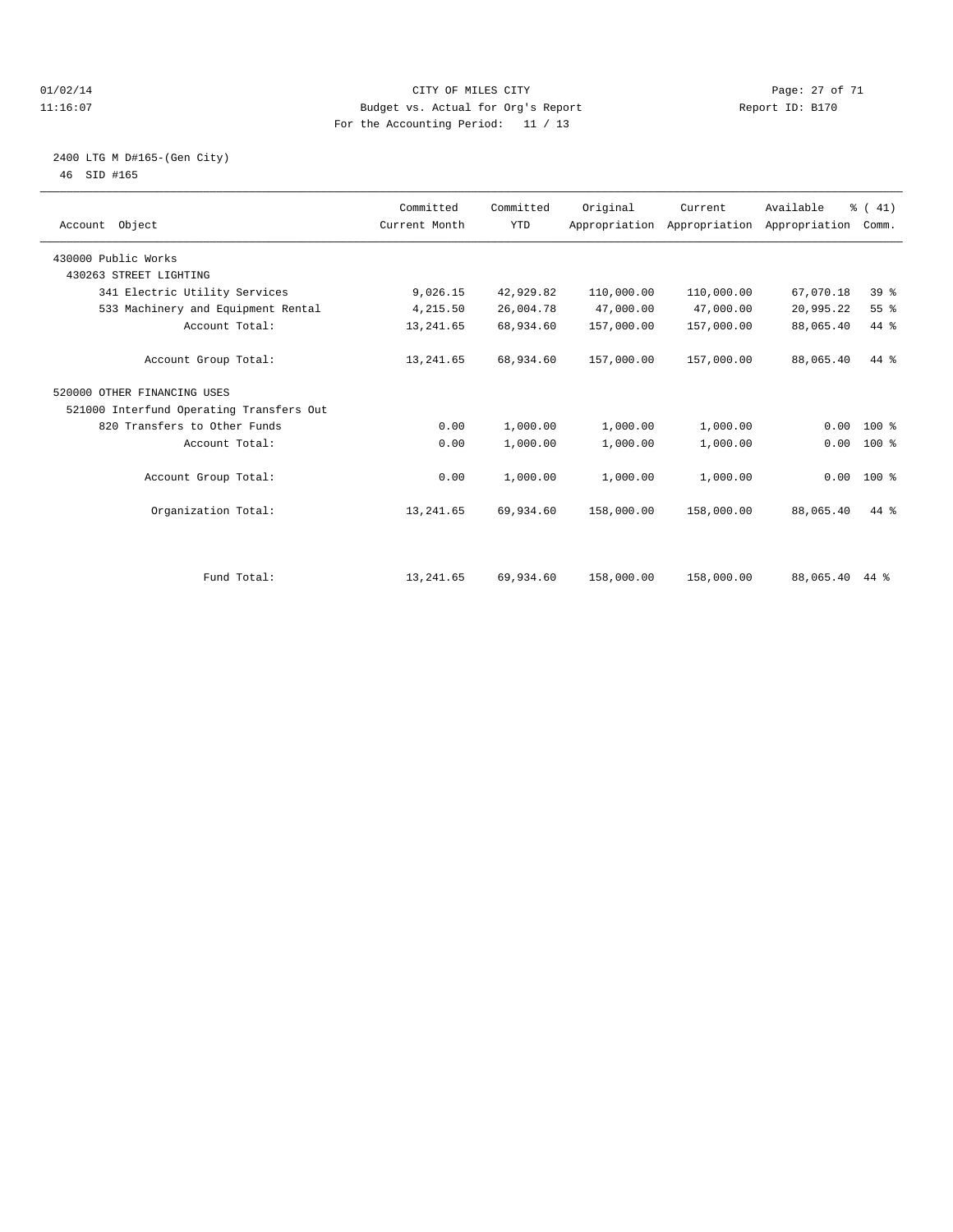CITY OF MILES CITY
Budget vs. Actual for Org's Report
For the Accounting Period: 11 / 13

01/02/14
11:16:07

Report ID: B170

2400 LTG M D#165-(Gen City)
46 SID #165

| Account Object | Committed Current Month | Committed YTD | Original Appropriation | Current Appropriation | Available Appropriation | % ( 41) Comm. |
|---|---|---|---|---|---|---|
| 430000 Public Works | | | | | | |
| 430263 STREET LIGHTING | | | | | | |
| 341 Electric Utility Services | 9,026.15 | 42,929.82 | 110,000.00 | 110,000.00 | 67,070.18 | 39 % |
| 533 Machinery and Equipment Rental | 4,215.50 | 26,004.78 | 47,000.00 | 47,000.00 | 20,995.22 | 55 % |
| Account Total: | 13,241.65 | 68,934.60 | 157,000.00 | 157,000.00 | 88,065.40 | 44 % |
| Account Group Total: | 13,241.65 | 68,934.60 | 157,000.00 | 157,000.00 | 88,065.40 | 44 % |
| 520000 OTHER FINANCING USES | | | | | | |
| 521000 Interfund Operating Transfers Out | | | | | | |
| 820 Transfers to Other Funds | 0.00 | 1,000.00 | 1,000.00 | 1,000.00 | 0.00 | 100 % |
| Account Total: | 0.00 | 1,000.00 | 1,000.00 | 1,000.00 | 0.00 | 100 % |
| Account Group Total: | 0.00 | 1,000.00 | 1,000.00 | 1,000.00 | 0.00 | 100 % |
| Organization Total: | 13,241.65 | 69,934.60 | 158,000.00 | 158,000.00 | 88,065.40 | 44 % |
| Fund Total: | 13,241.65 | 69,934.60 | 158,000.00 | 158,000.00 | 88,065.40 | 44 % |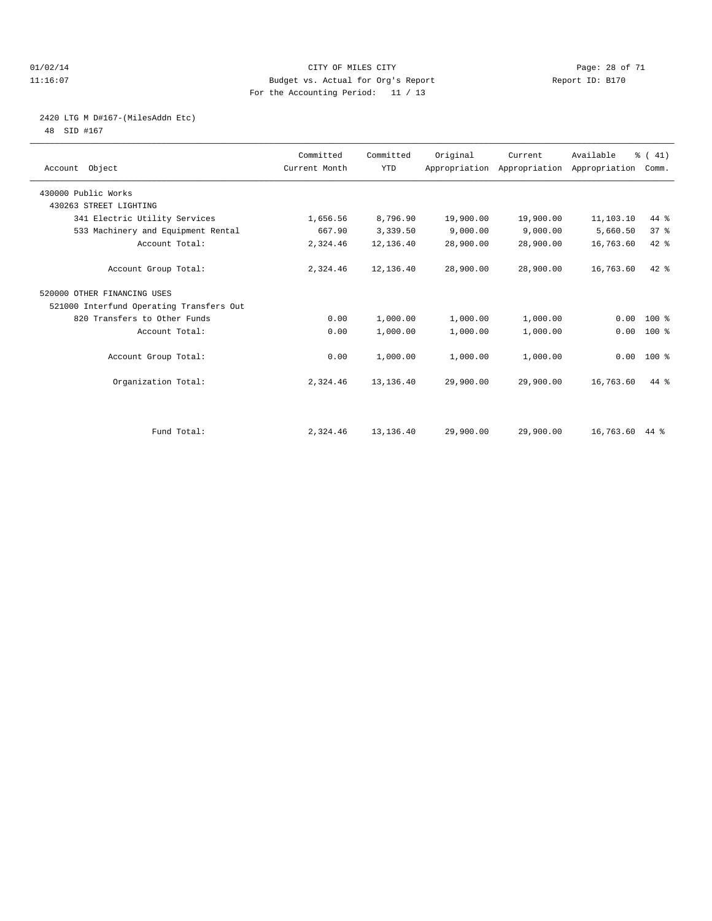CITY OF MILES CITY
Budget vs. Actual for Org's Report
For the Accounting Period: 11 / 13

01/02/14
11:16:07

Report ID: B170

2420 LTG M D#167-(MilesAddn Etc)
48 SID #167

| Account Object | Committed Current Month | Committed YTD | Original Appropriation | Current Appropriation | Available Appropriation | % ( 41) Comm. |
|---|---|---|---|---|---|---|
| 430000 Public Works | | | | | | |
| 430263 STREET LIGHTING | | | | | | |
| 341 Electric Utility Services | 1,656.56 | 8,796.90 | 19,900.00 | 19,900.00 | 11,103.10 | 44 % |
| 533 Machinery and Equipment Rental | 667.90 | 3,339.50 | 9,000.00 | 9,000.00 | 5,660.50 | 37 % |
| Account Total: | 2,324.46 | 12,136.40 | 28,900.00 | 28,900.00 | 16,763.60 | 42 % |
| Account Group Total: | 2,324.46 | 12,136.40 | 28,900.00 | 28,900.00 | 16,763.60 | 42 % |
| 520000 OTHER FINANCING USES | | | | | | |
| 521000 Interfund Operating Transfers Out | | | | | | |
| 820 Transfers to Other Funds | 0.00 | 1,000.00 | 1,000.00 | 1,000.00 | 0.00 | 100 % |
| Account Total: | 0.00 | 1,000.00 | 1,000.00 | 1,000.00 | 0.00 | 100 % |
| Account Group Total: | 0.00 | 1,000.00 | 1,000.00 | 1,000.00 | 0.00 | 100 % |
| Organization Total: | 2,324.46 | 13,136.40 | 29,900.00 | 29,900.00 | 16,763.60 | 44 % |
| Fund Total: | 2,324.46 | 13,136.40 | 29,900.00 | 29,900.00 | 16,763.60 | 44 % |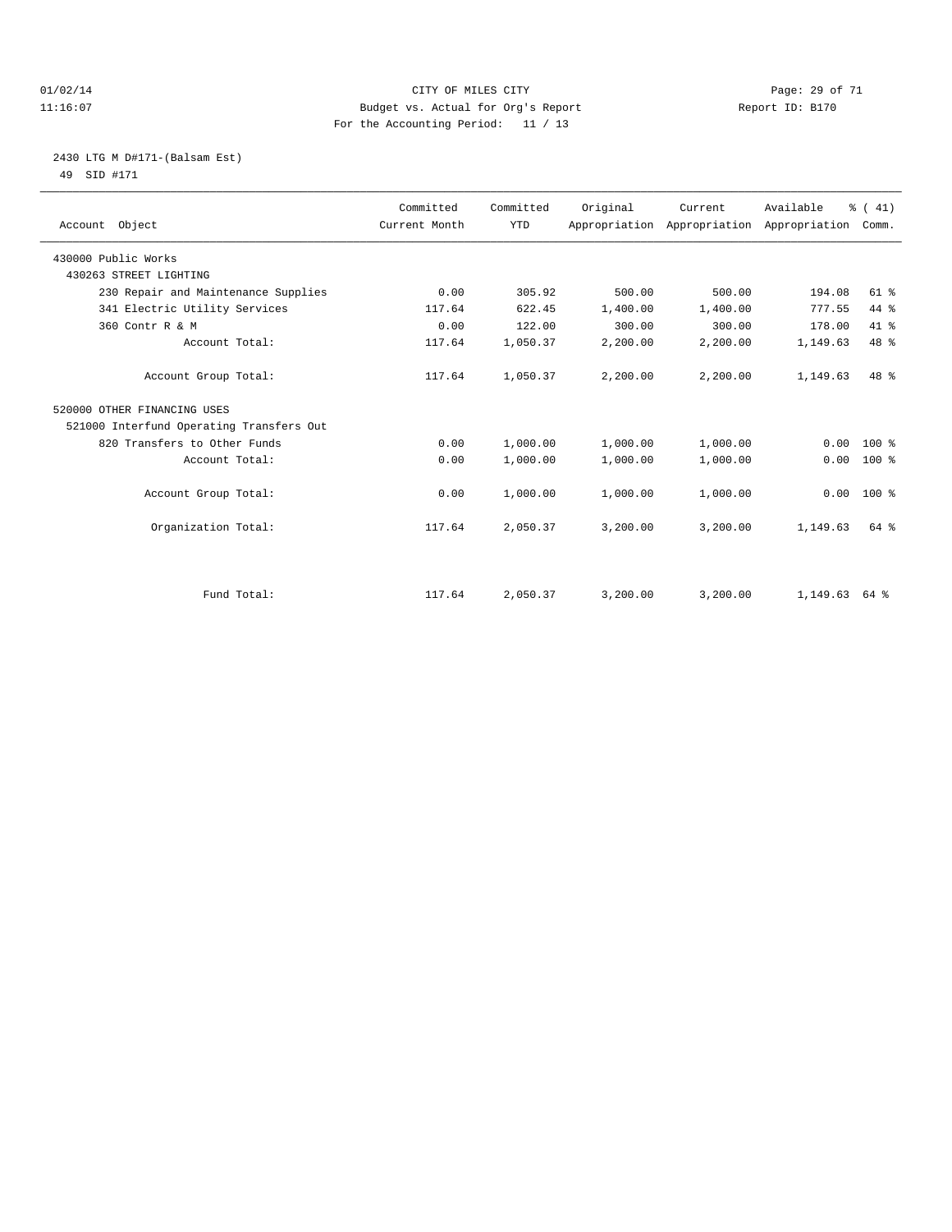CITY OF MILES CITY
Budget vs. Actual for Org's Report
For the Accounting Period: 11 / 13

01/02/14
11:16:07

Report ID: B170

2430 LTG M D#171-(Balsam Est)
49 SID #171

| Account Object | Committed Current Month | Committed YTD | Original Appropriation | Current Appropriation | Available Appropriation | % ( 41) Comm. |
|---|---|---|---|---|---|---|
| 430000 Public Works | | | | | | |
| 430263 STREET LIGHTING | | | | | | |
| 230 Repair and Maintenance Supplies | 0.00 | 305.92 | 500.00 | 500.00 | 194.08 | 61 % |
| 341 Electric Utility Services | 117.64 | 622.45 | 1,400.00 | 1,400.00 | 777.55 | 44 % |
| 360 Contr R & M | 0.00 | 122.00 | 300.00 | 300.00 | 178.00 | 41 % |
| Account Total: | 117.64 | 1,050.37 | 2,200.00 | 2,200.00 | 1,149.63 | 48 % |
| Account Group Total: | 117.64 | 1,050.37 | 2,200.00 | 2,200.00 | 1,149.63 | 48 % |
| 520000 OTHER FINANCING USES | | | | | | |
| 521000 Interfund Operating Transfers Out | | | | | | |
| 820 Transfers to Other Funds | 0.00 | 1,000.00 | 1,000.00 | 1,000.00 | 0.00 | 100 % |
| Account Total: | 0.00 | 1,000.00 | 1,000.00 | 1,000.00 | 0.00 | 100 % |
| Account Group Total: | 0.00 | 1,000.00 | 1,000.00 | 1,000.00 | 0.00 | 100 % |
| Organization Total: | 117.64 | 2,050.37 | 3,200.00 | 3,200.00 | 1,149.63 | 64 % |
| Fund Total: | 117.64 | 2,050.37 | 3,200.00 | 3,200.00 | 1,149.63 | 64 % |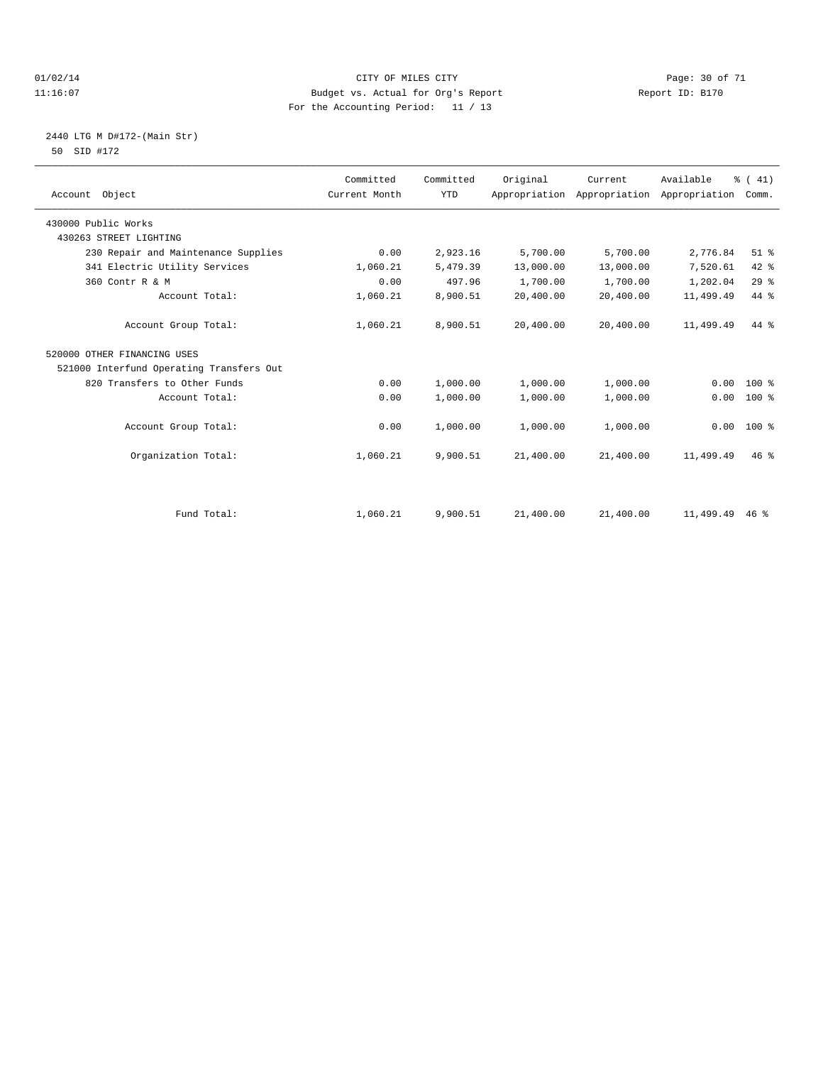CITY OF MILES CITY
Budget vs. Actual for Org's Report
For the Accounting Period: 11 / 13

01/02/14
11:16:07

Report ID: B170

2440 LTG M D#172-(Main Str)
50 SID #172

| Account Object | Committed Current Month | Committed YTD | Original Appropriation | Current Appropriation | Available Appropriation | % ( 41) Comm. |
|---|---|---|---|---|---|---|
| 430000 Public Works | | | | | | |
| 430263 STREET LIGHTING | | | | | | |
| 230 Repair and Maintenance Supplies | 0.00 | 2,923.16 | 5,700.00 | 5,700.00 | 2,776.84 | 51 % |
| 341 Electric Utility Services | 1,060.21 | 5,479.39 | 13,000.00 | 13,000.00 | 7,520.61 | 42 % |
| 360 Contr R & M | 0.00 | 497.96 | 1,700.00 | 1,700.00 | 1,202.04 | 29 % |
| Account Total: | 1,060.21 | 8,900.51 | 20,400.00 | 20,400.00 | 11,499.49 | 44 % |
| Account Group Total: | 1,060.21 | 8,900.51 | 20,400.00 | 20,400.00 | 11,499.49 | 44 % |
| 520000 OTHER FINANCING USES | | | | | | |
| 521000 Interfund Operating Transfers Out | | | | | | |
| 820 Transfers to Other Funds | 0.00 | 1,000.00 | 1,000.00 | 1,000.00 | 0.00 | 100 % |
| Account Total: | 0.00 | 1,000.00 | 1,000.00 | 1,000.00 | 0.00 | 100 % |
| Account Group Total: | 0.00 | 1,000.00 | 1,000.00 | 1,000.00 | 0.00 | 100 % |
| Organization Total: | 1,060.21 | 9,900.51 | 21,400.00 | 21,400.00 | 11,499.49 | 46 % |
| Fund Total: | 1,060.21 | 9,900.51 | 21,400.00 | 21,400.00 | 11,499.49 | 46 % |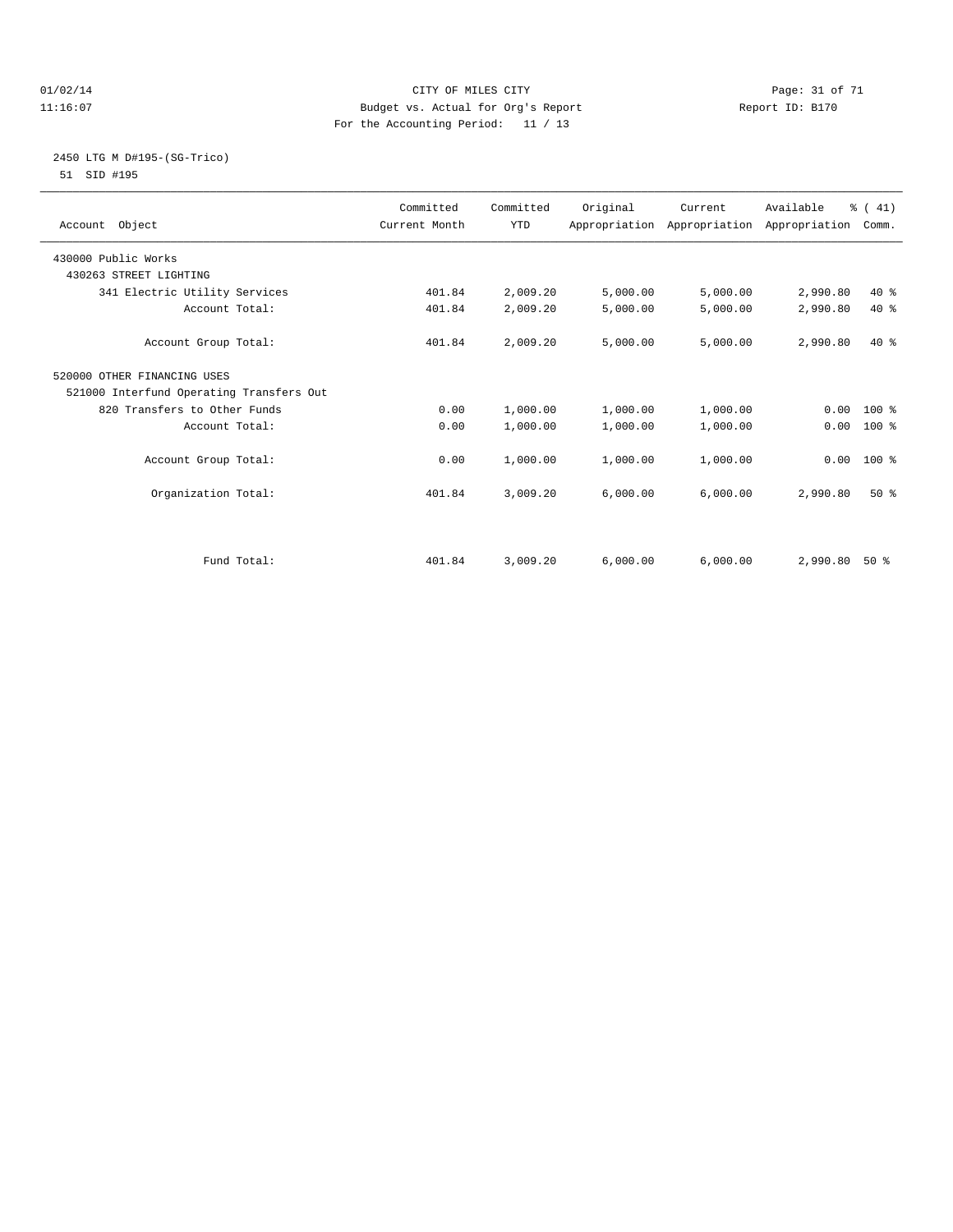CITY OF MILES CITY
Budget vs. Actual for Org's Report
For the Accounting Period: 11 / 13

01/02/14
11:16:07

Report ID: B170

## 2450 LTG M D#195-(SG-Trico)

51 SID #195

| Account Object | Committed Current Month | Committed YTD | Original Appropriation | Current Appropriation | Available Appropriation | % ( 41) Comm. |
|---|---|---|---|---|---|---|
| 430000 Public Works | | | | | | |
| 430263 STREET LIGHTING | | | | | | |
| 341 Electric Utility Services | 401.84 | 2,009.20 | 5,000.00 | 5,000.00 | 2,990.80 | 40 % |
| Account Total: | 401.84 | 2,009.20 | 5,000.00 | 5,000.00 | 2,990.80 | 40 % |
| Account Group Total: | 401.84 | 2,009.20 | 5,000.00 | 5,000.00 | 2,990.80 | 40 % |
| 520000 OTHER FINANCING USES | | | | | | |
| 521000 Interfund Operating Transfers Out | | | | | | |
| 820 Transfers to Other Funds | 0.00 | 1,000.00 | 1,000.00 | 1,000.00 | 0.00 | 100 % |
| Account Total: | 0.00 | 1,000.00 | 1,000.00 | 1,000.00 | 0.00 | 100 % |
| Account Group Total: | 0.00 | 1,000.00 | 1,000.00 | 1,000.00 | 0.00 | 100 % |
| Organization Total: | 401.84 | 3,009.20 | 6,000.00 | 6,000.00 | 2,990.80 | 50 % |
| Fund Total: | 401.84 | 3,009.20 | 6,000.00 | 6,000.00 | 2,990.80 | 50 % |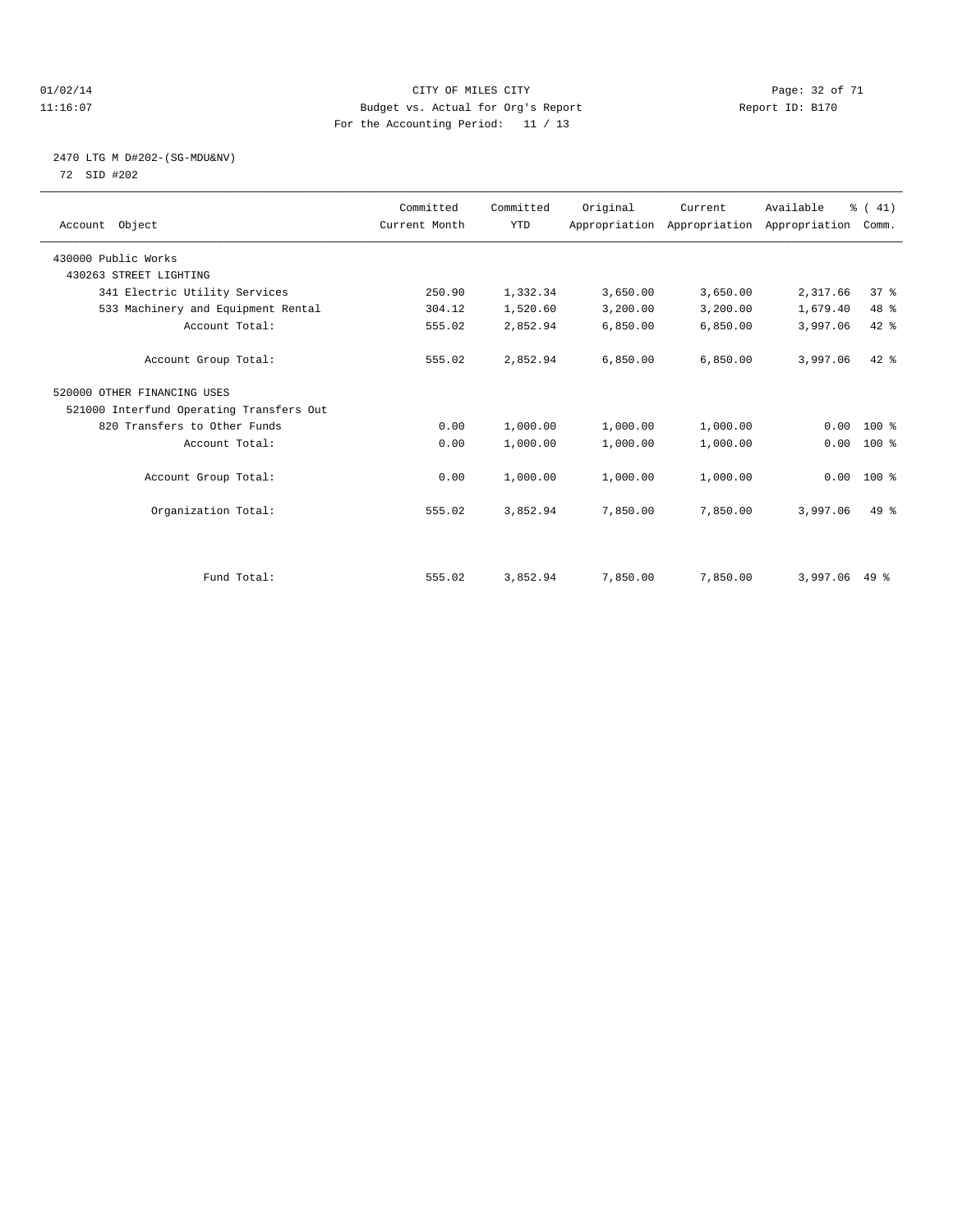CITY OF MILES CITY
Budget vs. Actual for Org's Report
For the Accounting Period: 11 / 13

01/02/14
11:16:07

Report ID: B170

2470 LTG M D#202-(SG-MDU&NV)
72 SID #202

| Account Object | Committed Current Month | Committed YTD | Original Appropriation | Current Appropriation | Available Appropriation | % ( 41) Comm. |
|---|---|---|---|---|---|---|
| 430000 Public Works | | | | | | |
| 430263 STREET LIGHTING | | | | | | |
| 341 Electric Utility Services | 250.90 | 1,332.34 | 3,650.00 | 3,650.00 | 2,317.66 | 37 % |
| 533 Machinery and Equipment Rental | 304.12 | 1,520.60 | 3,200.00 | 3,200.00 | 1,679.40 | 48 % |
| Account Total: | 555.02 | 2,852.94 | 6,850.00 | 6,850.00 | 3,997.06 | 42 % |
| Account Group Total: | 555.02 | 2,852.94 | 6,850.00 | 6,850.00 | 3,997.06 | 42 % |
| 520000 OTHER FINANCING USES | | | | | | |
| 521000 Interfund Operating Transfers Out | | | | | | |
| 820 Transfers to Other Funds | 0.00 | 1,000.00 | 1,000.00 | 1,000.00 | 0.00 | 100 % |
| Account Total: | 0.00 | 1,000.00 | 1,000.00 | 1,000.00 | 0.00 | 100 % |
| Account Group Total: | 0.00 | 1,000.00 | 1,000.00 | 1,000.00 | 0.00 | 100 % |
| Organization Total: | 555.02 | 3,852.94 | 7,850.00 | 7,850.00 | 3,997.06 | 49 % |
| Fund Total: | 555.02 | 3,852.94 | 7,850.00 | 7,850.00 | 3,997.06 | 49 % |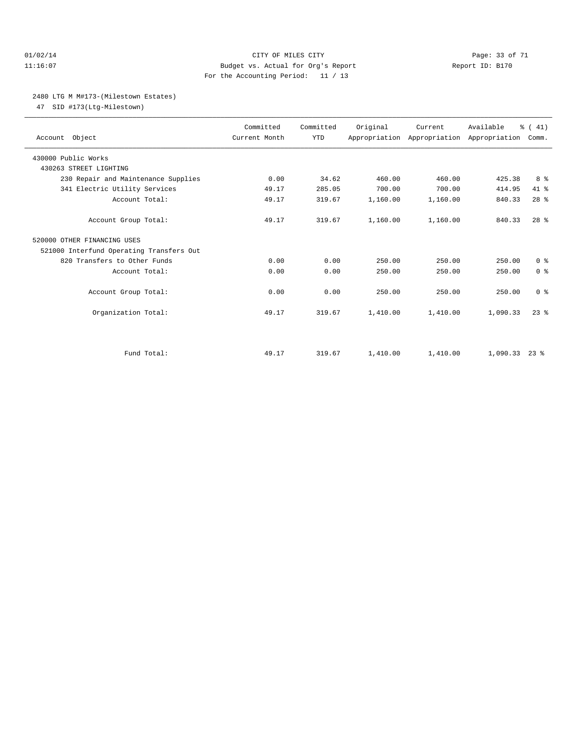CITY OF MILES CITY

Budget vs. Actual for Org's Report

For the Accounting Period: 11 / 13

01/02/14
11:16:07

Report ID: B170

2480 LTG M M#173-(Milestown Estates)

47 SID #173(Ltg-Milestown)

| Account Object | Committed Current Month | Committed YTD | Original Appropriation | Current Appropriation | Available Appropriation | % ( 41) Comm. |
|---|---|---|---|---|---|---|
| 430000 Public Works | | | | | | |
| 430263 STREET LIGHTING | | | | | | |
| 230 Repair and Maintenance Supplies | 0.00 | 34.62 | 460.00 | 460.00 | 425.38 | 8 % |
| 341 Electric Utility Services | 49.17 | 285.05 | 700.00 | 700.00 | 414.95 | 41 % |
| Account Total: | 49.17 | 319.67 | 1,160.00 | 1,160.00 | 840.33 | 28 % |
| Account Group Total: | 49.17 | 319.67 | 1,160.00 | 1,160.00 | 840.33 | 28 % |
| 520000 OTHER FINANCING USES | | | | | | |
| 521000 Interfund Operating Transfers Out | | | | | | |
| 820 Transfers to Other Funds | 0.00 | 0.00 | 250.00 | 250.00 | 250.00 | 0 % |
| Account Total: | 0.00 | 0.00 | 250.00 | 250.00 | 250.00 | 0 % |
| Account Group Total: | 0.00 | 0.00 | 250.00 | 250.00 | 250.00 | 0 % |
| Organization Total: | 49.17 | 319.67 | 1,410.00 | 1,410.00 | 1,090.33 | 23 % |
| Fund Total: | 49.17 | 319.67 | 1,410.00 | 1,410.00 | 1,090.33 | 23 % |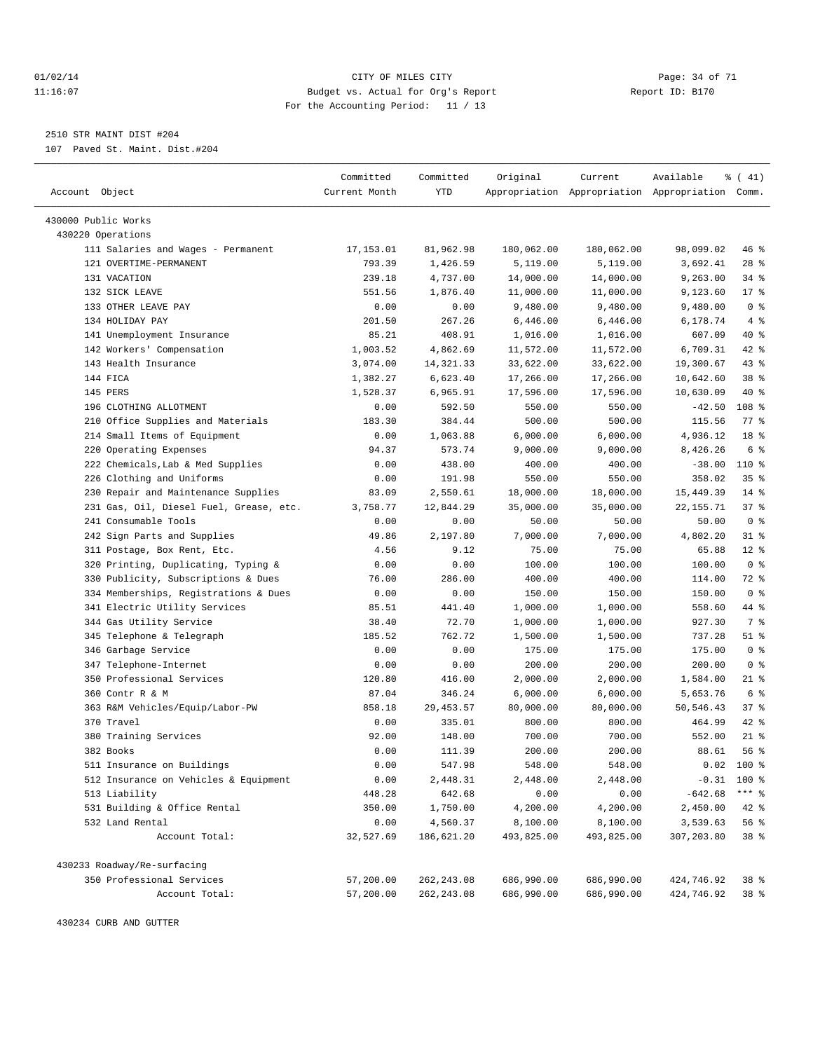2510 STR MAINT DIST #204

107 Paved St. Maint. Dist.#204

| Account Object | Committed Current Month | Committed YTD | Original Appropriation | Current Appropriation | Available Appropriation | % ( 41) Comm. |
|---|---|---|---|---|---|---|
| 430000 Public Works | | | | | | |
| 430220 Operations | | | | | | |
| 111 Salaries and Wages - Permanent | 17,153.01 | 81,962.98 | 180,062.00 | 180,062.00 | 98,099.02 | 46 % |
| 121 OVERTIME-PERMANENT | 793.39 | 1,426.59 | 5,119.00 | 5,119.00 | 3,692.41 | 28 % |
| 131 VACATION | 239.18 | 4,737.00 | 14,000.00 | 14,000.00 | 9,263.00 | 34 % |
| 132 SICK LEAVE | 551.56 | 1,876.40 | 11,000.00 | 11,000.00 | 9,123.60 | 17 % |
| 133 OTHER LEAVE PAY | 0.00 | 0.00 | 9,480.00 | 9,480.00 | 9,480.00 | 0 % |
| 134 HOLIDAY PAY | 201.50 | 267.26 | 6,446.00 | 6,446.00 | 6,178.74 | 4 % |
| 141 Unemployment Insurance | 85.21 | 408.91 | 1,016.00 | 1,016.00 | 607.09 | 40 % |
| 142 Workers' Compensation | 1,003.52 | 4,862.69 | 11,572.00 | 11,572.00 | 6,709.31 | 42 % |
| 143 Health Insurance | 3,074.00 | 14,321.33 | 33,622.00 | 33,622.00 | 19,300.67 | 43 % |
| 144 FICA | 1,382.27 | 6,623.40 | 17,266.00 | 17,266.00 | 10,642.60 | 38 % |
| 145 PERS | 1,528.37 | 6,965.91 | 17,596.00 | 17,596.00 | 10,630.09 | 40 % |
| 196 CLOTHING ALLOTMENT | 0.00 | 592.50 | 550.00 | 550.00 | -42.50 | 108 % |
| 210 Office Supplies and Materials | 183.30 | 384.44 | 500.00 | 500.00 | 115.56 | 77 % |
| 214 Small Items of Equipment | 0.00 | 1,063.88 | 6,000.00 | 6,000.00 | 4,936.12 | 18 % |
| 220 Operating Expenses | 94.37 | 573.74 | 9,000.00 | 9,000.00 | 8,426.26 | 6 % |
| 222 Chemicals,Lab & Med Supplies | 0.00 | 438.00 | 400.00 | 400.00 | -38.00 | 110 % |
| 226 Clothing and Uniforms | 0.00 | 191.98 | 550.00 | 550.00 | 358.02 | 35 % |
| 230 Repair and Maintenance Supplies | 83.09 | 2,550.61 | 18,000.00 | 18,000.00 | 15,449.39 | 14 % |
| 231 Gas, Oil, Diesel Fuel, Grease, etc. | 3,758.77 | 12,844.29 | 35,000.00 | 35,000.00 | 22,155.71 | 37 % |
| 241 Consumable Tools | 0.00 | 0.00 | 50.00 | 50.00 | 50.00 | 0 % |
| 242 Sign Parts and Supplies | 49.86 | 2,197.80 | 7,000.00 | 7,000.00 | 4,802.20 | 31 % |
| 311 Postage, Box Rent, Etc. | 4.56 | 9.12 | 75.00 | 75.00 | 65.88 | 12 % |
| 320 Printing, Duplicating, Typing & | 0.00 | 0.00 | 100.00 | 100.00 | 100.00 | 0 % |
| 330 Publicity, Subscriptions & Dues | 76.00 | 286.00 | 400.00 | 400.00 | 114.00 | 72 % |
| 334 Memberships, Registrations & Dues | 0.00 | 0.00 | 150.00 | 150.00 | 150.00 | 0 % |
| 341 Electric Utility Services | 85.51 | 441.40 | 1,000.00 | 1,000.00 | 558.60 | 44 % |
| 344 Gas Utility Service | 38.40 | 72.70 | 1,000.00 | 1,000.00 | 927.30 | 7 % |
| 345 Telephone & Telegraph | 185.52 | 762.72 | 1,500.00 | 1,500.00 | 737.28 | 51 % |
| 346 Garbage Service | 0.00 | 0.00 | 175.00 | 175.00 | 175.00 | 0 % |
| 347 Telephone-Internet | 0.00 | 0.00 | 200.00 | 200.00 | 200.00 | 0 % |
| 350 Professional Services | 120.80 | 416.00 | 2,000.00 | 2,000.00 | 1,584.00 | 21 % |
| 360 Contr R & M | 87.04 | 346.24 | 6,000.00 | 6,000.00 | 5,653.76 | 6 % |
| 363 R&M Vehicles/Equip/Labor-PW | 858.18 | 29,453.57 | 80,000.00 | 80,000.00 | 50,546.43 | 37 % |
| 370 Travel | 0.00 | 335.01 | 800.00 | 800.00 | 464.99 | 42 % |
| 380 Training Services | 92.00 | 148.00 | 700.00 | 700.00 | 552.00 | 21 % |
| 382 Books | 0.00 | 111.39 | 200.00 | 200.00 | 88.61 | 56 % |
| 511 Insurance on Buildings | 0.00 | 547.98 | 548.00 | 548.00 | 0.02 | 100 % |
| 512 Insurance on Vehicles & Equipment | 0.00 | 2,448.31 | 2,448.00 | 2,448.00 | -0.31 | 100 % |
| 513 Liability | 448.28 | 642.68 | 0.00 | 0.00 | -642.68 | *** % |
| 531 Building & Office Rental | 350.00 | 1,750.00 | 4,200.00 | 4,200.00 | 2,450.00 | 42 % |
| 532 Land Rental | 0.00 | 4,560.37 | 8,100.00 | 8,100.00 | 3,539.63 | 56 % |
| Account Total: | 32,527.69 | 186,621.20 | 493,825.00 | 493,825.00 | 307,203.80 | 38 % |
| 430233 Roadway/Re-surfacing | | | | | | |
| 350 Professional Services | 57,200.00 | 262,243.08 | 686,990.00 | 686,990.00 | 424,746.92 | 38 % |
| Account Total: | 57,200.00 | 262,243.08 | 686,990.00 | 686,990.00 | 424,746.92 | 38 % |
| 430234 CURB AND GUTTER | | | | | | |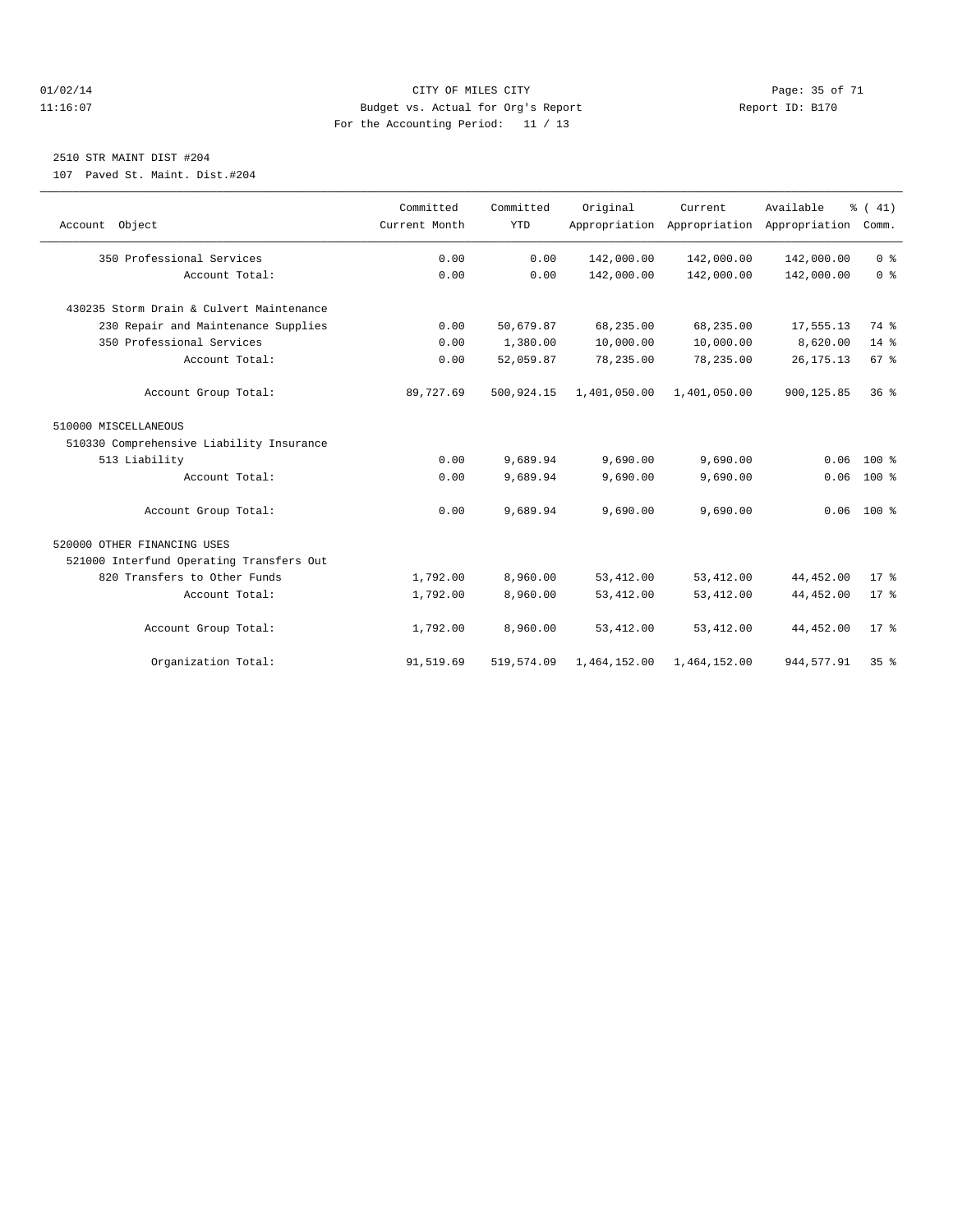CITY OF MILES CITY
Budget vs. Actual for Org's Report
For the Accounting Period: 11 / 13

01/02/14
11:16:07

Report ID: B170

## 2510 STR MAINT DIST #204

107 Paved St. Maint. Dist.#204

| Account Object | Committed Current Month | Committed YTD | Original Appropriation | Current Appropriation | Available Appropriation | % ( 41) Comm. |
|---|---|---|---|---|---|---|
| 350 Professional Services | 0.00 | 0.00 | 142,000.00 | 142,000.00 | 142,000.00 | 0 % |
| Account Total: | 0.00 | 0.00 | 142,000.00 | 142,000.00 | 142,000.00 | 0 % |
| 430235 Storm Drain & Culvert Maintenance | | | | | | |
| 230 Repair and Maintenance Supplies | 0.00 | 50,679.87 | 68,235.00 | 68,235.00 | 17,555.13 | 74 % |
| 350 Professional Services | 0.00 | 1,380.00 | 10,000.00 | 10,000.00 | 8,620.00 | 14 % |
| Account Total: | 0.00 | 52,059.87 | 78,235.00 | 78,235.00 | 26,175.13 | 67 % |
| Account Group Total: | 89,727.69 | 500,924.15 | 1,401,050.00 | 1,401,050.00 | 900,125.85 | 36 % |
| 510000 MISCELLANEOUS | | | | | | |
| 510330 Comprehensive Liability Insurance | | | | | | |
| 513 Liability | 0.00 | 9,689.94 | 9,690.00 | 9,690.00 | 0.06 | 100 % |
| Account Total: | 0.00 | 9,689.94 | 9,690.00 | 9,690.00 | 0.06 | 100 % |
| Account Group Total: | 0.00 | 9,689.94 | 9,690.00 | 9,690.00 | 0.06 | 100 % |
| 520000 OTHER FINANCING USES | | | | | | |
| 521000 Interfund Operating Transfers Out | | | | | | |
| 820 Transfers to Other Funds | 1,792.00 | 8,960.00 | 53,412.00 | 53,412.00 | 44,452.00 | 17 % |
| Account Total: | 1,792.00 | 8,960.00 | 53,412.00 | 53,412.00 | 44,452.00 | 17 % |
| Account Group Total: | 1,792.00 | 8,960.00 | 53,412.00 | 53,412.00 | 44,452.00 | 17 % |
| Organization Total: | 91,519.69 | 519,574.09 | 1,464,152.00 | 1,464,152.00 | 944,577.91 | 35 % |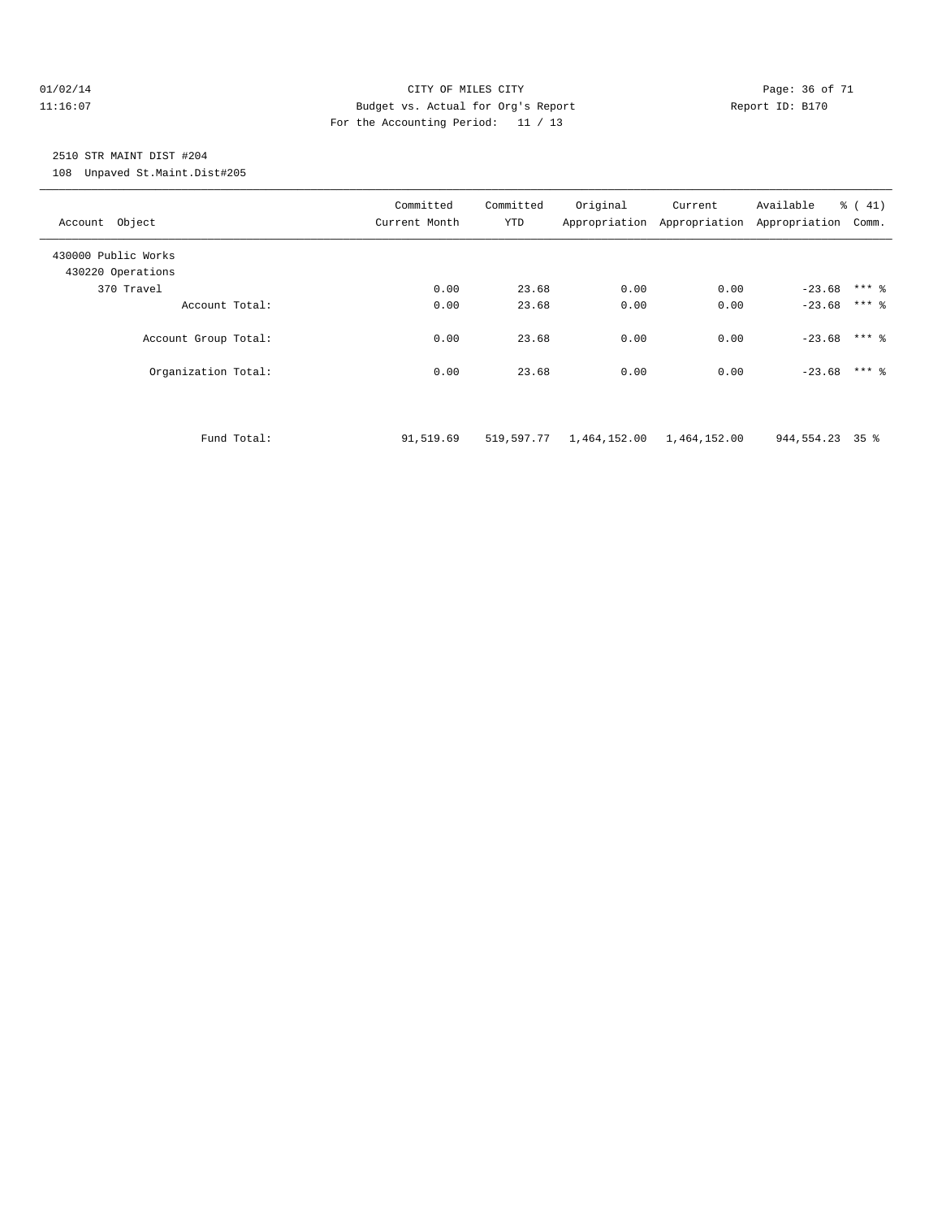CITY OF MILES CITY
Budget vs. Actual for Org's Report
For the Accounting Period: 11 / 13

Report ID: B170

01/02/14
11:16:07

2510 STR MAINT DIST #204
108 Unpaved St.Maint.Dist#205

| Account Object | Committed Current Month | Committed YTD | Original Appropriation | Current Appropriation | Available Appropriation | % ( 41) Comm. |
|---|---|---|---|---|---|---|
| 430000 Public Works | | | | | | |
| 430220 Operations | | | | | | |
| 370 Travel | 0.00 | 23.68 | 0.00 | 0.00 | -23.68 | *** % |
| Account Total: | 0.00 | 23.68 | 0.00 | 0.00 | -23.68 | *** % |
| Account Group Total: | 0.00 | 23.68 | 0.00 | 0.00 | -23.68 | *** % |
| Organization Total: | 0.00 | 23.68 | 0.00 | 0.00 | -23.68 | *** % |
| Fund Total: | 91,519.69 | 519,597.77 | 1,464,152.00 | 1,464,152.00 | 944,554.23 | 35 % |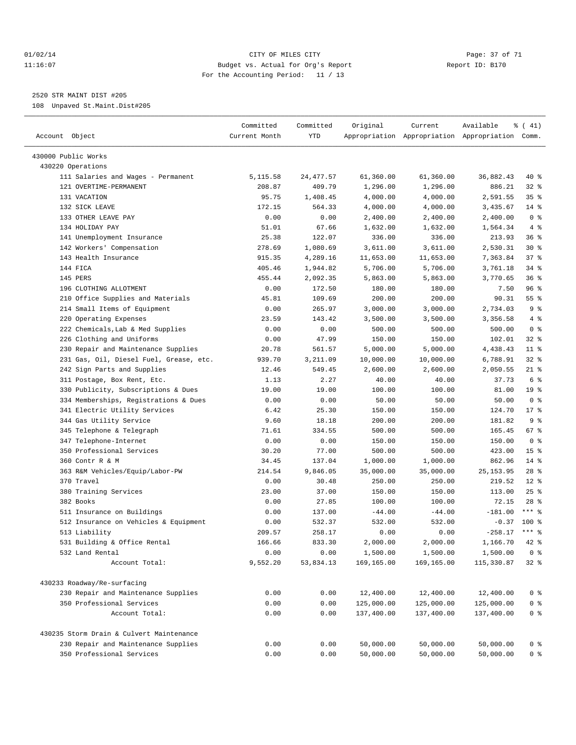01/02/14 CITY OF MILES CITY
11:16:07 Budget vs. Actual for Org's Report Report ID: B170
For the Accounting Period: 11 / 13

2520 STR MAINT DIST #205

108 Unpaved St.Maint.Dist#205

| Account Object | Committed Current Month | Committed YTD | Original Appropriation | Current Appropriation | Available Appropriation | % ( 41) Comm. |
|---|---|---|---|---|---|---|
| 430000 Public Works | | | | | | |
| 430220 Operations | | | | | | |
| 111 Salaries and Wages - Permanent | 5,115.58 | 24,477.57 | 61,360.00 | 61,360.00 | 36,882.43 | 40 % |
| 121 OVERTIME-PERMANENT | 208.87 | 409.79 | 1,296.00 | 1,296.00 | 886.21 | 32 % |
| 131 VACATION | 95.75 | 1,408.45 | 4,000.00 | 4,000.00 | 2,591.55 | 35 % |
| 132 SICK LEAVE | 172.15 | 564.33 | 4,000.00 | 4,000.00 | 3,435.67 | 14 % |
| 133 OTHER LEAVE PAY | 0.00 | 0.00 | 2,400.00 | 2,400.00 | 2,400.00 | 0 % |
| 134 HOLIDAY PAY | 51.01 | 67.66 | 1,632.00 | 1,632.00 | 1,564.34 | 4 % |
| 141 Unemployment Insurance | 25.38 | 122.07 | 336.00 | 336.00 | 213.93 | 36 % |
| 142 Workers' Compensation | 278.69 | 1,080.69 | 3,611.00 | 3,611.00 | 2,530.31 | 30 % |
| 143 Health Insurance | 915.35 | 4,289.16 | 11,653.00 | 11,653.00 | 7,363.84 | 37 % |
| 144 FICA | 405.46 | 1,944.82 | 5,706.00 | 5,706.00 | 3,761.18 | 34 % |
| 145 PERS | 455.44 | 2,092.35 | 5,863.00 | 5,863.00 | 3,770.65 | 36 % |
| 196 CLOTHING ALLOTMENT | 0.00 | 172.50 | 180.00 | 180.00 | 7.50 | 96 % |
| 210 Office Supplies and Materials | 45.81 | 109.69 | 200.00 | 200.00 | 90.31 | 55 % |
| 214 Small Items of Equipment | 0.00 | 265.97 | 3,000.00 | 3,000.00 | 2,734.03 | 9 % |
| 220 Operating Expenses | 23.59 | 143.42 | 3,500.00 | 3,500.00 | 3,356.58 | 4 % |
| 222 Chemicals,Lab & Med Supplies | 0.00 | 0.00 | 500.00 | 500.00 | 500.00 | 0 % |
| 226 Clothing and Uniforms | 0.00 | 47.99 | 150.00 | 150.00 | 102.01 | 32 % |
| 230 Repair and Maintenance Supplies | 20.78 | 561.57 | 5,000.00 | 5,000.00 | 4,438.43 | 11 % |
| 231 Gas, Oil, Diesel Fuel, Grease, etc. | 939.70 | 3,211.09 | 10,000.00 | 10,000.00 | 6,788.91 | 32 % |
| 242 Sign Parts and Supplies | 12.46 | 549.45 | 2,600.00 | 2,600.00 | 2,050.55 | 21 % |
| 311 Postage, Box Rent, Etc. | 1.13 | 2.27 | 40.00 | 40.00 | 37.73 | 6 % |
| 330 Publicity, Subscriptions & Dues | 19.00 | 19.00 | 100.00 | 100.00 | 81.00 | 19 % |
| 334 Memberships, Registrations & Dues | 0.00 | 0.00 | 50.00 | 50.00 | 50.00 | 0 % |
| 341 Electric Utility Services | 6.42 | 25.30 | 150.00 | 150.00 | 124.70 | 17 % |
| 344 Gas Utility Service | 9.60 | 18.18 | 200.00 | 200.00 | 181.82 | 9 % |
| 345 Telephone & Telegraph | 71.61 | 334.55 | 500.00 | 500.00 | 165.45 | 67 % |
| 347 Telephone-Internet | 0.00 | 0.00 | 150.00 | 150.00 | 150.00 | 0 % |
| 350 Professional Services | 30.20 | 77.00 | 500.00 | 500.00 | 423.00 | 15 % |
| 360 Contr R & M | 34.45 | 137.04 | 1,000.00 | 1,000.00 | 862.96 | 14 % |
| 363 R&M Vehicles/Equip/Labor-PW | 214.54 | 9,846.05 | 35,000.00 | 35,000.00 | 25,153.95 | 28 % |
| 370 Travel | 0.00 | 30.48 | 250.00 | 250.00 | 219.52 | 12 % |
| 380 Training Services | 23.00 | 37.00 | 150.00 | 150.00 | 113.00 | 25 % |
| 382 Books | 0.00 | 27.85 | 100.00 | 100.00 | 72.15 | 28 % |
| 511 Insurance on Buildings | 0.00 | 137.00 | -44.00 | -44.00 | -181.00 | *** % |
| 512 Insurance on Vehicles & Equipment | 0.00 | 532.37 | 532.00 | 532.00 | -0.37 | 100 % |
| 513 Liability | 209.57 | 258.17 | 0.00 | 0.00 | -258.17 | *** % |
| 531 Building & Office Rental | 166.66 | 833.30 | 2,000.00 | 2,000.00 | 1,166.70 | 42 % |
| 532 Land Rental | 0.00 | 0.00 | 1,500.00 | 1,500.00 | 1,500.00 | 0 % |
| Account Total: | 9,552.20 | 53,834.13 | 169,165.00 | 169,165.00 | 115,330.87 | 32 % |
| 430233 Roadway/Re-surfacing | | | | | | |
| 230 Repair and Maintenance Supplies | 0.00 | 0.00 | 12,400.00 | 12,400.00 | 12,400.00 | 0 % |
| 350 Professional Services | 0.00 | 0.00 | 125,000.00 | 125,000.00 | 125,000.00 | 0 % |
| Account Total: | 0.00 | 0.00 | 137,400.00 | 137,400.00 | 137,400.00 | 0 % |
| 430235 Storm Drain & Culvert Maintenance | | | | | | |
| 230 Repair and Maintenance Supplies | 0.00 | 0.00 | 50,000.00 | 50,000.00 | 50,000.00 | 0 % |
| 350 Professional Services | 0.00 | 0.00 | 50,000.00 | 50,000.00 | 50,000.00 | 0 % |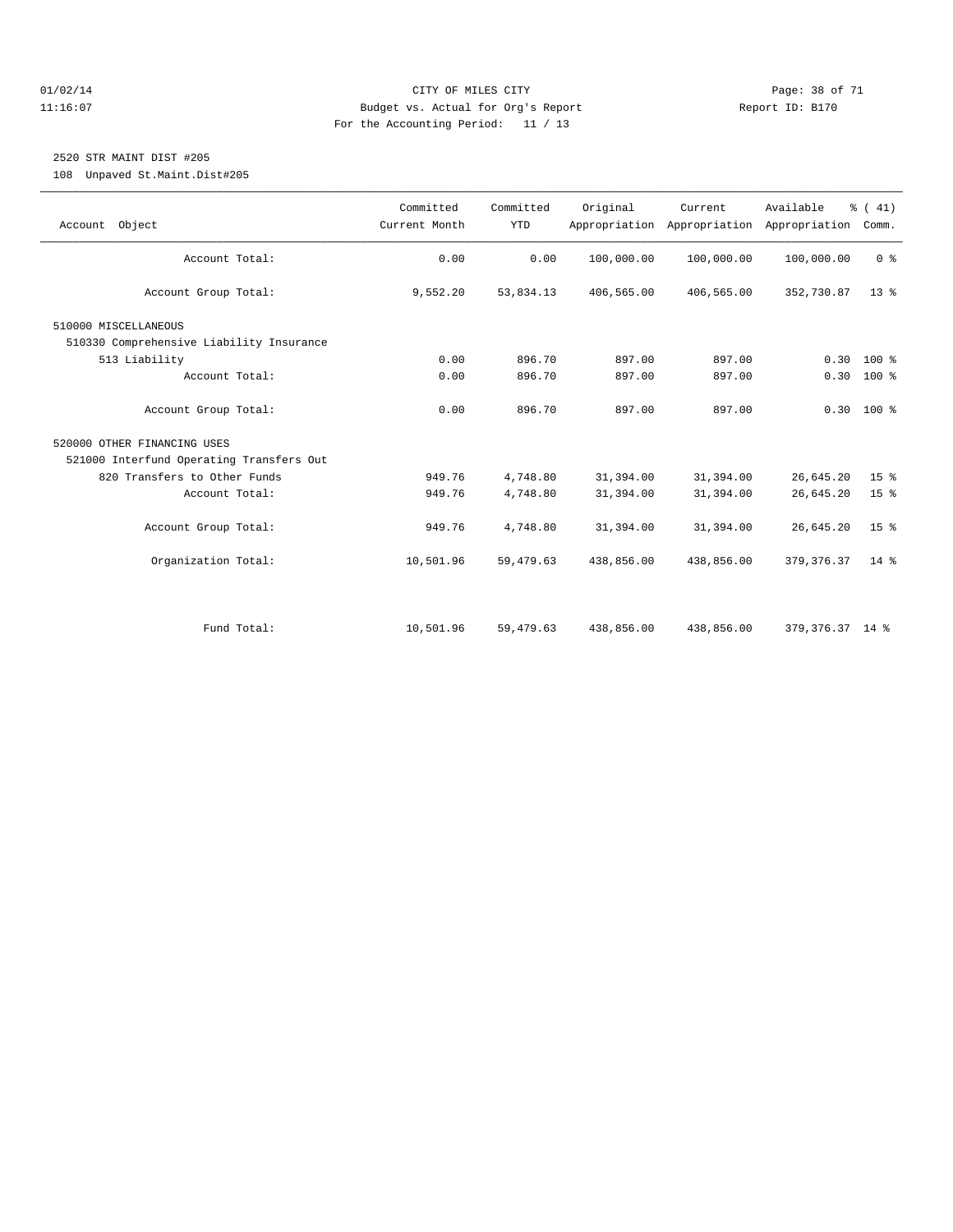CITY OF MILES CITY
Budget vs. Actual for Org's Report
For the Accounting Period: 11 / 13

01/02/14
11:16:07

Report ID: B170

## 2520 STR MAINT DIST #205

108 Unpaved St.Maint.Dist#205

| Account Object | Committed Current Month | Committed YTD | Original Appropriation | Current Appropriation | Available Appropriation | % ( 41) Comm. |
|---|---|---|---|---|---|---|
| Account Total: | 0.00 | 0.00 | 100,000.00 | 100,000.00 | 100,000.00 | 0 % |
| Account Group Total: | 9,552.20 | 53,834.13 | 406,565.00 | 406,565.00 | 352,730.87 | 13 % |
| 510000 MISCELLANEOUS | | | | | | |
| 510330 Comprehensive Liability Insurance | | | | | | |
| 513 Liability | 0.00 | 896.70 | 897.00 | 897.00 | 0.30 | 100 % |
| Account Total: | 0.00 | 896.70 | 897.00 | 897.00 | 0.30 | 100 % |
| Account Group Total: | 0.00 | 896.70 | 897.00 | 897.00 | 0.30 | 100 % |
| 520000 OTHER FINANCING USES | | | | | | |
| 521000 Interfund Operating Transfers Out | | | | | | |
| 820 Transfers to Other Funds | 949.76 | 4,748.80 | 31,394.00 | 31,394.00 | 26,645.20 | 15 % |
| Account Total: | 949.76 | 4,748.80 | 31,394.00 | 31,394.00 | 26,645.20 | 15 % |
| Account Group Total: | 949.76 | 4,748.80 | 31,394.00 | 31,394.00 | 26,645.20 | 15 % |
| Organization Total: | 10,501.96 | 59,479.63 | 438,856.00 | 438,856.00 | 379,376.37 | 14 % |
| Fund Total: | 10,501.96 | 59,479.63 | 438,856.00 | 438,856.00 | 379,376.37 | 14 % |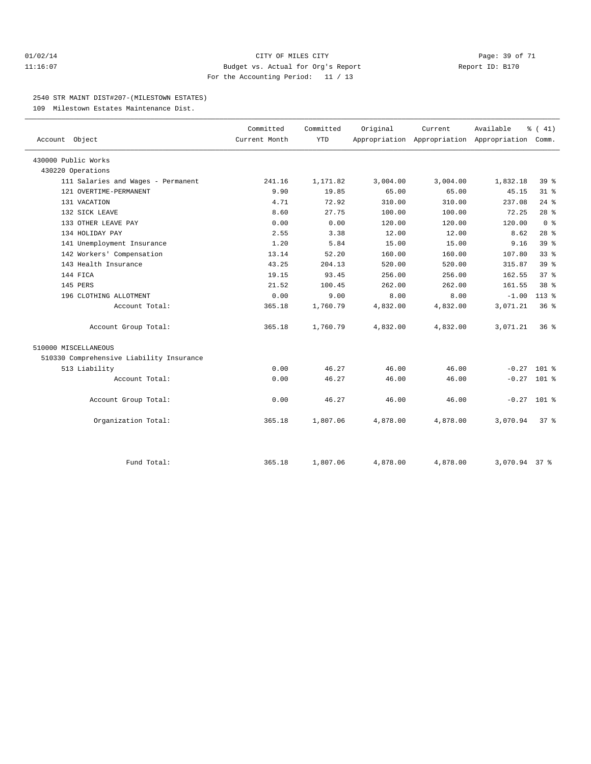CITY OF MILES CITY
Budget vs. Actual for Org's Report
For the Accounting Period: 11 / 13

01/02/14
11:16:07
Report ID: B170

## 2540 STR MAINT DIST#207-(MILESTOWN ESTATES)

109 Milestown Estates Maintenance Dist.

| Account Object | Committed Current Month | Committed YTD | Original Appropriation | Current Appropriation | Available Appropriation | % ( 41) Comm. |
|---|---|---|---|---|---|---|
| 430000 Public Works | | | | | | |
| 430220 Operations | | | | | | |
| 111 Salaries and Wages - Permanent | 241.16 | 1,171.82 | 3,004.00 | 3,004.00 | 1,832.18 | 39 % |
| 121 OVERTIME-PERMANENT | 9.90 | 19.85 | 65.00 | 65.00 | 45.15 | 31 % |
| 131 VACATION | 4.71 | 72.92 | 310.00 | 310.00 | 237.08 | 24 % |
| 132 SICK LEAVE | 8.60 | 27.75 | 100.00 | 100.00 | 72.25 | 28 % |
| 133 OTHER LEAVE PAY | 0.00 | 0.00 | 120.00 | 120.00 | 120.00 | 0 % |
| 134 HOLIDAY PAY | 2.55 | 3.38 | 12.00 | 12.00 | 8.62 | 28 % |
| 141 Unemployment Insurance | 1.20 | 5.84 | 15.00 | 15.00 | 9.16 | 39 % |
| 142 Workers' Compensation | 13.14 | 52.20 | 160.00 | 160.00 | 107.80 | 33 % |
| 143 Health Insurance | 43.25 | 204.13 | 520.00 | 520.00 | 315.87 | 39 % |
| 144 FICA | 19.15 | 93.45 | 256.00 | 256.00 | 162.55 | 37 % |
| 145 PERS | 21.52 | 100.45 | 262.00 | 262.00 | 161.55 | 38 % |
| 196 CLOTHING ALLOTMENT | 0.00 | 9.00 | 8.00 | 8.00 | -1.00 | 113 % |
| Account Total: | 365.18 | 1,760.79 | 4,832.00 | 4,832.00 | 3,071.21 | 36 % |
| Account Group Total: | 365.18 | 1,760.79 | 4,832.00 | 4,832.00 | 3,071.21 | 36 % |
| 510000 MISCELLANEOUS | | | | | | |
| 510330 Comprehensive Liability Insurance | | | | | | |
| 513 Liability | 0.00 | 46.27 | 46.00 | 46.00 | -0.27 | 101 % |
| Account Total: | 0.00 | 46.27 | 46.00 | 46.00 | -0.27 | 101 % |
| Account Group Total: | 0.00 | 46.27 | 46.00 | 46.00 | -0.27 | 101 % |
| Organization Total: | 365.18 | 1,807.06 | 4,878.00 | 4,878.00 | 3,070.94 | 37 % |
| Fund Total: | 365.18 | 1,807.06 | 4,878.00 | 4,878.00 | 3,070.94 | 37 % |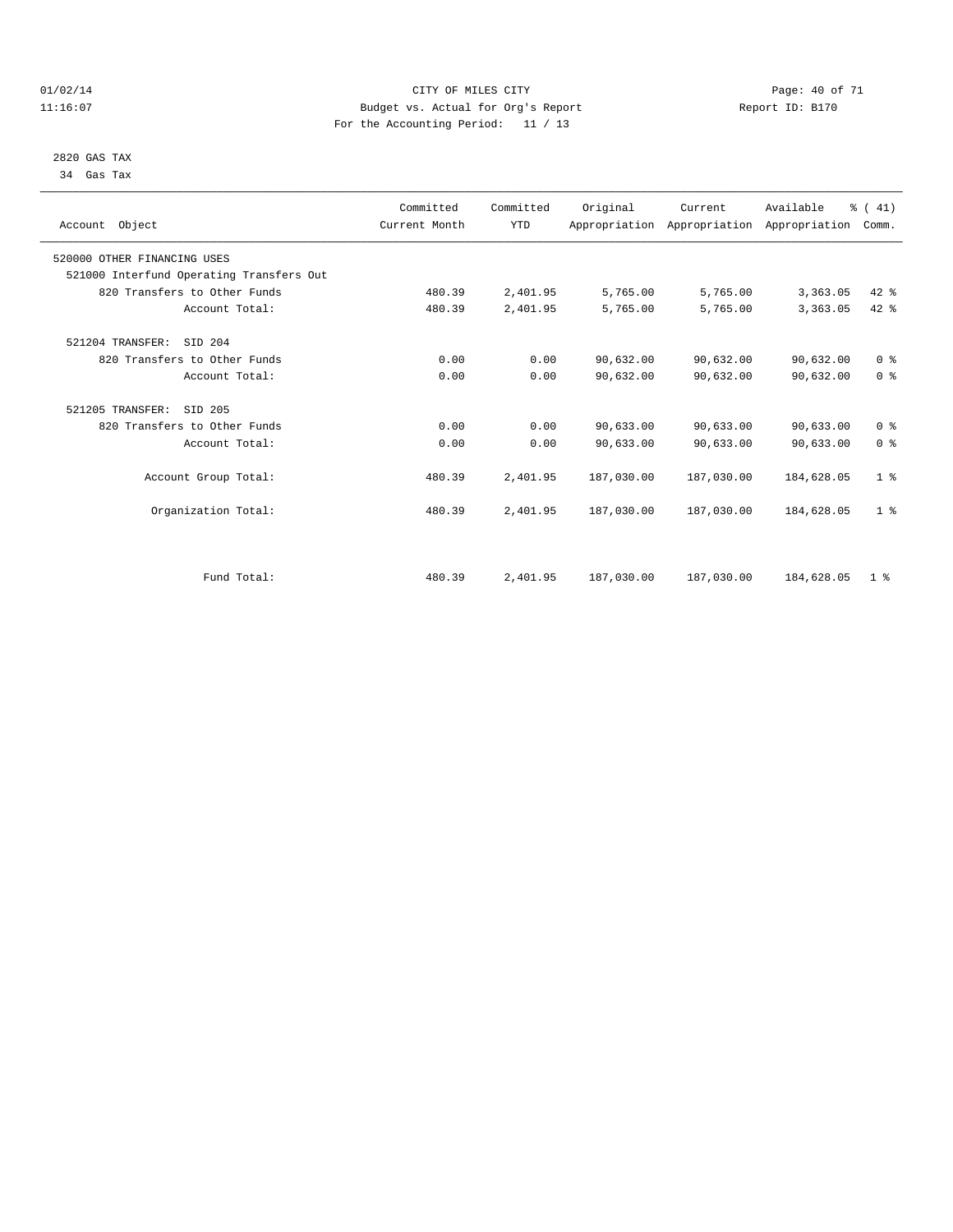CITY OF MILES CITY
Budget vs. Actual for Org's Report
For the Accounting Period: 11 / 13

01/02/14
11:16:07

Report ID: B170

2820 GAS TAX
34 Gas Tax

| Account Object | Committed Current Month | Committed YTD | Original Appropriation | Current Appropriation | Available Appropriation | % ( 41) Comm. |
|---|---|---|---|---|---|---|
| 520000 OTHER FINANCING USES | | | | | | |
| 521000 Interfund Operating Transfers Out | | | | | | |
| 820 Transfers to Other Funds | 480.39 | 2,401.95 | 5,765.00 | 5,765.00 | 3,363.05 | 42 % |
| Account Total: | 480.39 | 2,401.95 | 5,765.00 | 5,765.00 | 3,363.05 | 42 % |
| 521204 TRANSFER: SID 204 | | | | | | |
| 820 Transfers to Other Funds | 0.00 | 0.00 | 90,632.00 | 90,632.00 | 90,632.00 | 0 % |
| Account Total: | 0.00 | 0.00 | 90,632.00 | 90,632.00 | 90,632.00 | 0 % |
| 521205 TRANSFER: SID 205 | | | | | | |
| 820 Transfers to Other Funds | 0.00 | 0.00 | 90,633.00 | 90,633.00 | 90,633.00 | 0 % |
| Account Total: | 0.00 | 0.00 | 90,633.00 | 90,633.00 | 90,633.00 | 0 % |
| Account Group Total: | 480.39 | 2,401.95 | 187,030.00 | 187,030.00 | 184,628.05 | 1 % |
| Organization Total: | 480.39 | 2,401.95 | 187,030.00 | 187,030.00 | 184,628.05 | 1 % |
| Fund Total: | 480.39 | 2,401.95 | 187,030.00 | 187,030.00 | 184,628.05 | 1 % |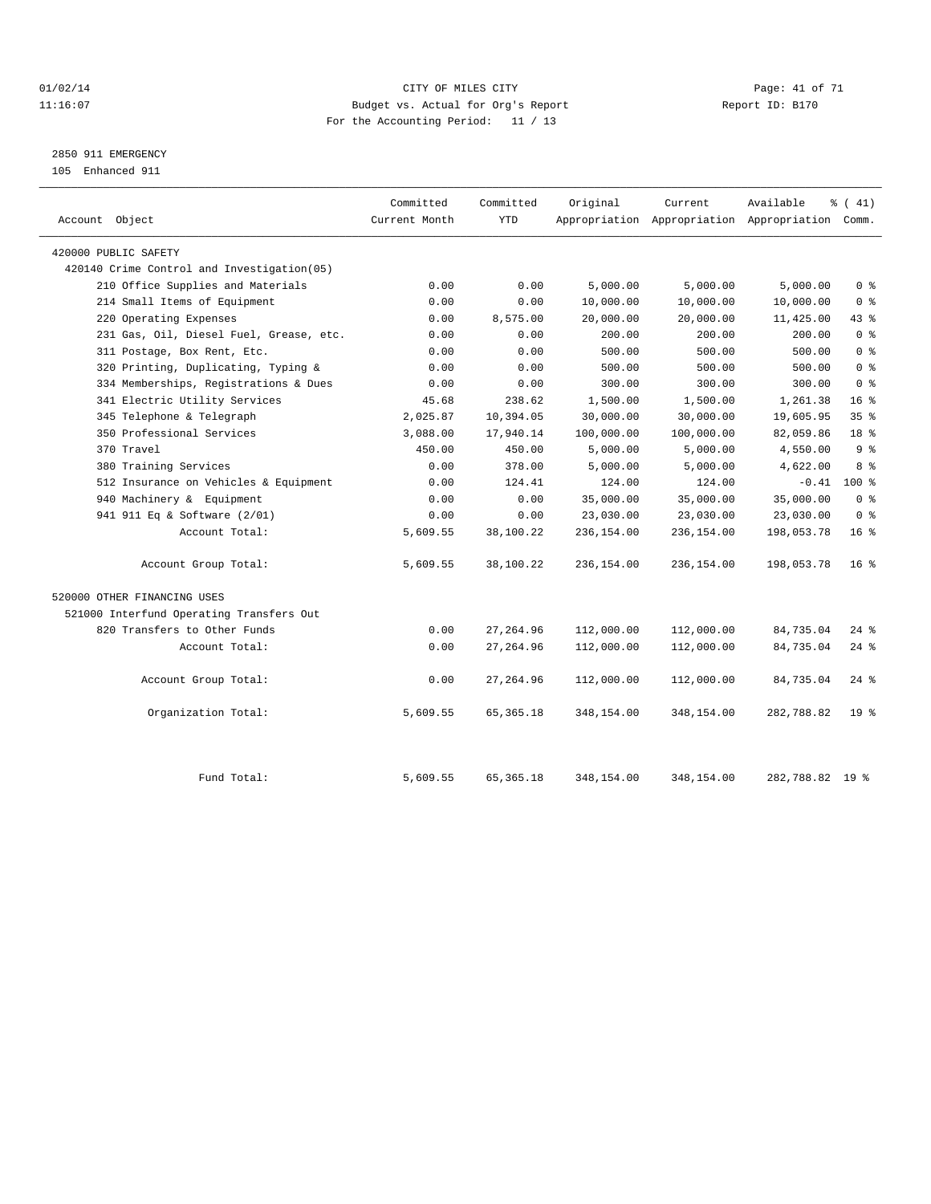01/02/14 CITY OF MILES CITY
11:16:07 Budget vs. Actual for Org's Report Report ID: B170
For the Accounting Period: 11 / 13

2850 911 EMERGENCY
105 Enhanced 911

| Account Object | Committed Current Month | Committed YTD | Original Appropriation | Current Appropriation | Available Appropriation | % ( 41) Comm. |
|---|---|---|---|---|---|---|
| 420000 PUBLIC SAFETY | | | | | | |
| 420140 Crime Control and Investigation(05) | | | | | | |
| 210 Office Supplies and Materials | 0.00 | 0.00 | 5,000.00 | 5,000.00 | 5,000.00 | 0 % |
| 214 Small Items of Equipment | 0.00 | 0.00 | 10,000.00 | 10,000.00 | 10,000.00 | 0 % |
| 220 Operating Expenses | 0.00 | 8,575.00 | 20,000.00 | 20,000.00 | 11,425.00 | 43 % |
| 231 Gas, Oil, Diesel Fuel, Grease, etc. | 0.00 | 0.00 | 200.00 | 200.00 | 200.00 | 0 % |
| 311 Postage, Box Rent, Etc. | 0.00 | 0.00 | 500.00 | 500.00 | 500.00 | 0 % |
| 320 Printing, Duplicating, Typing & | 0.00 | 0.00 | 500.00 | 500.00 | 500.00 | 0 % |
| 334 Memberships, Registrations & Dues | 0.00 | 0.00 | 300.00 | 300.00 | 300.00 | 0 % |
| 341 Electric Utility Services | 45.68 | 238.62 | 1,500.00 | 1,500.00 | 1,261.38 | 16 % |
| 345 Telephone & Telegraph | 2,025.87 | 10,394.05 | 30,000.00 | 30,000.00 | 19,605.95 | 35 % |
| 350 Professional Services | 3,088.00 | 17,940.14 | 100,000.00 | 100,000.00 | 82,059.86 | 18 % |
| 370 Travel | 450.00 | 450.00 | 5,000.00 | 5,000.00 | 4,550.00 | 9 % |
| 380 Training Services | 0.00 | 378.00 | 5,000.00 | 5,000.00 | 4,622.00 | 8 % |
| 512 Insurance on Vehicles & Equipment | 0.00 | 124.41 | 124.00 | 124.00 | -0.41 | 100 % |
| 940 Machinery & Equipment | 0.00 | 0.00 | 35,000.00 | 35,000.00 | 35,000.00 | 0 % |
| 941 911 Eq & Software (2/01) | 0.00 | 0.00 | 23,030.00 | 23,030.00 | 23,030.00 | 0 % |
| Account Total: | 5,609.55 | 38,100.22 | 236,154.00 | 236,154.00 | 198,053.78 | 16 % |
| Account Group Total: | 5,609.55 | 38,100.22 | 236,154.00 | 236,154.00 | 198,053.78 | 16 % |
| 520000 OTHER FINANCING USES | | | | | | |
| 521000 Interfund Operating Transfers Out | | | | | | |
| 820 Transfers to Other Funds | 0.00 | 27,264.96 | 112,000.00 | 112,000.00 | 84,735.04 | 24 % |
| Account Total: | 0.00 | 27,264.96 | 112,000.00 | 112,000.00 | 84,735.04 | 24 % |
| Account Group Total: | 0.00 | 27,264.96 | 112,000.00 | 112,000.00 | 84,735.04 | 24 % |
| Organization Total: | 5,609.55 | 65,365.18 | 348,154.00 | 348,154.00 | 282,788.82 | 19 % |
| Fund Total: | 5,609.55 | 65,365.18 | 348,154.00 | 348,154.00 | 282,788.82 | 19 % |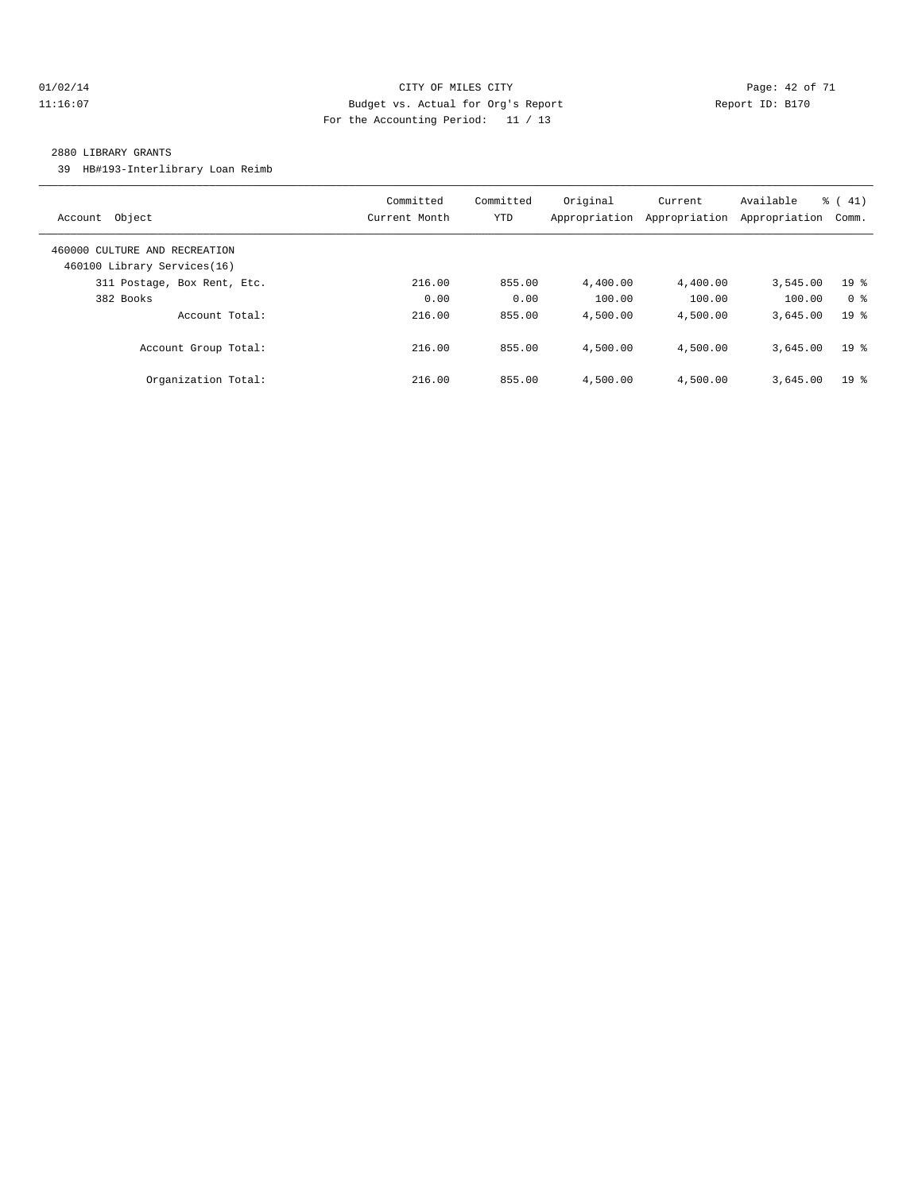CITY OF MILES CITY
Budget vs. Actual for Org's Report
For the Accounting Period: 11 / 13

2880 LIBRARY GRANTS
39 HB#193-Interlibrary Loan Reimb

| Account Object | Committed Current Month | Committed YTD | Original Appropriation | Current Appropriation | Available Appropriation | % ( 41) Comm. |
|---|---|---|---|---|---|---|
| 460000 CULTURE AND RECREATION | | | | | | |
| 460100 Library Services(16) | | | | | | |
| 311 Postage, Box Rent, Etc. | 216.00 | 855.00 | 4,400.00 | 4,400.00 | 3,545.00 | 19 % |
| 382 Books | 0.00 | 0.00 | 100.00 | 100.00 | 100.00 | 0 % |
| Account Total: | 216.00 | 855.00 | 4,500.00 | 4,500.00 | 3,645.00 | 19 % |
| Account Group Total: | 216.00 | 855.00 | 4,500.00 | 4,500.00 | 3,645.00 | 19 % |
| Organization Total: | 216.00 | 855.00 | 4,500.00 | 4,500.00 | 3,645.00 | 19 % |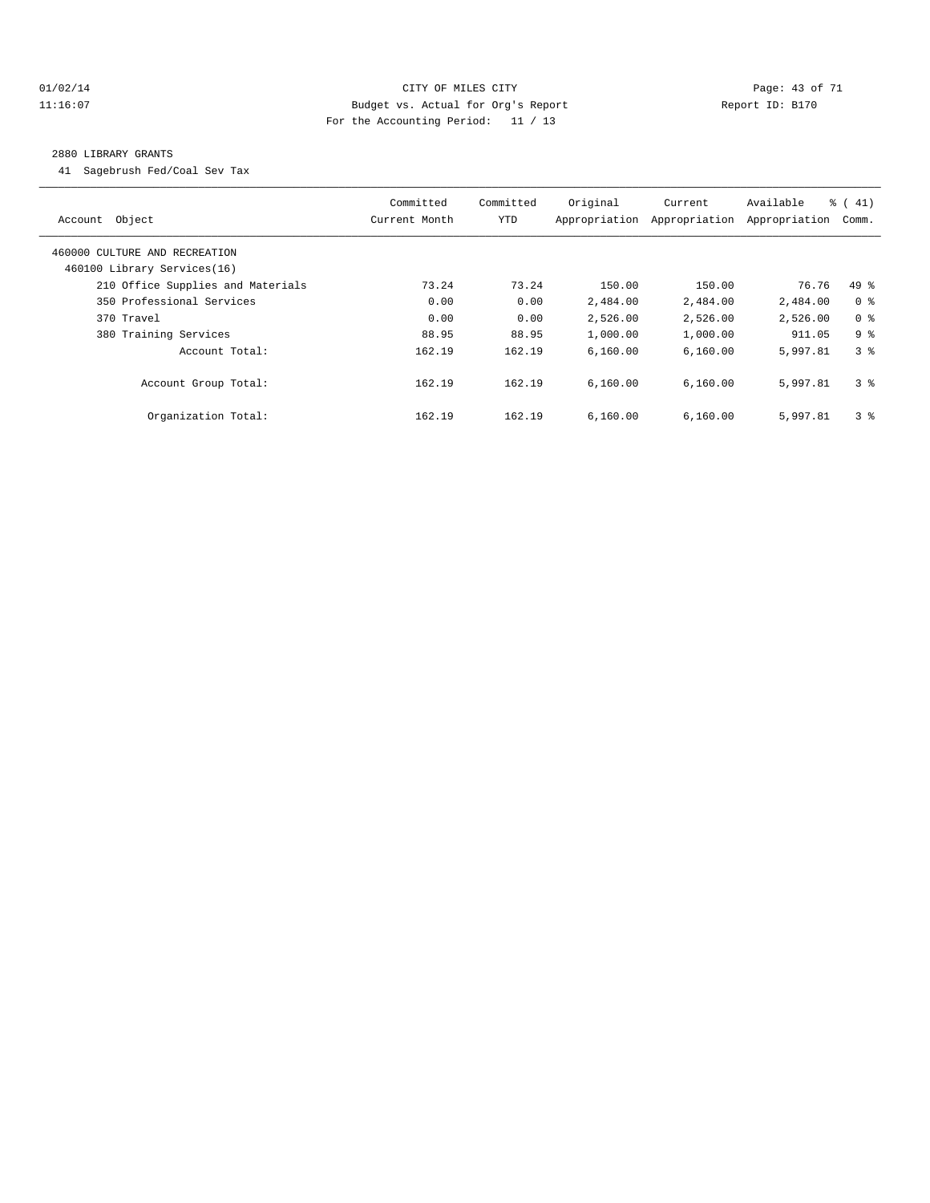CITY OF MILES CITY
Budget vs. Actual for Org's Report
For the Accounting Period: 11 / 13

01/02/14
11:16:07

Report ID: B170

2880 LIBRARY GRANTS

41 Sagebrush Fed/Coal Sev Tax

| Account Object | Committed Current Month | Committed YTD | Original Appropriation | Current Appropriation | Available Appropriation | % ( 41) Comm. |
|---|---|---|---|---|---|---|
| 460000 CULTURE AND RECREATION | | | | | | |
| 460100 Library Services(16) | | | | | | |
| 210 Office Supplies and Materials | 73.24 | 73.24 | 150.00 | 150.00 | 76.76 | 49 % |
| 350 Professional Services | 0.00 | 0.00 | 2,484.00 | 2,484.00 | 2,484.00 | 0 % |
| 370 Travel | 0.00 | 0.00 | 2,526.00 | 2,526.00 | 2,526.00 | 0 % |
| 380 Training Services | 88.95 | 88.95 | 1,000.00 | 1,000.00 | 911.05 | 9 % |
| Account Total: | 162.19 | 162.19 | 6,160.00 | 6,160.00 | 5,997.81 | 3 % |
| Account Group Total: | 162.19 | 162.19 | 6,160.00 | 6,160.00 | 5,997.81 | 3 % |
| Organization Total: | 162.19 | 162.19 | 6,160.00 | 6,160.00 | 5,997.81 | 3 % |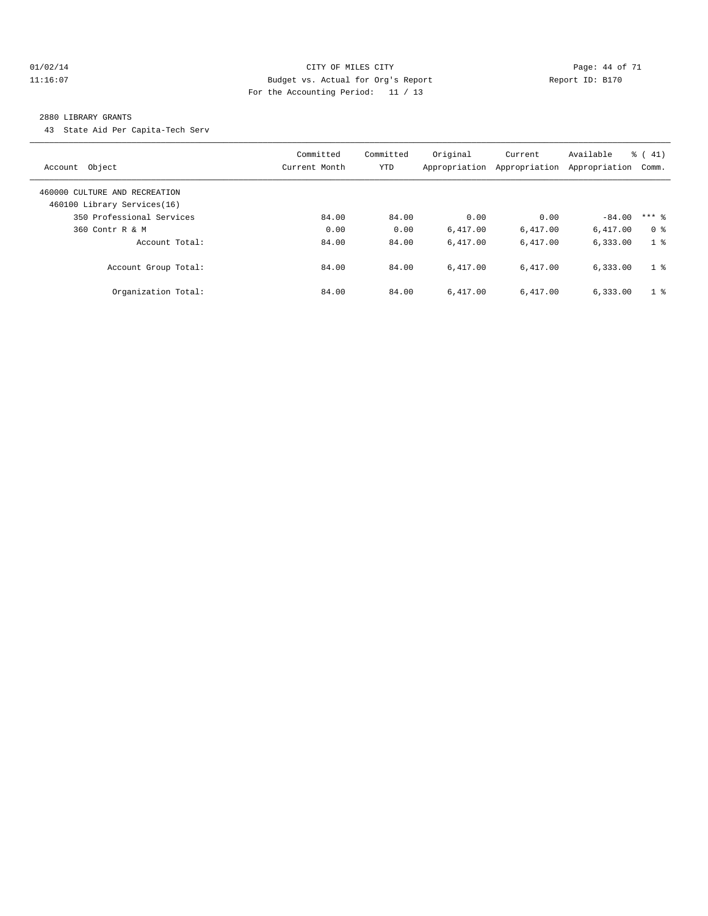CITY OF MILES CITY
Budget vs. Actual for Org's Report
For the Accounting Period: 11 / 13

01/02/14
11:16:07

Report ID: B170

2880 LIBRARY GRANTS
43 State Aid Per Capita-Tech Serv

| Account Object | Committed Current Month | Committed YTD | Original Appropriation | Current Appropriation | Available Appropriation | % ( 41) Comm. |
|---|---|---|---|---|---|---|
| 460000 CULTURE AND RECREATION | | | | | | |
| 460100 Library Services(16) | | | | | | |
| 350 Professional Services | 84.00 | 84.00 | 0.00 | 0.00 | -84.00 | *** % |
| 360 Contr R & M | 0.00 | 0.00 | 6,417.00 | 6,417.00 | 6,417.00 | 0 % |
| Account Total: | 84.00 | 84.00 | 6,417.00 | 6,417.00 | 6,333.00 | 1 % |
| Account Group Total: | 84.00 | 84.00 | 6,417.00 | 6,417.00 | 6,333.00 | 1 % |
| Organization Total: | 84.00 | 84.00 | 6,417.00 | 6,417.00 | 6,333.00 | 1 % |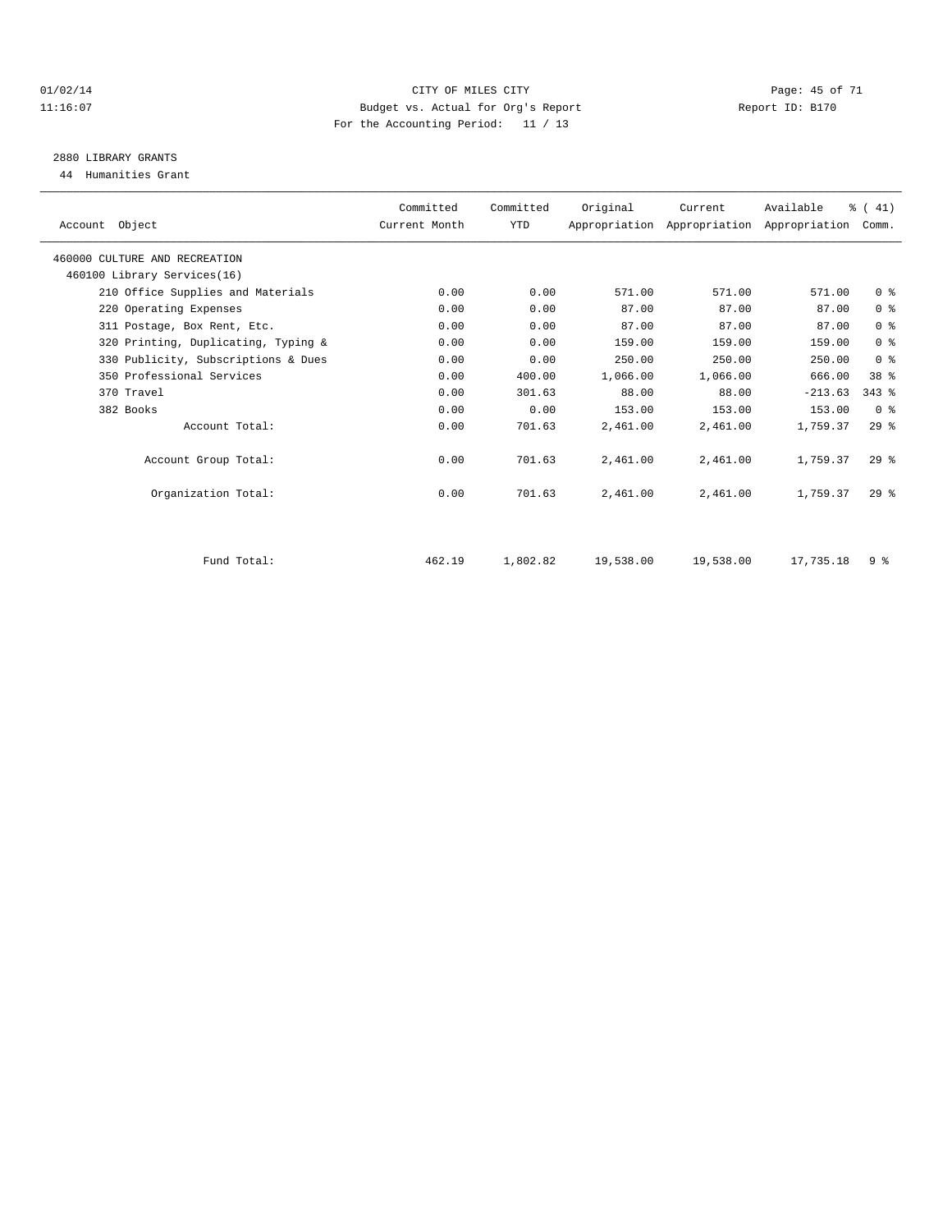CITY OF MILES CITY
Budget vs. Actual for Org's Report
For the Accounting Period: 11 / 13

01/02/14
11:16:07

Report ID: B170

## 2880 LIBRARY GRANTS

44 Humanities Grant

| Account Object | Committed Current Month | Committed YTD | Original Appropriation | Current Appropriation | Available Appropriation | % ( 41) Comm. |
|---|---|---|---|---|---|---|
| 460000 CULTURE AND RECREATION | | | | | | |
| 460100 Library Services(16) | | | | | | |
| 210 Office Supplies and Materials | 0.00 | 0.00 | 571.00 | 571.00 | 571.00 | 0 % |
| 220 Operating Expenses | 0.00 | 0.00 | 87.00 | 87.00 | 87.00 | 0 % |
| 311 Postage, Box Rent, Etc. | 0.00 | 0.00 | 87.00 | 87.00 | 87.00 | 0 % |
| 320 Printing, Duplicating, Typing & | 0.00 | 0.00 | 159.00 | 159.00 | 159.00 | 0 % |
| 330 Publicity, Subscriptions & Dues | 0.00 | 0.00 | 250.00 | 250.00 | 250.00 | 0 % |
| 350 Professional Services | 0.00 | 400.00 | 1,066.00 | 1,066.00 | 666.00 | 38 % |
| 370 Travel | 0.00 | 301.63 | 88.00 | 88.00 | -213.63 | 343 % |
| 382 Books | 0.00 | 0.00 | 153.00 | 153.00 | 153.00 | 0 % |
| Account Total: | 0.00 | 701.63 | 2,461.00 | 2,461.00 | 1,759.37 | 29 % |
| Account Group Total: | 0.00 | 701.63 | 2,461.00 | 2,461.00 | 1,759.37 | 29 % |
| Organization Total: | 0.00 | 701.63 | 2,461.00 | 2,461.00 | 1,759.37 | 29 % |
| Fund Total: | 462.19 | 1,802.82 | 19,538.00 | 19,538.00 | 17,735.18 | 9 % |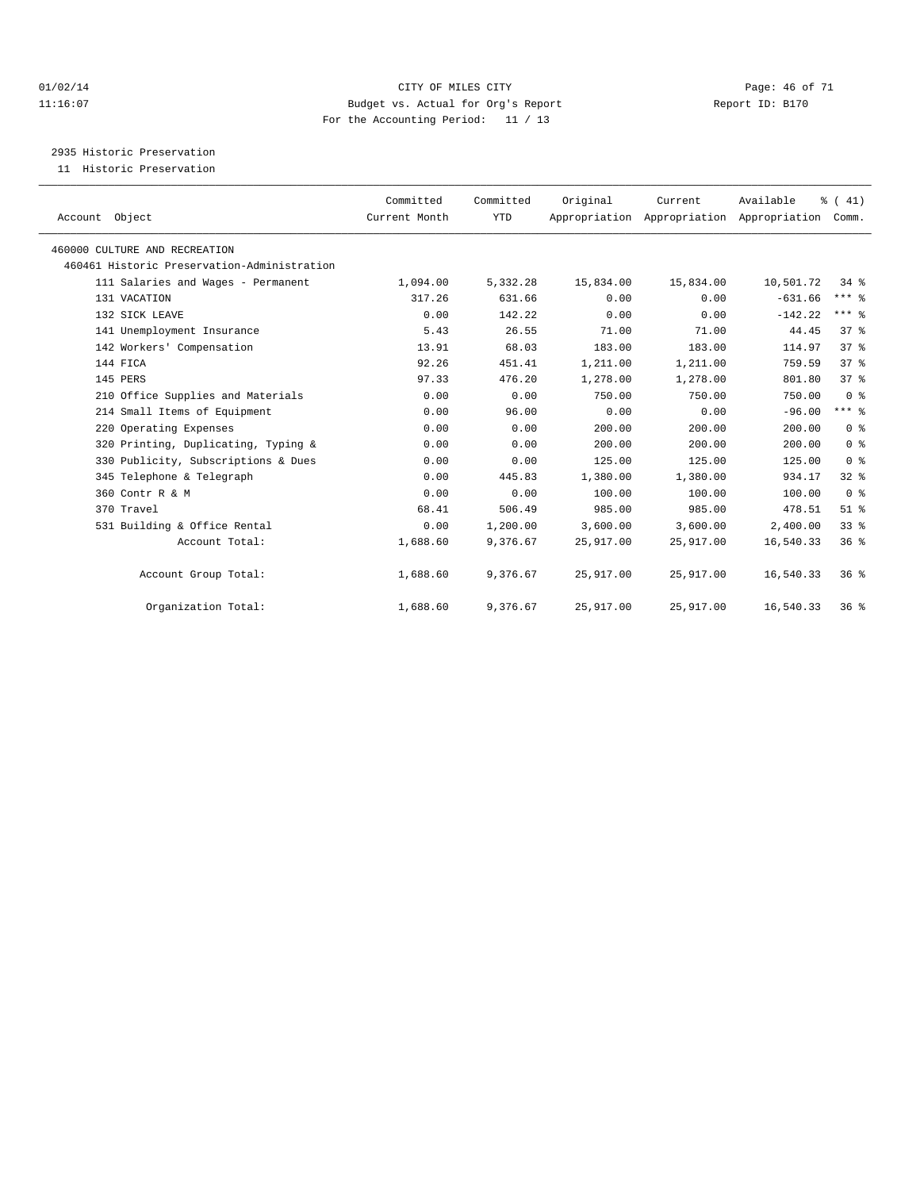CITY OF MILES CITY
Budget vs. Actual for Org's Report
For the Accounting Period: 11 / 13

01/02/14
11:16:07

Report ID: B170

2935 Historic Preservation
11 Historic Preservation

| Account Object | Committed Current Month | Committed YTD | Original Appropriation | Current Appropriation | Available Appropriation | % ( 41) Comm. |
|---|---|---|---|---|---|---|
| 460000 CULTURE AND RECREATION | | | | | | |
| 460461 Historic Preservation-Administration | | | | | | |
| 111 Salaries and Wages - Permanent | 1,094.00 | 5,332.28 | 15,834.00 | 15,834.00 | 10,501.72 | 34 % |
| 131 VACATION | 317.26 | 631.66 | 0.00 | 0.00 | -631.66 | *** % |
| 132 SICK LEAVE | 0.00 | 142.22 | 0.00 | 0.00 | -142.22 | *** % |
| 141 Unemployment Insurance | 5.43 | 26.55 | 71.00 | 71.00 | 44.45 | 37 % |
| 142 Workers' Compensation | 13.91 | 68.03 | 183.00 | 183.00 | 114.97 | 37 % |
| 144 FICA | 92.26 | 451.41 | 1,211.00 | 1,211.00 | 759.59 | 37 % |
| 145 PERS | 97.33 | 476.20 | 1,278.00 | 1,278.00 | 801.80 | 37 % |
| 210 Office Supplies and Materials | 0.00 | 0.00 | 750.00 | 750.00 | 750.00 | 0 % |
| 214 Small Items of Equipment | 0.00 | 96.00 | 0.00 | 0.00 | -96.00 | *** % |
| 220 Operating Expenses | 0.00 | 0.00 | 200.00 | 200.00 | 200.00 | 0 % |
| 320 Printing, Duplicating, Typing & | 0.00 | 0.00 | 200.00 | 200.00 | 200.00 | 0 % |
| 330 Publicity, Subscriptions & Dues | 0.00 | 0.00 | 125.00 | 125.00 | 125.00 | 0 % |
| 345 Telephone & Telegraph | 0.00 | 445.83 | 1,380.00 | 1,380.00 | 934.17 | 32 % |
| 360 Contr R & M | 0.00 | 0.00 | 100.00 | 100.00 | 100.00 | 0 % |
| 370 Travel | 68.41 | 506.49 | 985.00 | 985.00 | 478.51 | 51 % |
| 531 Building & Office Rental | 0.00 | 1,200.00 | 3,600.00 | 3,600.00 | 2,400.00 | 33 % |
| Account Total: | 1,688.60 | 9,376.67 | 25,917.00 | 25,917.00 | 16,540.33 | 36 % |
| Account Group Total: | 1,688.60 | 9,376.67 | 25,917.00 | 25,917.00 | 16,540.33 | 36 % |
| Organization Total: | 1,688.60 | 9,376.67 | 25,917.00 | 25,917.00 | 16,540.33 | 36 % |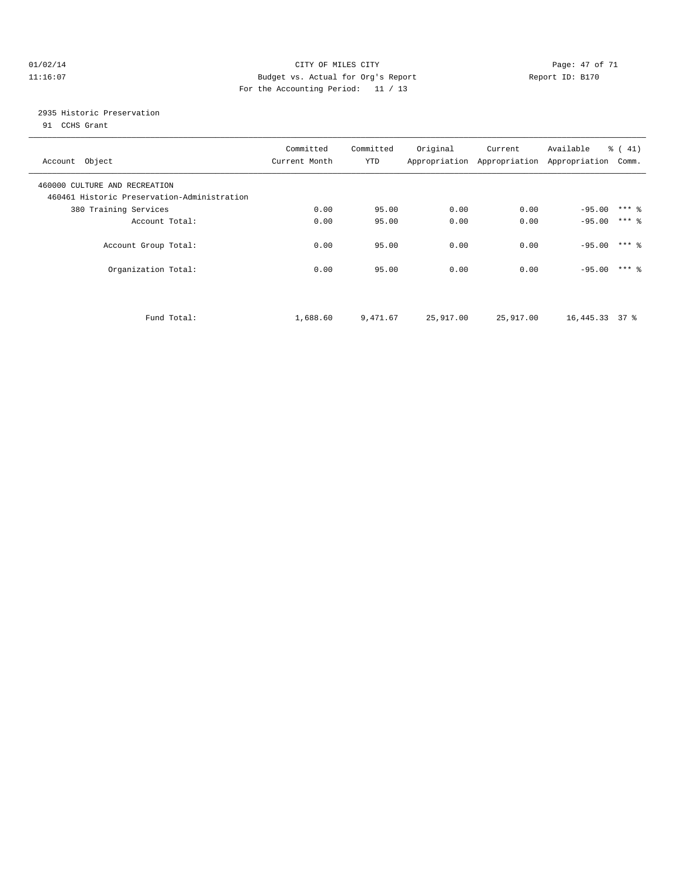CITY OF MILES CITY
Budget vs. Actual for Org's Report
For the Accounting Period: 11 / 13

01/02/14
11:16:07

Report ID: B170

2935 Historic Preservation
91 CCHS Grant

| Account Object | Committed Current Month | Committed YTD | Original Appropriation | Current Appropriation | Available Appropriation | % ( 41) Comm. |
|---|---|---|---|---|---|---|
| 460000 CULTURE AND RECREATION | | | | | | |
| 460461 Historic Preservation-Administration | | | | | | |
| 380 Training Services | 0.00 | 95.00 | 0.00 | 0.00 | -95.00 | *** % |
| Account Total: | 0.00 | 95.00 | 0.00 | 0.00 | -95.00 | *** % |
| Account Group Total: | 0.00 | 95.00 | 0.00 | 0.00 | -95.00 | *** % |
| Organization Total: | 0.00 | 95.00 | 0.00 | 0.00 | -95.00 | *** % |
| Fund Total: | 1,688.60 | 9,471.67 | 25,917.00 | 25,917.00 | 16,445.33 | 37 % |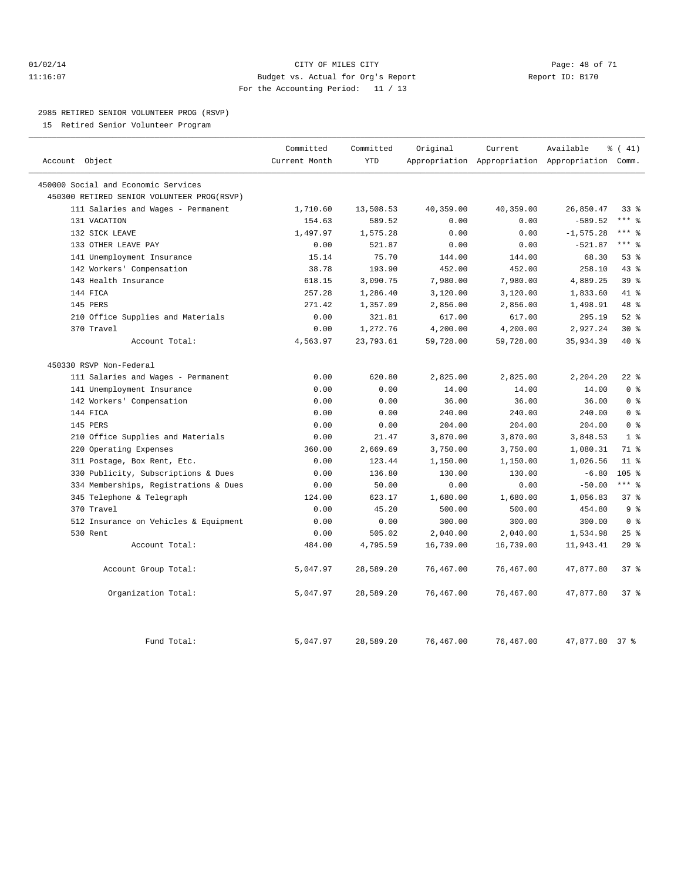CITY OF MILES CITY
Budget vs. Actual for Org's Report
For the Accounting Period: 11 / 13

01/02/14
11:16:07

Report ID: B170

2985 RETIRED SENIOR VOLUNTEER PROG (RSVP)

15 Retired Senior Volunteer Program

| Account Object | Committed Current Month | Committed YTD | Original Appropriation | Current Appropriation | Available Appropriation | % ( 41) Comm. |
|---|---|---|---|---|---|---|
| 450000 Social and Economic Services | | | | | | |
| 450300 RETIRED SENIOR VOLUNTEER PROG(RSVP) | | | | | | |
| 111 Salaries and Wages - Permanent | 1,710.60 | 13,508.53 | 40,359.00 | 40,359.00 | 26,850.47 | 33 % |
| 131 VACATION | 154.63 | 589.52 | 0.00 | 0.00 | -589.52 | *** % |
| 132 SICK LEAVE | 1,497.97 | 1,575.28 | 0.00 | 0.00 | -1,575.28 | *** % |
| 133 OTHER LEAVE PAY | 0.00 | 521.87 | 0.00 | 0.00 | -521.87 | *** % |
| 141 Unemployment Insurance | 15.14 | 75.70 | 144.00 | 144.00 | 68.30 | 53 % |
| 142 Workers' Compensation | 38.78 | 193.90 | 452.00 | 452.00 | 258.10 | 43 % |
| 143 Health Insurance | 618.15 | 3,090.75 | 7,980.00 | 7,980.00 | 4,889.25 | 39 % |
| 144 FICA | 257.28 | 1,286.40 | 3,120.00 | 3,120.00 | 1,833.60 | 41 % |
| 145 PERS | 271.42 | 1,357.09 | 2,856.00 | 2,856.00 | 1,498.91 | 48 % |
| 210 Office Supplies and Materials | 0.00 | 321.81 | 617.00 | 617.00 | 295.19 | 52 % |
| 370 Travel | 0.00 | 1,272.76 | 4,200.00 | 4,200.00 | 2,927.24 | 30 % |
| Account Total: | 4,563.97 | 23,793.61 | 59,728.00 | 59,728.00 | 35,934.39 | 40 % |
| 450330 RSVP Non-Federal | | | | | | |
| 111 Salaries and Wages - Permanent | 0.00 | 620.80 | 2,825.00 | 2,825.00 | 2,204.20 | 22 % |
| 141 Unemployment Insurance | 0.00 | 0.00 | 14.00 | 14.00 | 14.00 | 0 % |
| 142 Workers' Compensation | 0.00 | 0.00 | 36.00 | 36.00 | 36.00 | 0 % |
| 144 FICA | 0.00 | 0.00 | 240.00 | 240.00 | 240.00 | 0 % |
| 145 PERS | 0.00 | 0.00 | 204.00 | 204.00 | 204.00 | 0 % |
| 210 Office Supplies and Materials | 0.00 | 21.47 | 3,870.00 | 3,870.00 | 3,848.53 | 1 % |
| 220 Operating Expenses | 360.00 | 2,669.69 | 3,750.00 | 3,750.00 | 1,080.31 | 71 % |
| 311 Postage, Box Rent, Etc. | 0.00 | 123.44 | 1,150.00 | 1,150.00 | 1,026.56 | 11 % |
| 330 Publicity, Subscriptions & Dues | 0.00 | 136.80 | 130.00 | 130.00 | -6.80 | 105 % |
| 334 Memberships, Registrations & Dues | 0.00 | 50.00 | 0.00 | 0.00 | -50.00 | *** % |
| 345 Telephone & Telegraph | 124.00 | 623.17 | 1,680.00 | 1,680.00 | 1,056.83 | 37 % |
| 370 Travel | 0.00 | 45.20 | 500.00 | 500.00 | 454.80 | 9 % |
| 512 Insurance on Vehicles & Equipment | 0.00 | 0.00 | 300.00 | 300.00 | 300.00 | 0 % |
| 530 Rent | 0.00 | 505.02 | 2,040.00 | 2,040.00 | 1,534.98 | 25 % |
| Account Total: | 484.00 | 4,795.59 | 16,739.00 | 16,739.00 | 11,943.41 | 29 % |
| Account Group Total: | 5,047.97 | 28,589.20 | 76,467.00 | 76,467.00 | 47,877.80 | 37 % |
| Organization Total: | 5,047.97 | 28,589.20 | 76,467.00 | 76,467.00 | 47,877.80 | 37 % |
| Fund Total: | 5,047.97 | 28,589.20 | 76,467.00 | 76,467.00 | 47,877.80 | 37 % |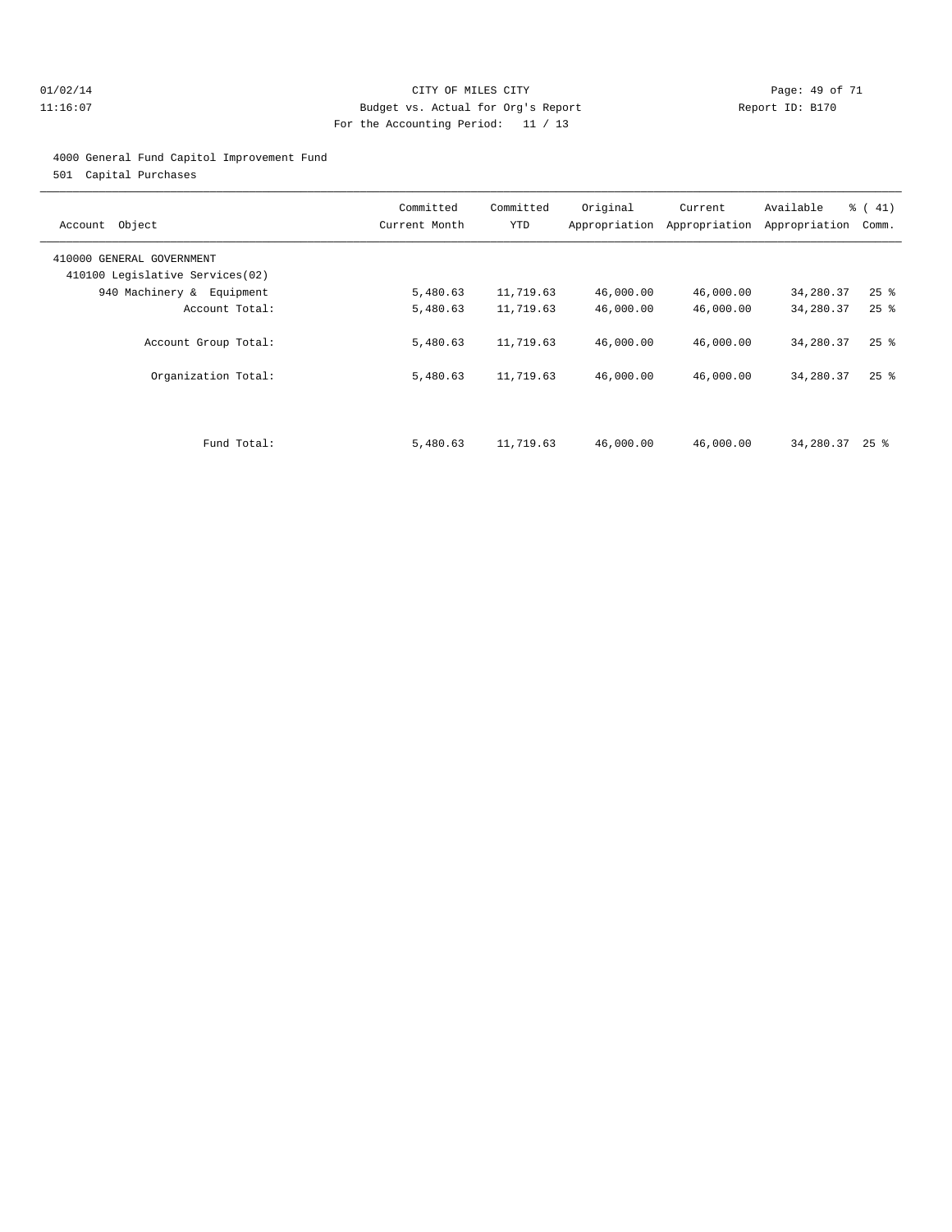CITY OF MILES CITY
Budget vs. Actual for Org's Report
For the Accounting Period: 11 / 13

01/02/14
11:16:07

Report ID: B170

4000 General Fund Capitol Improvement Fund
501 Capital Purchases

| Account Object | Committed Current Month | Committed YTD | Original Appropriation | Current Appropriation | Available Appropriation | % ( 41) Comm. |
|---|---|---|---|---|---|---|
| 410000 GENERAL GOVERNMENT | | | | | | |
| 410100 Legislative Services(02) | | | | | | |
| 940 Machinery & Equipment | 5,480.63 | 11,719.63 | 46,000.00 | 46,000.00 | 34,280.37 | 25 % |
| Account Total: | 5,480.63 | 11,719.63 | 46,000.00 | 46,000.00 | 34,280.37 | 25 % |
| Account Group Total: | 5,480.63 | 11,719.63 | 46,000.00 | 46,000.00 | 34,280.37 | 25 % |
| Organization Total: | 5,480.63 | 11,719.63 | 46,000.00 | 46,000.00 | 34,280.37 | 25 % |
| Fund Total: | 5,480.63 | 11,719.63 | 46,000.00 | 46,000.00 | 34,280.37 | 25 % |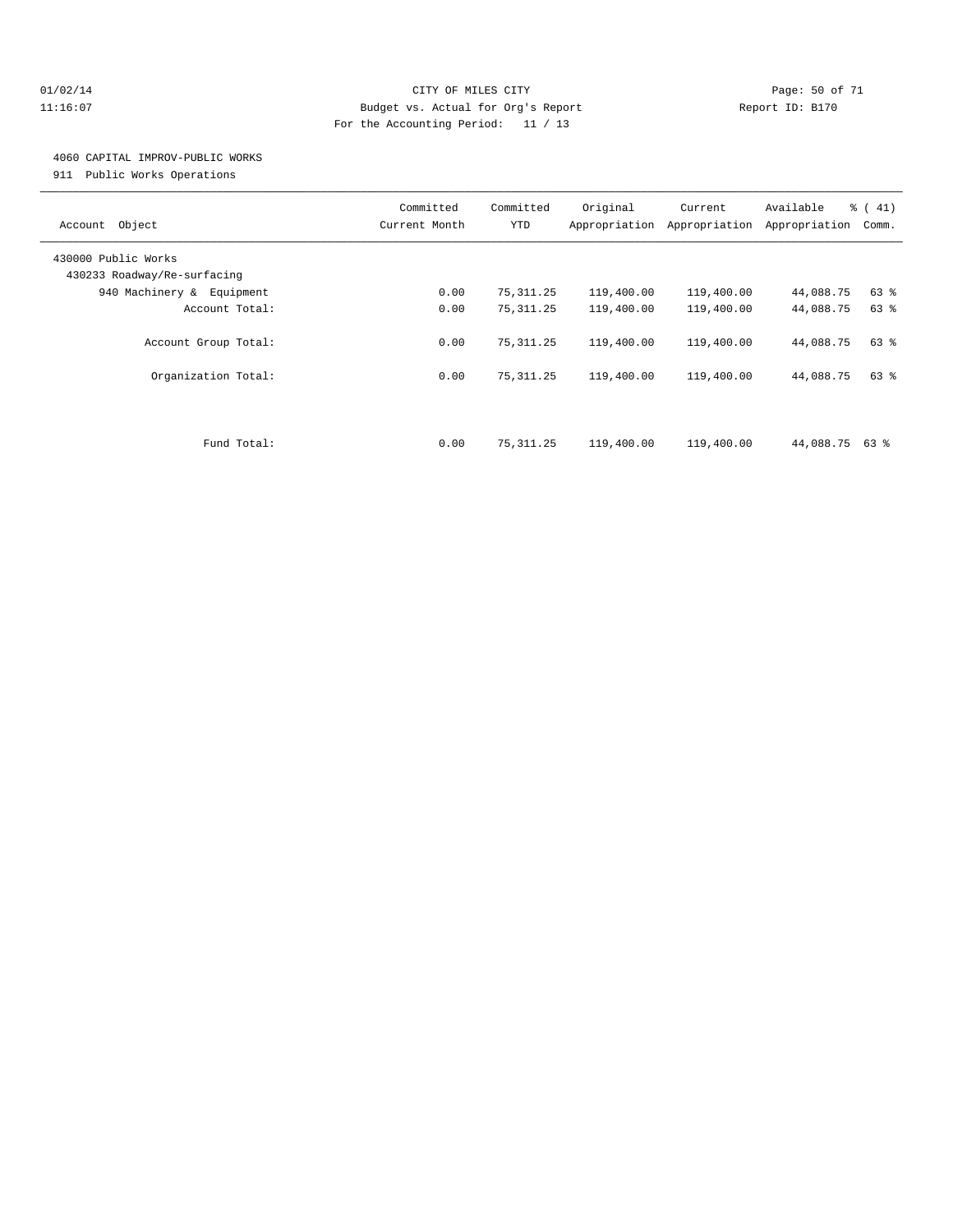CITY OF MILES CITY
Budget vs. Actual for Org's Report
For the Accounting Period: 11 / 13

01/02/14
11:16:07

Report ID: B170

## 4060 CAPITAL IMPROV-PUBLIC WORKS

911 Public Works Operations

| Account Object | Committed Current Month | Committed YTD | Original Appropriation | Current Appropriation | Available Appropriation | % ( 41) Comm. |
|---|---|---|---|---|---|---|
| 430000 Public Works | | | | | | |
| 430233 Roadway/Re-surfacing | | | | | | |
| 940 Machinery & Equipment | 0.00 | 75,311.25 | 119,400.00 | 119,400.00 | 44,088.75 | 63 % |
| Account Total: | 0.00 | 75,311.25 | 119,400.00 | 119,400.00 | 44,088.75 | 63 % |
| Account Group Total: | 0.00 | 75,311.25 | 119,400.00 | 119,400.00 | 44,088.75 | 63 % |
| Organization Total: | 0.00 | 75,311.25 | 119,400.00 | 119,400.00 | 44,088.75 | 63 % |
| Fund Total: | 0.00 | 75,311.25 | 119,400.00 | 119,400.00 | 44,088.75 | 63 % |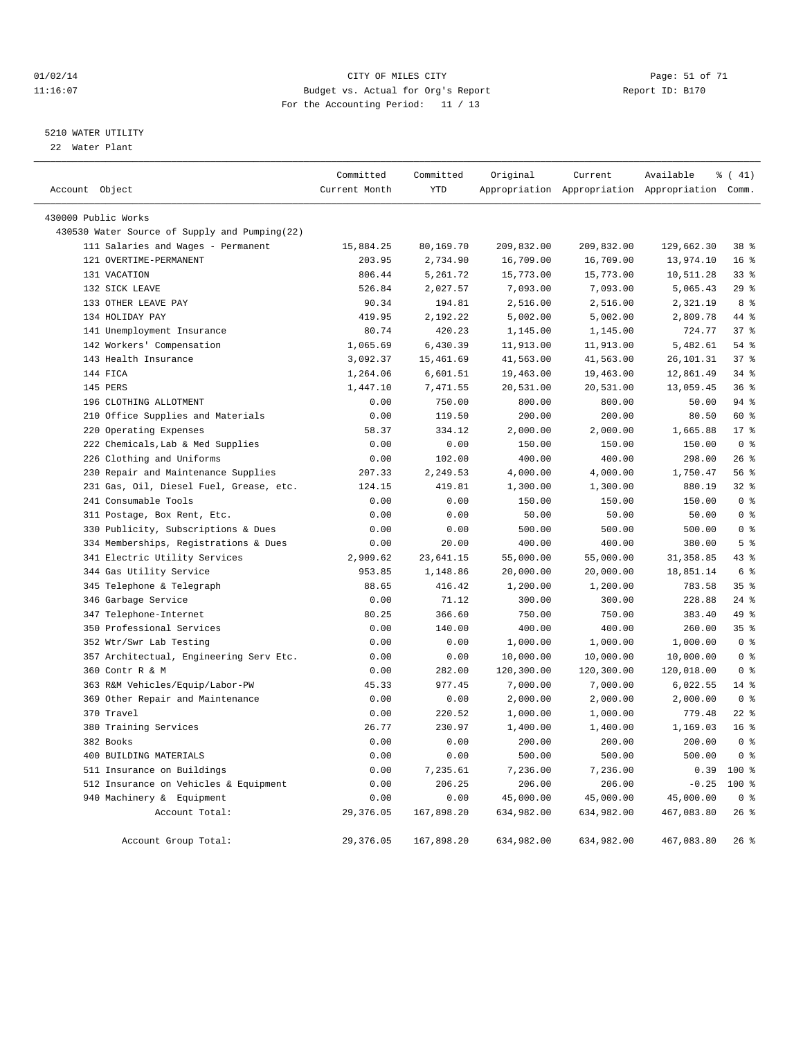CITY OF MILES CITY
Budget vs. Actual for Org's Report
For the Accounting Period: 11 / 13

01/02/14
11:16:07

Report ID: B170

5210 WATER UTILITY
22 Water Plant

| Account Object | Committed Current Month | Committed YTD | Original Appropriation | Current Appropriation | Available Appropriation | % ( 41) Comm. |
|---|---|---|---|---|---|---|
| 430000 Public Works | | | | | | |
| 430530 Water Source of Supply and Pumping(22) | | | | | | |
| 111 Salaries and Wages - Permanent | 15,884.25 | 80,169.70 | 209,832.00 | 209,832.00 | 129,662.30 | 38 % |
| 121 OVERTIME-PERMANENT | 203.95 | 2,734.90 | 16,709.00 | 16,709.00 | 13,974.10 | 16 % |
| 131 VACATION | 806.44 | 5,261.72 | 15,773.00 | 15,773.00 | 10,511.28 | 33 % |
| 132 SICK LEAVE | 526.84 | 2,027.57 | 7,093.00 | 7,093.00 | 5,065.43 | 29 % |
| 133 OTHER LEAVE PAY | 90.34 | 194.81 | 2,516.00 | 2,516.00 | 2,321.19 | 8 % |
| 134 HOLIDAY PAY | 419.95 | 2,192.22 | 5,002.00 | 5,002.00 | 2,809.78 | 44 % |
| 141 Unemployment Insurance | 80.74 | 420.23 | 1,145.00 | 1,145.00 | 724.77 | 37 % |
| 142 Workers' Compensation | 1,065.69 | 6,430.39 | 11,913.00 | 11,913.00 | 5,482.61 | 54 % |
| 143 Health Insurance | 3,092.37 | 15,461.69 | 41,563.00 | 41,563.00 | 26,101.31 | 37 % |
| 144 FICA | 1,264.06 | 6,601.51 | 19,463.00 | 19,463.00 | 12,861.49 | 34 % |
| 145 PERS | 1,447.10 | 7,471.55 | 20,531.00 | 20,531.00 | 13,059.45 | 36 % |
| 196 CLOTHING ALLOTMENT | 0.00 | 750.00 | 800.00 | 800.00 | 50.00 | 94 % |
| 210 Office Supplies and Materials | 0.00 | 119.50 | 200.00 | 200.00 | 80.50 | 60 % |
| 220 Operating Expenses | 58.37 | 334.12 | 2,000.00 | 2,000.00 | 1,665.88 | 17 % |
| 222 Chemicals,Lab & Med Supplies | 0.00 | 0.00 | 150.00 | 150.00 | 150.00 | 0 % |
| 226 Clothing and Uniforms | 0.00 | 102.00 | 400.00 | 400.00 | 298.00 | 26 % |
| 230 Repair and Maintenance Supplies | 207.33 | 2,249.53 | 4,000.00 | 4,000.00 | 1,750.47 | 56 % |
| 231 Gas, Oil, Diesel Fuel, Grease, etc. | 124.15 | 419.81 | 1,300.00 | 1,300.00 | 880.19 | 32 % |
| 241 Consumable Tools | 0.00 | 0.00 | 150.00 | 150.00 | 150.00 | 0 % |
| 311 Postage, Box Rent, Etc. | 0.00 | 0.00 | 50.00 | 50.00 | 50.00 | 0 % |
| 330 Publicity, Subscriptions & Dues | 0.00 | 0.00 | 500.00 | 500.00 | 500.00 | 0 % |
| 334 Memberships, Registrations & Dues | 0.00 | 20.00 | 400.00 | 400.00 | 380.00 | 5 % |
| 341 Electric Utility Services | 2,909.62 | 23,641.15 | 55,000.00 | 55,000.00 | 31,358.85 | 43 % |
| 344 Gas Utility Service | 953.85 | 1,148.86 | 20,000.00 | 20,000.00 | 18,851.14 | 6 % |
| 345 Telephone & Telegraph | 88.65 | 416.42 | 1,200.00 | 1,200.00 | 783.58 | 35 % |
| 346 Garbage Service | 0.00 | 71.12 | 300.00 | 300.00 | 228.88 | 24 % |
| 347 Telephone-Internet | 80.25 | 366.60 | 750.00 | 750.00 | 383.40 | 49 % |
| 350 Professional Services | 0.00 | 140.00 | 400.00 | 400.00 | 260.00 | 35 % |
| 352 Wtr/Swr Lab Testing | 0.00 | 0.00 | 1,000.00 | 1,000.00 | 1,000.00 | 0 % |
| 357 Architectual, Engineering Serv Etc. | 0.00 | 0.00 | 10,000.00 | 10,000.00 | 10,000.00 | 0 % |
| 360 Contr R & M | 0.00 | 282.00 | 120,300.00 | 120,300.00 | 120,018.00 | 0 % |
| 363 R&M Vehicles/Equip/Labor-PW | 45.33 | 977.45 | 7,000.00 | 7,000.00 | 6,022.55 | 14 % |
| 369 Other Repair and Maintenance | 0.00 | 0.00 | 2,000.00 | 2,000.00 | 2,000.00 | 0 % |
| 370 Travel | 0.00 | 220.52 | 1,000.00 | 1,000.00 | 779.48 | 22 % |
| 380 Training Services | 26.77 | 230.97 | 1,400.00 | 1,400.00 | 1,169.03 | 16 % |
| 382 Books | 0.00 | 0.00 | 200.00 | 200.00 | 200.00 | 0 % |
| 400 BUILDING MATERIALS | 0.00 | 0.00 | 500.00 | 500.00 | 500.00 | 0 % |
| 511 Insurance on Buildings | 0.00 | 7,235.61 | 7,236.00 | 7,236.00 | 0.39 | 100 % |
| 512 Insurance on Vehicles & Equipment | 0.00 | 206.25 | 206.00 | 206.00 | -0.25 | 100 % |
| 940 Machinery & Equipment | 0.00 | 0.00 | 45,000.00 | 45,000.00 | 45,000.00 | 0 % |
| Account Total: | 29,376.05 | 167,898.20 | 634,982.00 | 634,982.00 | 467,083.80 | 26 % |
| Account Group Total: | 29,376.05 | 167,898.20 | 634,982.00 | 634,982.00 | 467,083.80 | 26 % |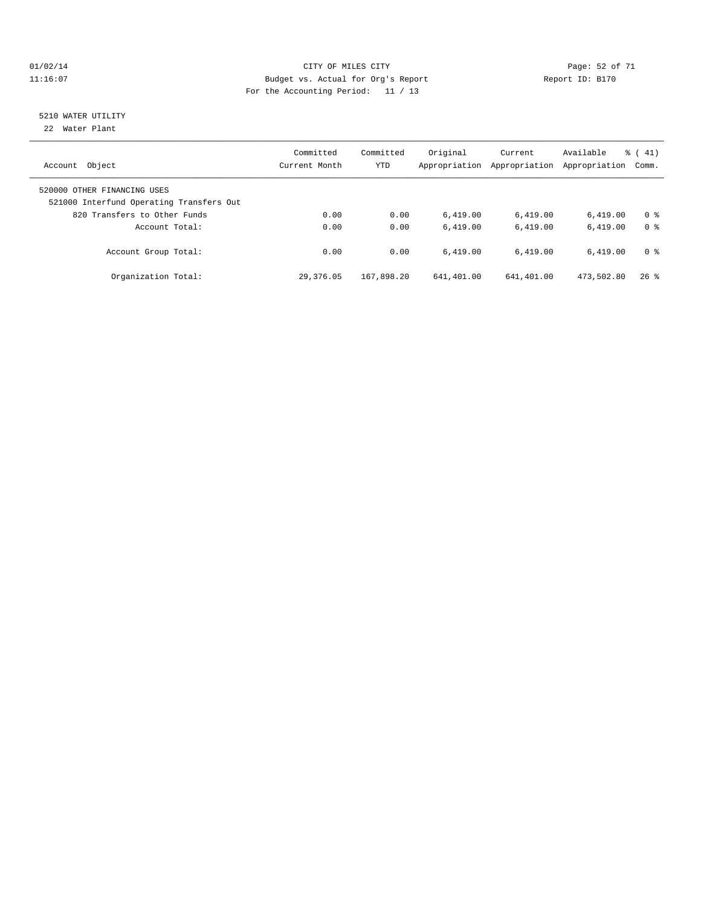CITY OF MILES CITY
Budget vs. Actual for Org's Report
For the Accounting Period: 11 / 13

01/02/14
11:16:07

Report ID: B170

5210 WATER UTILITY
22 Water Plant

| Account Object | Committed Current Month | Committed YTD | Original Appropriation | Current Appropriation | Available Appropriation | % ( 41) Comm. |
|---|---|---|---|---|---|---|
| 520000 OTHER FINANCING USES | | | | | | |
| 521000 Interfund Operating Transfers Out | | | | | | |
| 820 Transfers to Other Funds | 0.00 | 0.00 | 6,419.00 | 6,419.00 | 6,419.00 | 0 % |
| Account Total: | 0.00 | 0.00 | 6,419.00 | 6,419.00 | 6,419.00 | 0 % |
| Account Group Total: | 0.00 | 0.00 | 6,419.00 | 6,419.00 | 6,419.00 | 0 % |
| Organization Total: | 29,376.05 | 167,898.20 | 641,401.00 | 641,401.00 | 473,502.80 | 26 % |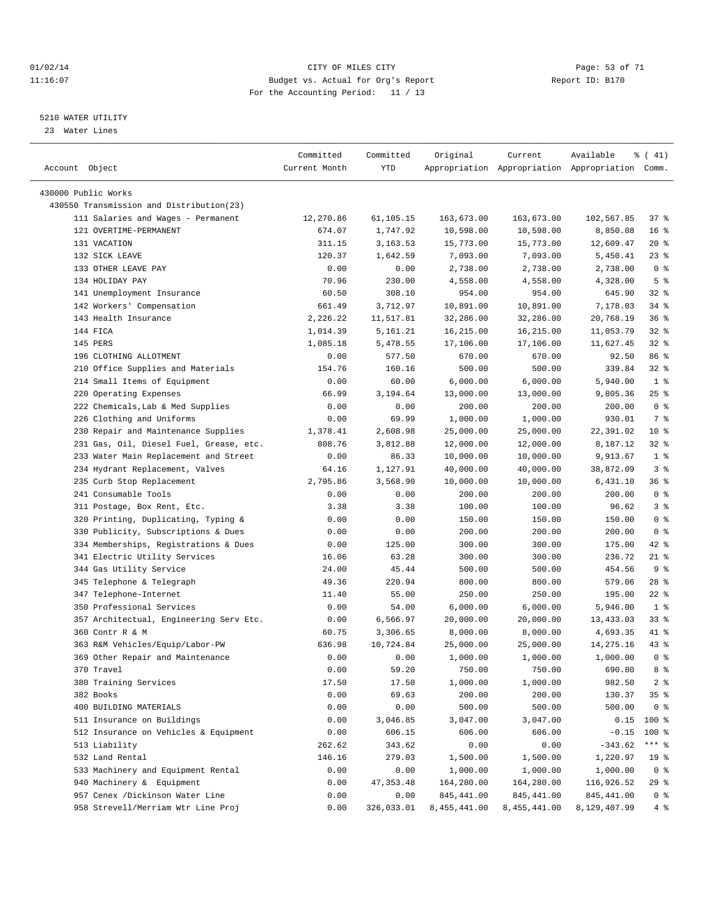5210 WATER UTILITY

23 Water Lines

| Account Object | Committed Current Month | Committed YTD | Original Appropriation | Current Appropriation | Available Appropriation | % ( 41) Comm. |
|---|---|---|---|---|---|---|
| 430000 Public Works | | | | | | |
| 430550 Transmission and Distribution(23) | | | | | | |
| 111 Salaries and Wages - Permanent | 12,270.86 | 61,105.15 | 163,673.00 | 163,673.00 | 102,567.85 | 37 % |
| 121 OVERTIME-PERMANENT | 674.07 | 1,747.92 | 10,598.00 | 10,598.00 | 8,850.08 | 16 % |
| 131 VACATION | 311.15 | 3,163.53 | 15,773.00 | 15,773.00 | 12,609.47 | 20 % |
| 132 SICK LEAVE | 120.37 | 1,642.59 | 7,093.00 | 7,093.00 | 5,450.41 | 23 % |
| 133 OTHER LEAVE PAY | 0.00 | 0.00 | 2,738.00 | 2,738.00 | 2,738.00 | 0 % |
| 134 HOLIDAY PAY | 70.96 | 230.00 | 4,558.00 | 4,558.00 | 4,328.00 | 5 % |
| 141 Unemployment Insurance | 60.50 | 308.10 | 954.00 | 954.00 | 645.90 | 32 % |
| 142 Workers' Compensation | 661.49 | 3,712.97 | 10,891.00 | 10,891.00 | 7,178.03 | 34 % |
| 143 Health Insurance | 2,226.22 | 11,517.81 | 32,286.00 | 32,286.00 | 20,768.19 | 36 % |
| 144 FICA | 1,014.39 | 5,161.21 | 16,215.00 | 16,215.00 | 11,053.79 | 32 % |
| 145 PERS | 1,085.18 | 5,478.55 | 17,106.00 | 17,106.00 | 11,627.45 | 32 % |
| 196 CLOTHING ALLOTMENT | 0.00 | 577.50 | 670.00 | 670.00 | 92.50 | 86 % |
| 210 Office Supplies and Materials | 154.76 | 160.16 | 500.00 | 500.00 | 339.84 | 32 % |
| 214 Small Items of Equipment | 0.00 | 60.00 | 6,000.00 | 6,000.00 | 5,940.00 | 1 % |
| 220 Operating Expenses | 66.99 | 3,194.64 | 13,000.00 | 13,000.00 | 9,805.36 | 25 % |
| 222 Chemicals,Lab & Med Supplies | 0.00 | 0.00 | 200.00 | 200.00 | 200.00 | 0 % |
| 226 Clothing and Uniforms | 0.00 | 69.99 | 1,000.00 | 1,000.00 | 930.01 | 7 % |
| 230 Repair and Maintenance Supplies | 1,378.41 | 2,608.98 | 25,000.00 | 25,000.00 | 22,391.02 | 10 % |
| 231 Gas, Oil, Diesel Fuel, Grease, etc. | 808.76 | 3,812.88 | 12,000.00 | 12,000.00 | 8,187.12 | 32 % |
| 233 Water Main Replacement and Street | 0.00 | 86.33 | 10,000.00 | 10,000.00 | 9,913.67 | 1 % |
| 234 Hydrant Replacement, Valves | 64.16 | 1,127.91 | 40,000.00 | 40,000.00 | 38,872.09 | 3 % |
| 235 Curb Stop Replacement | 2,795.86 | 3,568.90 | 10,000.00 | 10,000.00 | 6,431.10 | 36 % |
| 241 Consumable Tools | 0.00 | 0.00 | 200.00 | 200.00 | 200.00 | 0 % |
| 311 Postage, Box Rent, Etc. | 3.38 | 3.38 | 100.00 | 100.00 | 96.62 | 3 % |
| 320 Printing, Duplicating, Typing & | 0.00 | 0.00 | 150.00 | 150.00 | 150.00 | 0 % |
| 330 Publicity, Subscriptions & Dues | 0.00 | 0.00 | 200.00 | 200.00 | 200.00 | 0 % |
| 334 Memberships, Registrations & Dues | 0.00 | 125.00 | 300.00 | 300.00 | 175.00 | 42 % |
| 341 Electric Utility Services | 16.06 | 63.28 | 300.00 | 300.00 | 236.72 | 21 % |
| 344 Gas Utility Service | 24.00 | 45.44 | 500.00 | 500.00 | 454.56 | 9 % |
| 345 Telephone & Telegraph | 49.36 | 220.94 | 800.00 | 800.00 | 579.06 | 28 % |
| 347 Telephone-Internet | 11.40 | 55.00 | 250.00 | 250.00 | 195.00 | 22 % |
| 350 Professional Services | 0.00 | 54.00 | 6,000.00 | 6,000.00 | 5,946.00 | 1 % |
| 357 Architectual, Engineering Serv Etc. | 0.00 | 6,566.97 | 20,000.00 | 20,000.00 | 13,433.03 | 33 % |
| 360 Contr R & M | 60.75 | 3,306.65 | 8,000.00 | 8,000.00 | 4,693.35 | 41 % |
| 363 R&M Vehicles/Equip/Labor-PW | 636.98 | 10,724.84 | 25,000.00 | 25,000.00 | 14,275.16 | 43 % |
| 369 Other Repair and Maintenance | 0.00 | 0.00 | 1,000.00 | 1,000.00 | 1,000.00 | 0 % |
| 370 Travel | 0.00 | 59.20 | 750.00 | 750.00 | 690.80 | 8 % |
| 380 Training Services | 17.50 | 17.50 | 1,000.00 | 1,000.00 | 982.50 | 2 % |
| 382 Books | 0.00 | 69.63 | 200.00 | 200.00 | 130.37 | 35 % |
| 400 BUILDING MATERIALS | 0.00 | 0.00 | 500.00 | 500.00 | 500.00 | 0 % |
| 511 Insurance on Buildings | 0.00 | 3,046.85 | 3,047.00 | 3,047.00 | 0.15 | 100 % |
| 512 Insurance on Vehicles & Equipment | 0.00 | 606.15 | 606.00 | 606.00 | -0.15 | 100 % |
| 513 Liability | 262.62 | 343.62 | 0.00 | 0.00 | -343.62 | *** % |
| 532 Land Rental | 146.16 | 279.03 | 1,500.00 | 1,500.00 | 1,220.97 | 19 % |
| 533 Machinery and Equipment Rental | 0.00 | 0.00 | 1,000.00 | 1,000.00 | 1,000.00 | 0 % |
| 940 Machinery & Equipment | 0.00 | 47,353.48 | 164,280.00 | 164,280.00 | 116,926.52 | 29 % |
| 957 Cenex /Dickinson Water Line | 0.00 | 0.00 | 845,441.00 | 845,441.00 | 845,441.00 | 0 % |
| 958 Strevell/Merriam Wtr Line Proj | 0.00 | 326,033.01 | 8,455,441.00 | 8,455,441.00 | 8,129,407.99 | 4 % |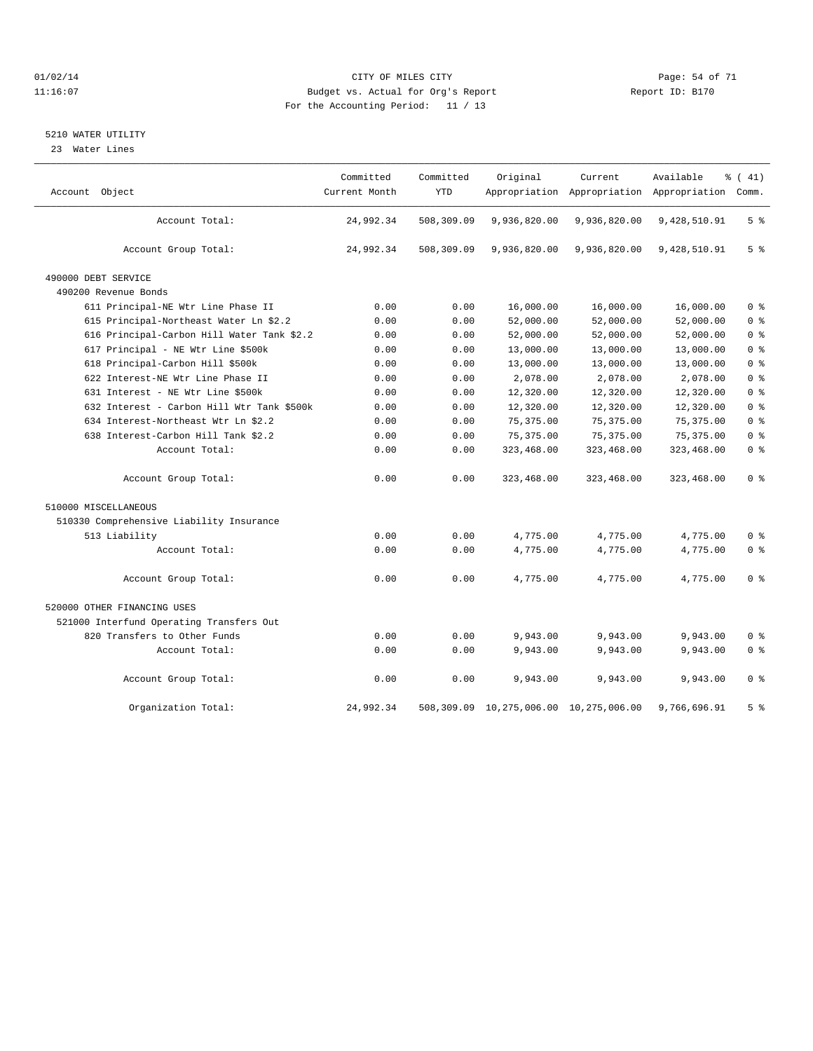CITY OF MILES CITY
Budget vs. Actual for Org's Report
For the Accounting Period: 11 / 13

01/02/14
11:16:07

Report ID: B170

## 5210 WATER UTILITY

23 Water Lines

| Account Object | Committed Current Month | Committed YTD | Original Appropriation | Current Appropriation | Available Appropriation | % ( 41) Comm. |
|---|---|---|---|---|---|---|
| Account Total: | 24,992.34 | 508,309.09 | 9,936,820.00 | 9,936,820.00 | 9,428,510.91 | 5 % |
| Account Group Total: | 24,992.34 | 508,309.09 | 9,936,820.00 | 9,936,820.00 | 9,428,510.91 | 5 % |
| 490000 DEBT SERVICE | | | | | | |
| 490200 Revenue Bonds | | | | | | |
| 611 Principal-NE Wtr Line Phase II | 0.00 | 0.00 | 16,000.00 | 16,000.00 | 16,000.00 | 0 % |
| 615 Principal-Northeast Water Ln $2.2 | 0.00 | 0.00 | 52,000.00 | 52,000.00 | 52,000.00 | 0 % |
| 616 Principal-Carbon Hill Water Tank $2.2 | 0.00 | 0.00 | 52,000.00 | 52,000.00 | 52,000.00 | 0 % |
| 617 Principal - NE Wtr Line $500k | 0.00 | 0.00 | 13,000.00 | 13,000.00 | 13,000.00 | 0 % |
| 618 Principal-Carbon Hill $500k | 0.00 | 0.00 | 13,000.00 | 13,000.00 | 13,000.00 | 0 % |
| 622 Interest-NE Wtr Line Phase II | 0.00 | 0.00 | 2,078.00 | 2,078.00 | 2,078.00 | 0 % |
| 631 Interest - NE Wtr Line $500k | 0.00 | 0.00 | 12,320.00 | 12,320.00 | 12,320.00 | 0 % |
| 632 Interest - Carbon Hill Wtr Tank $500k | 0.00 | 0.00 | 12,320.00 | 12,320.00 | 12,320.00 | 0 % |
| 634 Interest-Northeast Wtr Ln $2.2 | 0.00 | 0.00 | 75,375.00 | 75,375.00 | 75,375.00 | 0 % |
| 638 Interest-Carbon Hill Tank $2.2 | 0.00 | 0.00 | 75,375.00 | 75,375.00 | 75,375.00 | 0 % |
| Account Total: | 0.00 | 0.00 | 323,468.00 | 323,468.00 | 323,468.00 | 0 % |
| Account Group Total: | 0.00 | 0.00 | 323,468.00 | 323,468.00 | 323,468.00 | 0 % |
| 510000 MISCELLANEOUS | | | | | | |
| 510330 Comprehensive Liability Insurance | | | | | | |
| 513 Liability | 0.00 | 0.00 | 4,775.00 | 4,775.00 | 4,775.00 | 0 % |
| Account Total: | 0.00 | 0.00 | 4,775.00 | 4,775.00 | 4,775.00 | 0 % |
| Account Group Total: | 0.00 | 0.00 | 4,775.00 | 4,775.00 | 4,775.00 | 0 % |
| 520000 OTHER FINANCING USES | | | | | | |
| 521000 Interfund Operating Transfers Out | | | | | | |
| 820 Transfers to Other Funds | 0.00 | 0.00 | 9,943.00 | 9,943.00 | 9,943.00 | 0 % |
| Account Total: | 0.00 | 0.00 | 9,943.00 | 9,943.00 | 9,943.00 | 0 % |
| Account Group Total: | 0.00 | 0.00 | 9,943.00 | 9,943.00 | 9,943.00 | 0 % |
| Organization Total: | 24,992.34 | 508,309.09 | 10,275,006.00 | 10,275,006.00 | 9,766,696.91 | 5 % |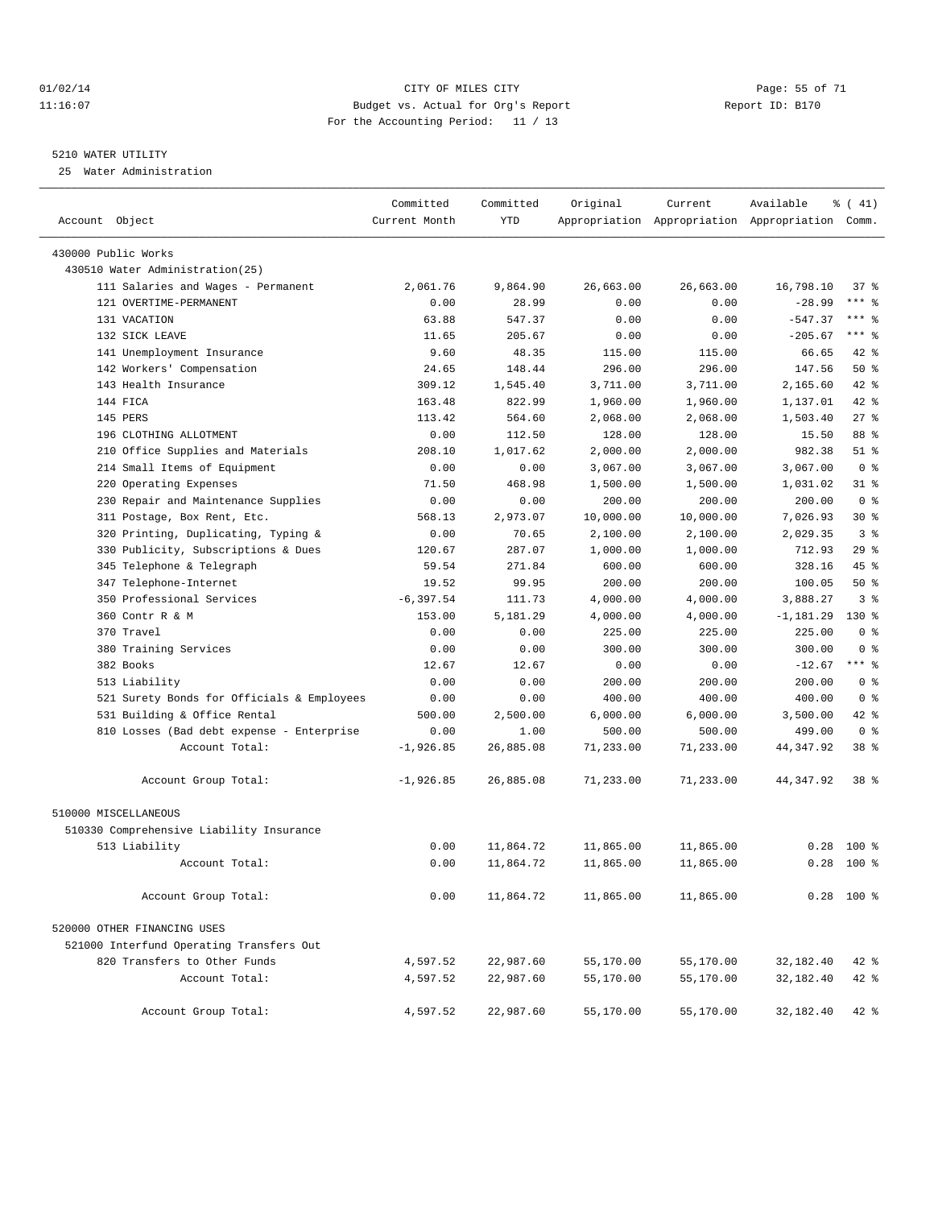01/02/14 CITY OF MILES CITY
11:16:07 Budget vs. Actual for Org's Report Report ID: B170
For the Accounting Period: 11 / 13

5210 WATER UTILITY
25 Water Administration

| Account Object | Committed Current Month | Committed YTD | Original Appropriation | Current Appropriation | Available Appropriation | % ( 41) Comm. |
|---|---|---|---|---|---|---|
| 430000 Public Works | | | | | | |
| 430510 Water Administration(25) | | | | | | |
| 111 Salaries and Wages - Permanent | 2,061.76 | 9,864.90 | 26,663.00 | 26,663.00 | 16,798.10 | 37 % |
| 121 OVERTIME-PERMANENT | 0.00 | 28.99 | 0.00 | 0.00 | -28.99 | *** % |
| 131 VACATION | 63.88 | 547.37 | 0.00 | 0.00 | -547.37 | *** % |
| 132 SICK LEAVE | 11.65 | 205.67 | 0.00 | 0.00 | -205.67 | *** % |
| 141 Unemployment Insurance | 9.60 | 48.35 | 115.00 | 115.00 | 66.65 | 42 % |
| 142 Workers' Compensation | 24.65 | 148.44 | 296.00 | 296.00 | 147.56 | 50 % |
| 143 Health Insurance | 309.12 | 1,545.40 | 3,711.00 | 3,711.00 | 2,165.60 | 42 % |
| 144 FICA | 163.48 | 822.99 | 1,960.00 | 1,960.00 | 1,137.01 | 42 % |
| 145 PERS | 113.42 | 564.60 | 2,068.00 | 2,068.00 | 1,503.40 | 27 % |
| 196 CLOTHING ALLOTMENT | 0.00 | 112.50 | 128.00 | 128.00 | 15.50 | 88 % |
| 210 Office Supplies and Materials | 208.10 | 1,017.62 | 2,000.00 | 2,000.00 | 982.38 | 51 % |
| 214 Small Items of Equipment | 0.00 | 0.00 | 3,067.00 | 3,067.00 | 3,067.00 | 0 % |
| 220 Operating Expenses | 71.50 | 468.98 | 1,500.00 | 1,500.00 | 1,031.02 | 31 % |
| 230 Repair and Maintenance Supplies | 0.00 | 0.00 | 200.00 | 200.00 | 200.00 | 0 % |
| 311 Postage, Box Rent, Etc. | 568.13 | 2,973.07 | 10,000.00 | 10,000.00 | 7,026.93 | 30 % |
| 320 Printing, Duplicating, Typing & | 0.00 | 70.65 | 2,100.00 | 2,100.00 | 2,029.35 | 3 % |
| 330 Publicity, Subscriptions & Dues | 120.67 | 287.07 | 1,000.00 | 1,000.00 | 712.93 | 29 % |
| 345 Telephone & Telegraph | 59.54 | 271.84 | 600.00 | 600.00 | 328.16 | 45 % |
| 347 Telephone-Internet | 19.52 | 99.95 | 200.00 | 200.00 | 100.05 | 50 % |
| 350 Professional Services | -6,397.54 | 111.73 | 4,000.00 | 4,000.00 | 3,888.27 | 3 % |
| 360 Contr R & M | 153.00 | 5,181.29 | 4,000.00 | 4,000.00 | -1,181.29 | 130 % |
| 370 Travel | 0.00 | 0.00 | 225.00 | 225.00 | 225.00 | 0 % |
| 380 Training Services | 0.00 | 0.00 | 300.00 | 300.00 | 300.00 | 0 % |
| 382 Books | 12.67 | 12.67 | 0.00 | 0.00 | -12.67 | *** % |
| 513 Liability | 0.00 | 0.00 | 200.00 | 200.00 | 200.00 | 0 % |
| 521 Surety Bonds for Officials & Employees | 0.00 | 0.00 | 400.00 | 400.00 | 400.00 | 0 % |
| 531 Building & Office Rental | 500.00 | 2,500.00 | 6,000.00 | 6,000.00 | 3,500.00 | 42 % |
| 810 Losses (Bad debt expense - Enterprise | 0.00 | 1.00 | 500.00 | 500.00 | 499.00 | 0 % |
| Account Total: | -1,926.85 | 26,885.08 | 71,233.00 | 71,233.00 | 44,347.92 | 38 % |
| Account Group Total: | -1,926.85 | 26,885.08 | 71,233.00 | 71,233.00 | 44,347.92 | 38 % |
| 510000 MISCELLANEOUS | | | | | | |
| 510330 Comprehensive Liability Insurance | | | | | | |
| 513 Liability | 0.00 | 11,864.72 | 11,865.00 | 11,865.00 | 0.28 | 100 % |
| Account Total: | 0.00 | 11,864.72 | 11,865.00 | 11,865.00 | 0.28 | 100 % |
| Account Group Total: | 0.00 | 11,864.72 | 11,865.00 | 11,865.00 | 0.28 | 100 % |
| 520000 OTHER FINANCING USES | | | | | | |
| 521000 Interfund Operating Transfers Out | | | | | | |
| 820 Transfers to Other Funds | 4,597.52 | 22,987.60 | 55,170.00 | 55,170.00 | 32,182.40 | 42 % |
| Account Total: | 4,597.52 | 22,987.60 | 55,170.00 | 55,170.00 | 32,182.40 | 42 % |
| Account Group Total: | 4,597.52 | 22,987.60 | 55,170.00 | 55,170.00 | 32,182.40 | 42 % |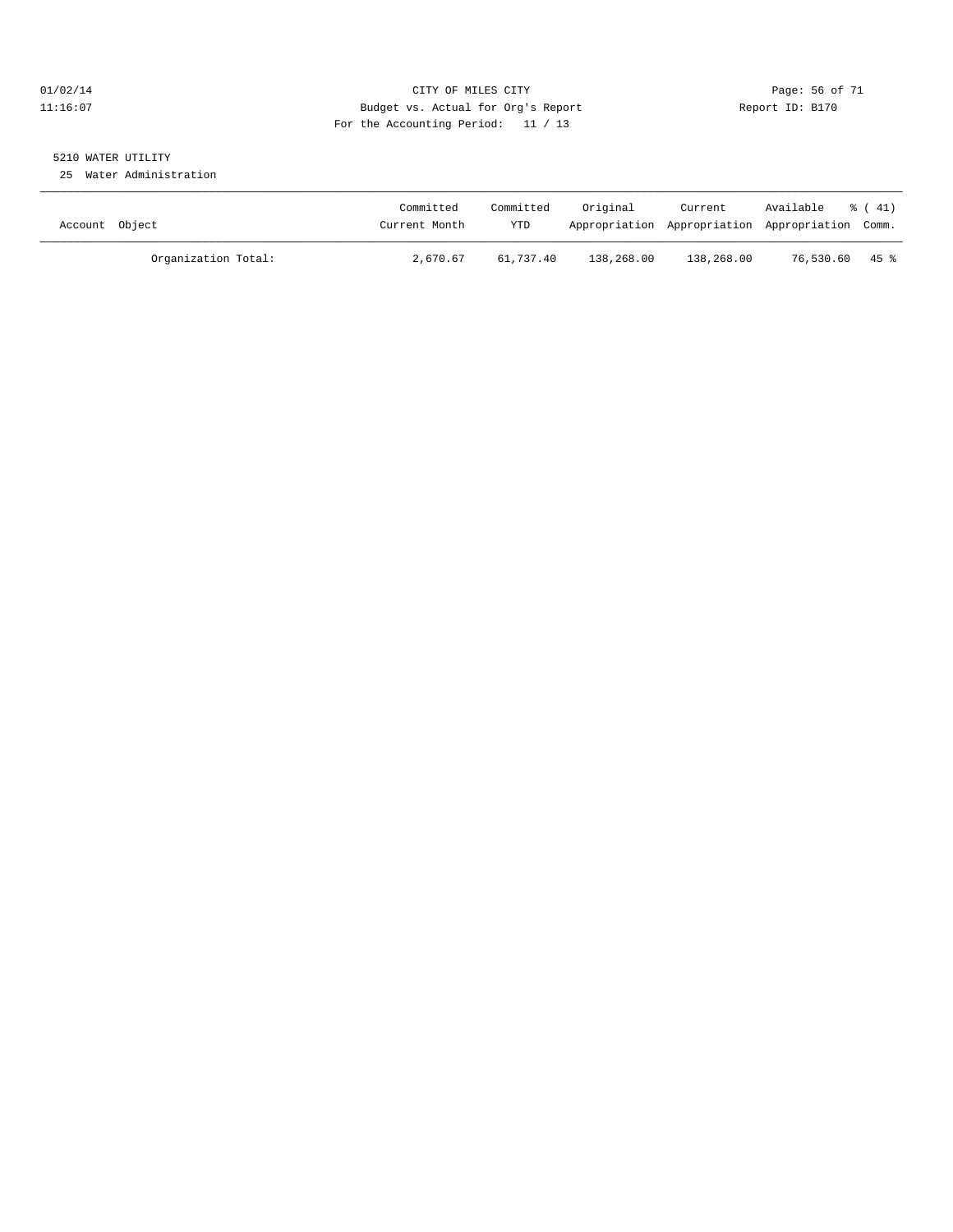CITY OF MILES CITY

Budget vs. Actual for Org's Report

For the Accounting Period: 11 / 13

5210 WATER UTILITY

25 Water Administration

| Account Object | Committed Current Month | Committed YTD | Original Appropriation | Current Appropriation | Available Appropriation | % ( 41) Comm. |
|---|---|---|---|---|---|---|
| Organization Total: | 2,670.67 | 61,737.40 | 138,268.00 | 138,268.00 | 76,530.60 | 45 % |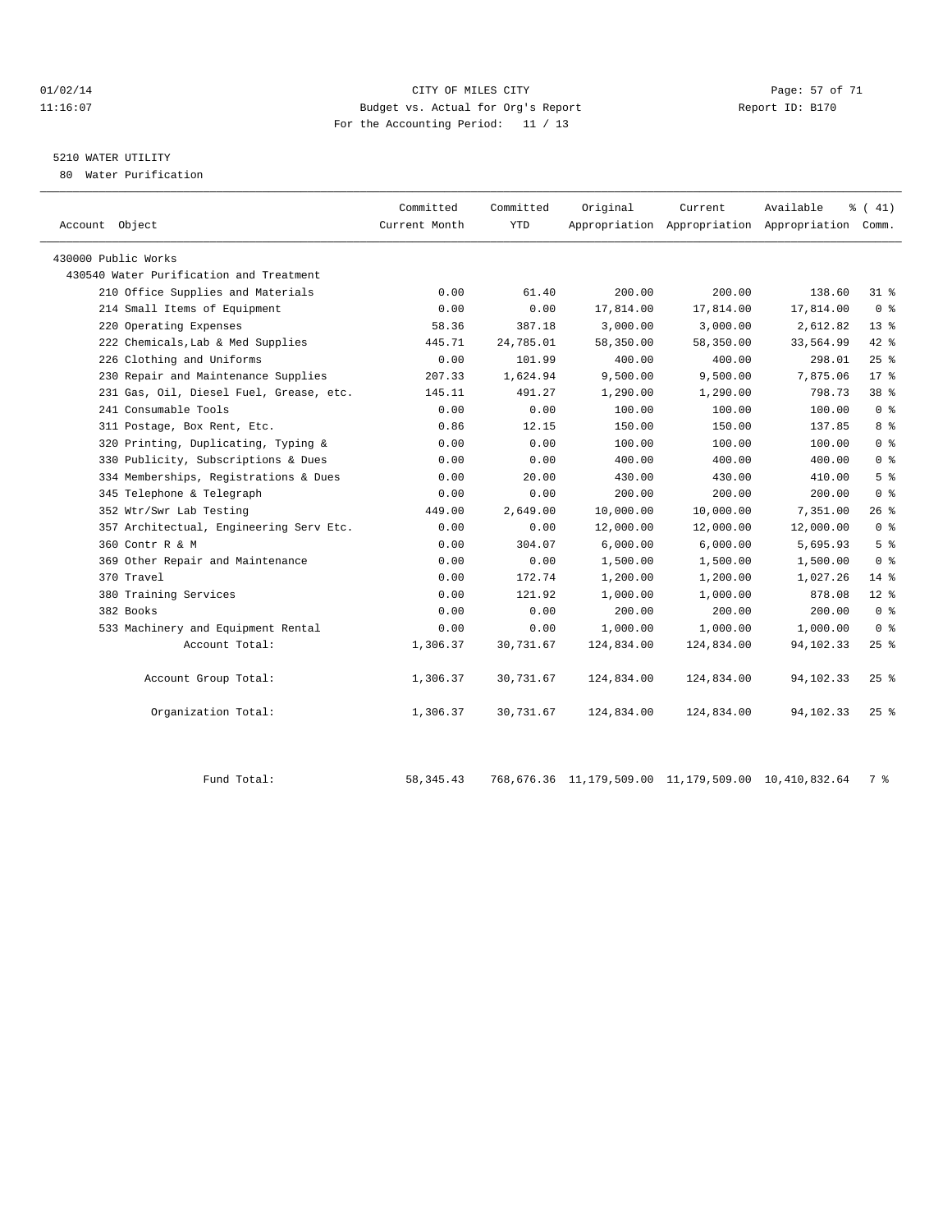CITY OF MILES CITY
Budget vs. Actual for Org's Report
For the Accounting Period: 11 / 13

01/02/14
11:16:07

Report ID: B170

## 5210 WATER UTILITY

80 Water Purification

| Account Object | Committed Current Month | Committed YTD | Original Appropriation | Current Appropriation | Available Appropriation | % ( 41) Comm. |
|---|---|---|---|---|---|---|
| 430000 Public Works | | | | | | |
| 430540 Water Purification and Treatment | | | | | | |
| 210 Office Supplies and Materials | 0.00 | 61.40 | 200.00 | 200.00 | 138.60 | 31 % |
| 214 Small Items of Equipment | 0.00 | 0.00 | 17,814.00 | 17,814.00 | 17,814.00 | 0 % |
| 220 Operating Expenses | 58.36 | 387.18 | 3,000.00 | 3,000.00 | 2,612.82 | 13 % |
| 222 Chemicals,Lab & Med Supplies | 445.71 | 24,785.01 | 58,350.00 | 58,350.00 | 33,564.99 | 42 % |
| 226 Clothing and Uniforms | 0.00 | 101.99 | 400.00 | 400.00 | 298.01 | 25 % |
| 230 Repair and Maintenance Supplies | 207.33 | 1,624.94 | 9,500.00 | 9,500.00 | 7,875.06 | 17 % |
| 231 Gas, Oil, Diesel Fuel, Grease, etc. | 145.11 | 491.27 | 1,290.00 | 1,290.00 | 798.73 | 38 % |
| 241 Consumable Tools | 0.00 | 0.00 | 100.00 | 100.00 | 100.00 | 0 % |
| 311 Postage, Box Rent, Etc. | 0.86 | 12.15 | 150.00 | 150.00 | 137.85 | 8 % |
| 320 Printing, Duplicating, Typing & | 0.00 | 0.00 | 100.00 | 100.00 | 100.00 | 0 % |
| 330 Publicity, Subscriptions & Dues | 0.00 | 0.00 | 400.00 | 400.00 | 400.00 | 0 % |
| 334 Memberships, Registrations & Dues | 0.00 | 20.00 | 430.00 | 430.00 | 410.00 | 5 % |
| 345 Telephone & Telegraph | 0.00 | 0.00 | 200.00 | 200.00 | 200.00 | 0 % |
| 352 Wtr/Swr Lab Testing | 449.00 | 2,649.00 | 10,000.00 | 10,000.00 | 7,351.00 | 26 % |
| 357 Architectual, Engineering Serv Etc. | 0.00 | 0.00 | 12,000.00 | 12,000.00 | 12,000.00 | 0 % |
| 360 Contr R & M | 0.00 | 304.07 | 6,000.00 | 6,000.00 | 5,695.93 | 5 % |
| 369 Other Repair and Maintenance | 0.00 | 0.00 | 1,500.00 | 1,500.00 | 1,500.00 | 0 % |
| 370 Travel | 0.00 | 172.74 | 1,200.00 | 1,200.00 | 1,027.26 | 14 % |
| 380 Training Services | 0.00 | 121.92 | 1,000.00 | 1,000.00 | 878.08 | 12 % |
| 382 Books | 0.00 | 0.00 | 200.00 | 200.00 | 200.00 | 0 % |
| 533 Machinery and Equipment Rental | 0.00 | 0.00 | 1,000.00 | 1,000.00 | 1,000.00 | 0 % |
| Account Total: | 1,306.37 | 30,731.67 | 124,834.00 | 124,834.00 | 94,102.33 | 25 % |
| Account Group Total: | 1,306.37 | 30,731.67 | 124,834.00 | 124,834.00 | 94,102.33 | 25 % |
| Organization Total: | 1,306.37 | 30,731.67 | 124,834.00 | 124,834.00 | 94,102.33 | 25 % |
| Fund Total: | 58,345.43 | 768,676.36 | 11,179,509.00 | 11,179,509.00 | 10,410,832.64 | 7 % |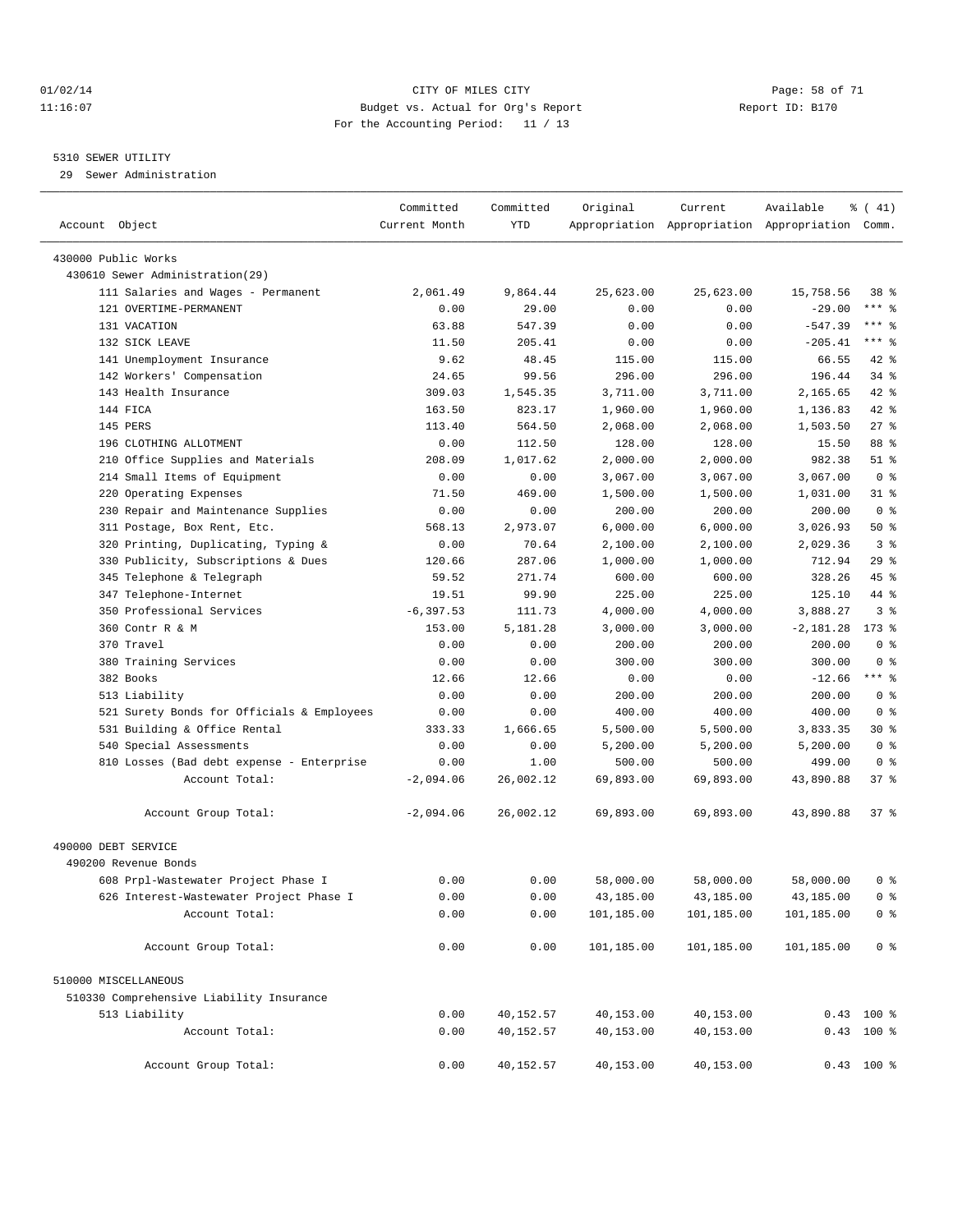01/02/14 CITY OF MILES CITY
11:16:07 Budget vs. Actual for Org's Report Report ID: B170
For the Accounting Period: 11 / 13

5310 SEWER UTILITY
29 Sewer Administration

| Account Object | Committed Current Month | Committed YTD | Original Appropriation | Current Appropriation | Available Appropriation | % ( 41) Comm. |
|---|---|---|---|---|---|---|
| 430000 Public Works | | | | | | |
| 430610 Sewer Administration(29) | | | | | | |
| 111 Salaries and Wages - Permanent | 2,061.49 | 9,864.44 | 25,623.00 | 25,623.00 | 15,758.56 | 38 % |
| 121 OVERTIME-PERMANENT | 0.00 | 29.00 | 0.00 | 0.00 | -29.00 | *** % |
| 131 VACATION | 63.88 | 547.39 | 0.00 | 0.00 | -547.39 | *** % |
| 132 SICK LEAVE | 11.50 | 205.41 | 0.00 | 0.00 | -205.41 | *** % |
| 141 Unemployment Insurance | 9.62 | 48.45 | 115.00 | 115.00 | 66.55 | 42 % |
| 142 Workers' Compensation | 24.65 | 99.56 | 296.00 | 296.00 | 196.44 | 34 % |
| 143 Health Insurance | 309.03 | 1,545.35 | 3,711.00 | 3,711.00 | 2,165.65 | 42 % |
| 144 FICA | 163.50 | 823.17 | 1,960.00 | 1,960.00 | 1,136.83 | 42 % |
| 145 PERS | 113.40 | 564.50 | 2,068.00 | 2,068.00 | 1,503.50 | 27 % |
| 196 CLOTHING ALLOTMENT | 0.00 | 112.50 | 128.00 | 128.00 | 15.50 | 88 % |
| 210 Office Supplies and Materials | 208.09 | 1,017.62 | 2,000.00 | 2,000.00 | 982.38 | 51 % |
| 214 Small Items of Equipment | 0.00 | 0.00 | 3,067.00 | 3,067.00 | 3,067.00 | 0 % |
| 220 Operating Expenses | 71.50 | 469.00 | 1,500.00 | 1,500.00 | 1,031.00 | 31 % |
| 230 Repair and Maintenance Supplies | 0.00 | 0.00 | 200.00 | 200.00 | 200.00 | 0 % |
| 311 Postage, Box Rent, Etc. | 568.13 | 2,973.07 | 6,000.00 | 6,000.00 | 3,026.93 | 50 % |
| 320 Printing, Duplicating, Typing & | 0.00 | 70.64 | 2,100.00 | 2,100.00 | 2,029.36 | 3 % |
| 330 Publicity, Subscriptions & Dues | 120.66 | 287.06 | 1,000.00 | 1,000.00 | 712.94 | 29 % |
| 345 Telephone & Telegraph | 59.52 | 271.74 | 600.00 | 600.00 | 328.26 | 45 % |
| 347 Telephone-Internet | 19.51 | 99.90 | 225.00 | 225.00 | 125.10 | 44 % |
| 350 Professional Services | -6,397.53 | 111.73 | 4,000.00 | 4,000.00 | 3,888.27 | 3 % |
| 360 Contr R & M | 153.00 | 5,181.28 | 3,000.00 | 3,000.00 | -2,181.28 | 173 % |
| 370 Travel | 0.00 | 0.00 | 200.00 | 200.00 | 200.00 | 0 % |
| 380 Training Services | 0.00 | 0.00 | 300.00 | 300.00 | 300.00 | 0 % |
| 382 Books | 12.66 | 12.66 | 0.00 | 0.00 | -12.66 | *** % |
| 513 Liability | 0.00 | 0.00 | 200.00 | 200.00 | 200.00 | 0 % |
| 521 Surety Bonds for Officials & Employees | 0.00 | 0.00 | 400.00 | 400.00 | 400.00 | 0 % |
| 531 Building & Office Rental | 333.33 | 1,666.65 | 5,500.00 | 5,500.00 | 3,833.35 | 30 % |
| 540 Special Assessments | 0.00 | 0.00 | 5,200.00 | 5,200.00 | 5,200.00 | 0 % |
| 810 Losses (Bad debt expense - Enterprise | 0.00 | 1.00 | 500.00 | 500.00 | 499.00 | 0 % |
| Account Total: | -2,094.06 | 26,002.12 | 69,893.00 | 69,893.00 | 43,890.88 | 37 % |
| Account Group Total: | -2,094.06 | 26,002.12 | 69,893.00 | 69,893.00 | 43,890.88 | 37 % |
| 490000 DEBT SERVICE | | | | | | |
| 490200 Revenue Bonds | | | | | | |
| 608 Prpl-Wastewater Project Phase I | 0.00 | 0.00 | 58,000.00 | 58,000.00 | 58,000.00 | 0 % |
| 626 Interest-Wastewater Project Phase I | 0.00 | 0.00 | 43,185.00 | 43,185.00 | 43,185.00 | 0 % |
| Account Total: | 0.00 | 0.00 | 101,185.00 | 101,185.00 | 101,185.00 | 0 % |
| Account Group Total: | 0.00 | 0.00 | 101,185.00 | 101,185.00 | 101,185.00 | 0 % |
| 510000 MISCELLANEOUS | | | | | | |
| 510330 Comprehensive Liability Insurance | | | | | | |
| 513 Liability | 0.00 | 40,152.57 | 40,153.00 | 40,153.00 | 0.43 | 100 % |
| Account Total: | 0.00 | 40,152.57 | 40,153.00 | 40,153.00 | 0.43 | 100 % |
| Account Group Total: | 0.00 | 40,152.57 | 40,153.00 | 40,153.00 | 0.43 | 100 % |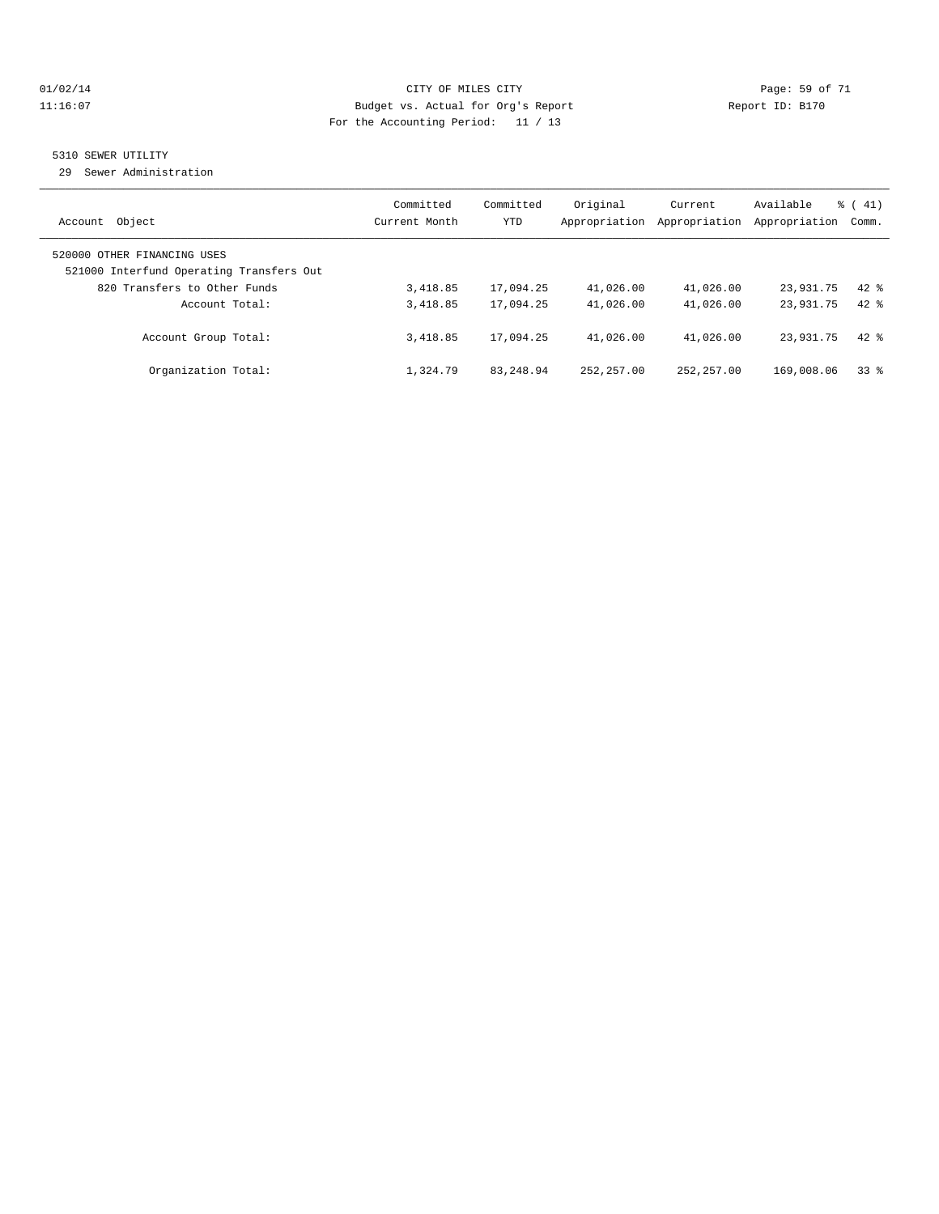CITY OF MILES CITY
Budget vs. Actual for Org's Report
For the Accounting Period: 11 / 13

Report ID: B170

## 5310 SEWER UTILITY

29 Sewer Administration

| Account Object | Committed Current Month | Committed YTD | Original Appropriation | Current Appropriation | Available Appropriation | % ( 41) Comm. |
|---|---|---|---|---|---|---|
| 520000 OTHER FINANCING USES | | | | | | |
| 521000 Interfund Operating Transfers Out | | | | | | |
| 820 Transfers to Other Funds | 3,418.85 | 17,094.25 | 41,026.00 | 41,026.00 | 23,931.75 | 42 % |
| Account Total: | 3,418.85 | 17,094.25 | 41,026.00 | 41,026.00 | 23,931.75 | 42 % |
| Account Group Total: | 3,418.85 | 17,094.25 | 41,026.00 | 41,026.00 | 23,931.75 | 42 % |
| Organization Total: | 1,324.79 | 83,248.94 | 252,257.00 | 252,257.00 | 169,008.06 | 33 % |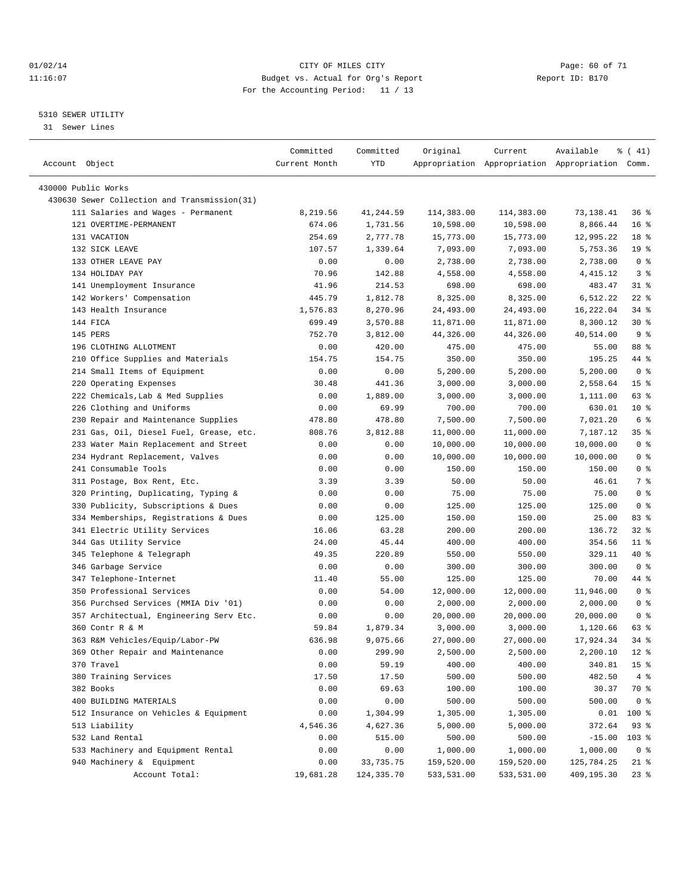CITY OF MILES CITY
Budget vs. Actual for Org's Report
For the Accounting Period: 11 / 13

5310 SEWER UTILITY
31 Sewer Lines

| Account Object | Committed Current Month | Committed YTD | Original Appropriation | Current Appropriation | Available Appropriation | % ( 41) Comm. |
|---|---|---|---|---|---|---|
| 430000 Public Works | | | | | | |
| 430630 Sewer Collection and Transmission(31) | | | | | | |
| 111 Salaries and Wages - Permanent | 8,219.56 | 41,244.59 | 114,383.00 | 114,383.00 | 73,138.41 | 36 % |
| 121 OVERTIME-PERMANENT | 674.06 | 1,731.56 | 10,598.00 | 10,598.00 | 8,866.44 | 16 % |
| 131 VACATION | 254.69 | 2,777.78 | 15,773.00 | 15,773.00 | 12,995.22 | 18 % |
| 132 SICK LEAVE | 107.57 | 1,339.64 | 7,093.00 | 7,093.00 | 5,753.36 | 19 % |
| 133 OTHER LEAVE PAY | 0.00 | 0.00 | 2,738.00 | 2,738.00 | 2,738.00 | 0 % |
| 134 HOLIDAY PAY | 70.96 | 142.88 | 4,558.00 | 4,558.00 | 4,415.12 | 3 % |
| 141 Unemployment Insurance | 41.96 | 214.53 | 698.00 | 698.00 | 483.47 | 31 % |
| 142 Workers' Compensation | 445.79 | 1,812.78 | 8,325.00 | 8,325.00 | 6,512.22 | 22 % |
| 143 Health Insurance | 1,576.83 | 8,270.96 | 24,493.00 | 24,493.00 | 16,222.04 | 34 % |
| 144 FICA | 699.49 | 3,570.88 | 11,871.00 | 11,871.00 | 8,300.12 | 30 % |
| 145 PERS | 752.70 | 3,812.00 | 44,326.00 | 44,326.00 | 40,514.00 | 9 % |
| 196 CLOTHING ALLOTMENT | 0.00 | 420.00 | 475.00 | 475.00 | 55.00 | 88 % |
| 210 Office Supplies and Materials | 154.75 | 154.75 | 350.00 | 350.00 | 195.25 | 44 % |
| 214 Small Items of Equipment | 0.00 | 0.00 | 5,200.00 | 5,200.00 | 5,200.00 | 0 % |
| 220 Operating Expenses | 30.48 | 441.36 | 3,000.00 | 3,000.00 | 2,558.64 | 15 % |
| 222 Chemicals,Lab & Med Supplies | 0.00 | 1,889.00 | 3,000.00 | 3,000.00 | 1,111.00 | 63 % |
| 226 Clothing and Uniforms | 0.00 | 69.99 | 700.00 | 700.00 | 630.01 | 10 % |
| 230 Repair and Maintenance Supplies | 478.80 | 478.80 | 7,500.00 | 7,500.00 | 7,021.20 | 6 % |
| 231 Gas, Oil, Diesel Fuel, Grease, etc. | 808.76 | 3,812.88 | 11,000.00 | 11,000.00 | 7,187.12 | 35 % |
| 233 Water Main Replacement and Street | 0.00 | 0.00 | 10,000.00 | 10,000.00 | 10,000.00 | 0 % |
| 234 Hydrant Replacement, Valves | 0.00 | 0.00 | 10,000.00 | 10,000.00 | 10,000.00 | 0 % |
| 241 Consumable Tools | 0.00 | 0.00 | 150.00 | 150.00 | 150.00 | 0 % |
| 311 Postage, Box Rent, Etc. | 3.39 | 3.39 | 50.00 | 50.00 | 46.61 | 7 % |
| 320 Printing, Duplicating, Typing & | 0.00 | 0.00 | 75.00 | 75.00 | 75.00 | 0 % |
| 330 Publicity, Subscriptions & Dues | 0.00 | 0.00 | 125.00 | 125.00 | 125.00 | 0 % |
| 334 Memberships, Registrations & Dues | 0.00 | 125.00 | 150.00 | 150.00 | 25.00 | 83 % |
| 341 Electric Utility Services | 16.06 | 63.28 | 200.00 | 200.00 | 136.72 | 32 % |
| 344 Gas Utility Service | 24.00 | 45.44 | 400.00 | 400.00 | 354.56 | 11 % |
| 345 Telephone & Telegraph | 49.35 | 220.89 | 550.00 | 550.00 | 329.11 | 40 % |
| 346 Garbage Service | 0.00 | 0.00 | 300.00 | 300.00 | 300.00 | 0 % |
| 347 Telephone-Internet | 11.40 | 55.00 | 125.00 | 125.00 | 70.00 | 44 % |
| 350 Professional Services | 0.00 | 54.00 | 12,000.00 | 12,000.00 | 11,946.00 | 0 % |
| 356 Purchsed Services (MMIA Div '01) | 0.00 | 0.00 | 2,000.00 | 2,000.00 | 2,000.00 | 0 % |
| 357 Architectual, Engineering Serv Etc. | 0.00 | 0.00 | 20,000.00 | 20,000.00 | 20,000.00 | 0 % |
| 360 Contr R & M | 59.84 | 1,879.34 | 3,000.00 | 3,000.00 | 1,120.66 | 63 % |
| 363 R&M Vehicles/Equip/Labor-PW | 636.98 | 9,075.66 | 27,000.00 | 27,000.00 | 17,924.34 | 34 % |
| 369 Other Repair and Maintenance | 0.00 | 299.90 | 2,500.00 | 2,500.00 | 2,200.10 | 12 % |
| 370 Travel | 0.00 | 59.19 | 400.00 | 400.00 | 340.81 | 15 % |
| 380 Training Services | 17.50 | 17.50 | 500.00 | 500.00 | 482.50 | 4 % |
| 382 Books | 0.00 | 69.63 | 100.00 | 100.00 | 30.37 | 70 % |
| 400 BUILDING MATERIALS | 0.00 | 0.00 | 500.00 | 500.00 | 500.00 | 0 % |
| 512 Insurance on Vehicles & Equipment | 0.00 | 1,304.99 | 1,305.00 | 1,305.00 | 0.01 | 100 % |
| 513 Liability | 4,546.36 | 4,627.36 | 5,000.00 | 5,000.00 | 372.64 | 93 % |
| 532 Land Rental | 0.00 | 515.00 | 500.00 | 500.00 | -15.00 | 103 % |
| 533 Machinery and Equipment Rental | 0.00 | 0.00 | 1,000.00 | 1,000.00 | 1,000.00 | 0 % |
| 940 Machinery & Equipment | 0.00 | 33,735.75 | 159,520.00 | 159,520.00 | 125,784.25 | 21 % |
| Account Total: | 19,681.28 | 124,335.70 | 533,531.00 | 533,531.00 | 409,195.30 | 23 % |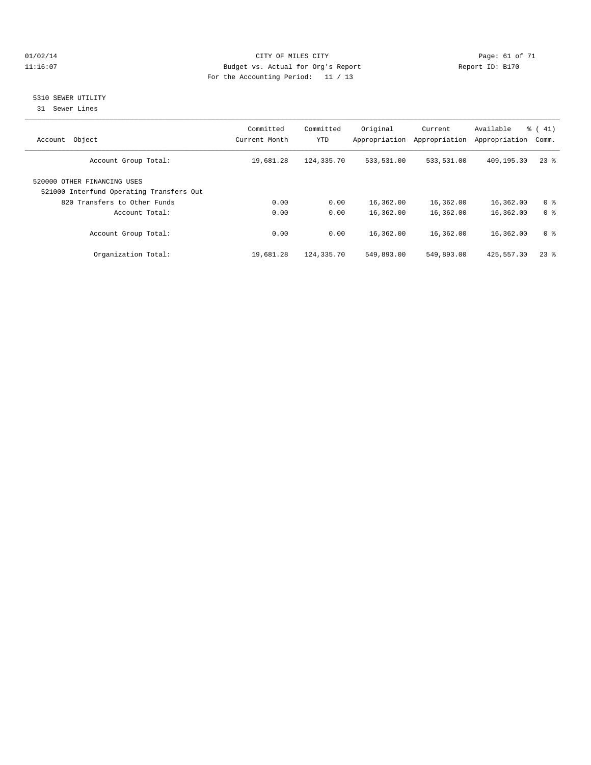CITY OF MILES CITY
Budget vs. Actual for Org's Report
For the Accounting Period: 11 / 13

01/02/14
11:16:07

Report ID: B170

## 5310 SEWER UTILITY

31 Sewer Lines

| Account Object | Committed Current Month | Committed YTD | Original Appropriation | Current Appropriation | Available Appropriation | % ( 41) Comm. |
|---|---|---|---|---|---|---|
| Account Group Total: | 19,681.28 | 124,335.70 | 533,531.00 | 533,531.00 | 409,195.30 | 23 % |
| 520000 OTHER FINANCING USES | | | | | | |
| 521000 Interfund Operating Transfers Out | | | | | | |
| 820 Transfers to Other Funds | 0.00 | 0.00 | 16,362.00 | 16,362.00 | 16,362.00 | 0 % |
| Account Total: | 0.00 | 0.00 | 16,362.00 | 16,362.00 | 16,362.00 | 0 % |
| Account Group Total: | 0.00 | 0.00 | 16,362.00 | 16,362.00 | 16,362.00 | 0 % |
| Organization Total: | 19,681.28 | 124,335.70 | 549,893.00 | 549,893.00 | 425,557.30 | 23 % |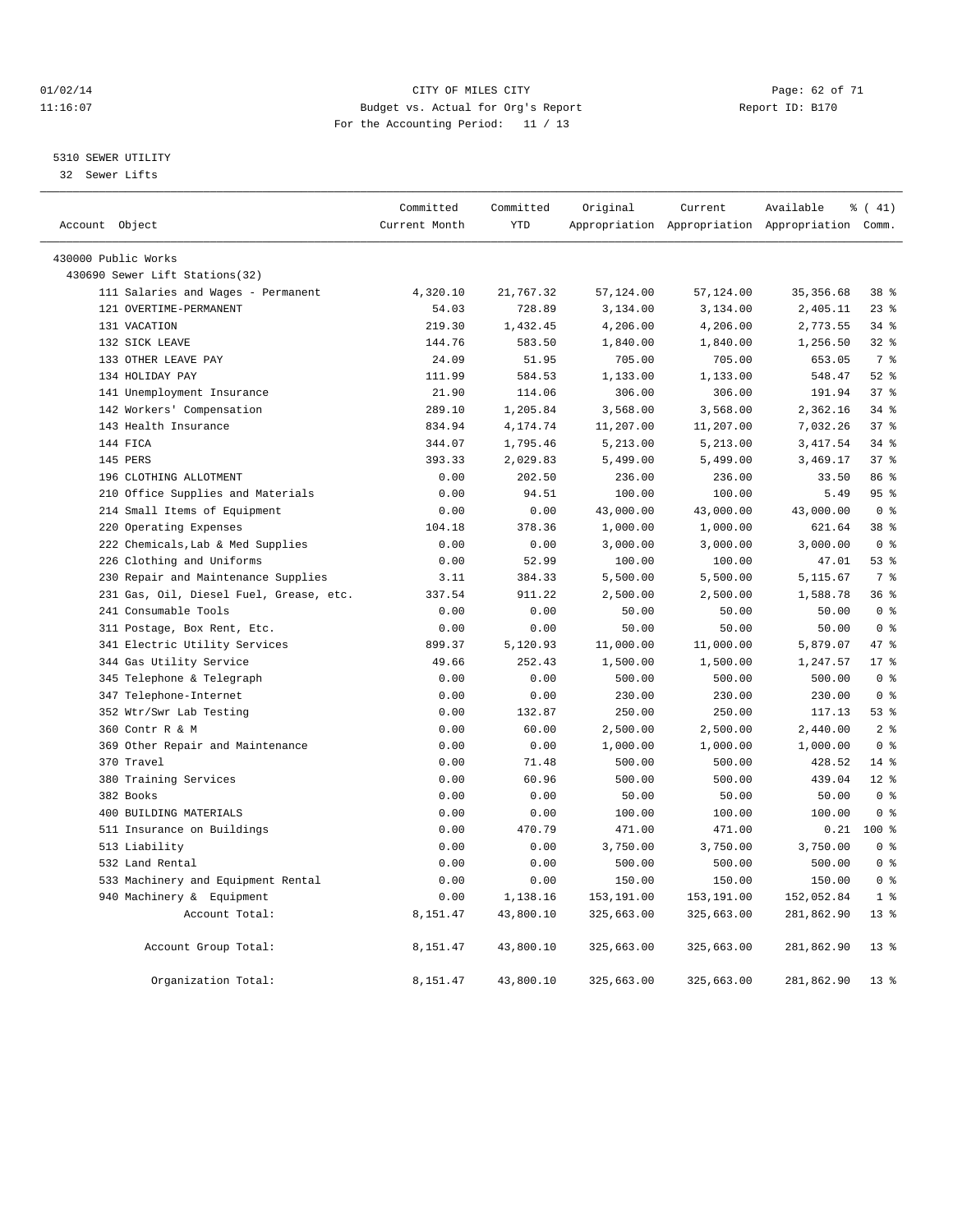CITY OF MILES CITY
Budget vs. Actual for Org's Report
For the Accounting Period: 11 / 13

01/02/14
11:16:07

Report ID: B170

5310 SEWER UTILITY
32 Sewer Lifts

| Account Object | Committed Current Month | Committed YTD | Original Appropriation | Current Appropriation | Available Appropriation | % ( 41) Comm. |
|---|---|---|---|---|---|---|
| 430000 Public Works | | | | | | |
| 430690 Sewer Lift Stations(32) | | | | | | |
| 111 Salaries and Wages - Permanent | 4,320.10 | 21,767.32 | 57,124.00 | 57,124.00 | 35,356.68 | 38 % |
| 121 OVERTIME-PERMANENT | 54.03 | 728.89 | 3,134.00 | 3,134.00 | 2,405.11 | 23 % |
| 131 VACATION | 219.30 | 1,432.45 | 4,206.00 | 4,206.00 | 2,773.55 | 34 % |
| 132 SICK LEAVE | 144.76 | 583.50 | 1,840.00 | 1,840.00 | 1,256.50 | 32 % |
| 133 OTHER LEAVE PAY | 24.09 | 51.95 | 705.00 | 705.00 | 653.05 | 7 % |
| 134 HOLIDAY PAY | 111.99 | 584.53 | 1,133.00 | 1,133.00 | 548.47 | 52 % |
| 141 Unemployment Insurance | 21.90 | 114.06 | 306.00 | 306.00 | 191.94 | 37 % |
| 142 Workers' Compensation | 289.10 | 1,205.84 | 3,568.00 | 3,568.00 | 2,362.16 | 34 % |
| 143 Health Insurance | 834.94 | 4,174.74 | 11,207.00 | 11,207.00 | 7,032.26 | 37 % |
| 144 FICA | 344.07 | 1,795.46 | 5,213.00 | 5,213.00 | 3,417.54 | 34 % |
| 145 PERS | 393.33 | 2,029.83 | 5,499.00 | 5,499.00 | 3,469.17 | 37 % |
| 196 CLOTHING ALLOTMENT | 0.00 | 202.50 | 236.00 | 236.00 | 33.50 | 86 % |
| 210 Office Supplies and Materials | 0.00 | 94.51 | 100.00 | 100.00 | 5.49 | 95 % |
| 214 Small Items of Equipment | 0.00 | 0.00 | 43,000.00 | 43,000.00 | 43,000.00 | 0 % |
| 220 Operating Expenses | 104.18 | 378.36 | 1,000.00 | 1,000.00 | 621.64 | 38 % |
| 222 Chemicals,Lab & Med Supplies | 0.00 | 0.00 | 3,000.00 | 3,000.00 | 3,000.00 | 0 % |
| 226 Clothing and Uniforms | 0.00 | 52.99 | 100.00 | 100.00 | 47.01 | 53 % |
| 230 Repair and Maintenance Supplies | 3.11 | 384.33 | 5,500.00 | 5,500.00 | 5,115.67 | 7 % |
| 231 Gas, Oil, Diesel Fuel, Grease, etc. | 337.54 | 911.22 | 2,500.00 | 2,500.00 | 1,588.78 | 36 % |
| 241 Consumable Tools | 0.00 | 0.00 | 50.00 | 50.00 | 50.00 | 0 % |
| 311 Postage, Box Rent, Etc. | 0.00 | 0.00 | 50.00 | 50.00 | 50.00 | 0 % |
| 341 Electric Utility Services | 899.37 | 5,120.93 | 11,000.00 | 11,000.00 | 5,879.07 | 47 % |
| 344 Gas Utility Service | 49.66 | 252.43 | 1,500.00 | 1,500.00 | 1,247.57 | 17 % |
| 345 Telephone & Telegraph | 0.00 | 0.00 | 500.00 | 500.00 | 500.00 | 0 % |
| 347 Telephone-Internet | 0.00 | 0.00 | 230.00 | 230.00 | 230.00 | 0 % |
| 352 Wtr/Swr Lab Testing | 0.00 | 132.87 | 250.00 | 250.00 | 117.13 | 53 % |
| 360 Contr R & M | 0.00 | 60.00 | 2,500.00 | 2,500.00 | 2,440.00 | 2 % |
| 369 Other Repair and Maintenance | 0.00 | 0.00 | 1,000.00 | 1,000.00 | 1,000.00 | 0 % |
| 370 Travel | 0.00 | 71.48 | 500.00 | 500.00 | 428.52 | 14 % |
| 380 Training Services | 0.00 | 60.96 | 500.00 | 500.00 | 439.04 | 12 % |
| 382 Books | 0.00 | 0.00 | 50.00 | 50.00 | 50.00 | 0 % |
| 400 BUILDING MATERIALS | 0.00 | 0.00 | 100.00 | 100.00 | 100.00 | 0 % |
| 511 Insurance on Buildings | 0.00 | 470.79 | 471.00 | 471.00 | 0.21 | 100 % |
| 513 Liability | 0.00 | 0.00 | 3,750.00 | 3,750.00 | 3,750.00 | 0 % |
| 532 Land Rental | 0.00 | 0.00 | 500.00 | 500.00 | 500.00 | 0 % |
| 533 Machinery and Equipment Rental | 0.00 | 0.00 | 150.00 | 150.00 | 150.00 | 0 % |
| 940 Machinery & Equipment | 0.00 | 1,138.16 | 153,191.00 | 153,191.00 | 152,052.84 | 1 % |
| Account Total: | 8,151.47 | 43,800.10 | 325,663.00 | 325,663.00 | 281,862.90 | 13 % |
| Account Group Total: | 8,151.47 | 43,800.10 | 325,663.00 | 325,663.00 | 281,862.90 | 13 % |
| Organization Total: | 8,151.47 | 43,800.10 | 325,663.00 | 325,663.00 | 281,862.90 | 13 % |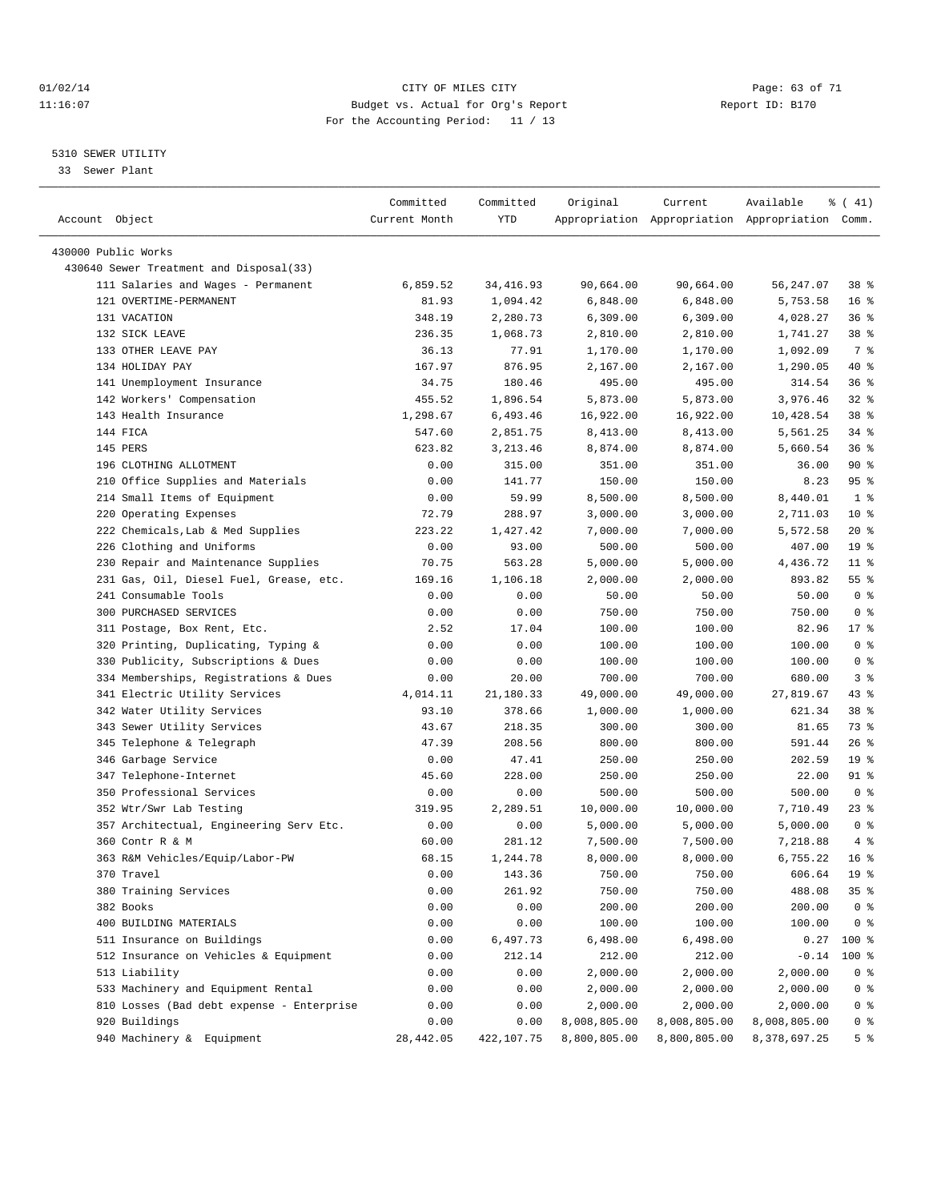01/02/14 CITY OF MILES CITY
11:16:07 Budget vs. Actual for Org's Report Report ID: B170
For the Accounting Period: 11 / 13

5310 SEWER UTILITY
33 Sewer Plant

| Account Object | Committed Current Month | Committed YTD | Original Appropriation | Current Appropriation | Available Appropriation | % ( 41) Comm. |
|---|---|---|---|---|---|---|
| 430000 Public Works | | | | | | |
| 430640 Sewer Treatment and Disposal(33) | | | | | | |
| 111 Salaries and Wages - Permanent | 6,859.52 | 34,416.93 | 90,664.00 | 90,664.00 | 56,247.07 | 38 % |
| 121 OVERTIME-PERMANENT | 81.93 | 1,094.42 | 6,848.00 | 6,848.00 | 5,753.58 | 16 % |
| 131 VACATION | 348.19 | 2,280.73 | 6,309.00 | 6,309.00 | 4,028.27 | 36 % |
| 132 SICK LEAVE | 236.35 | 1,068.73 | 2,810.00 | 2,810.00 | 1,741.27 | 38 % |
| 133 OTHER LEAVE PAY | 36.13 | 77.91 | 1,170.00 | 1,170.00 | 1,092.09 | 7 % |
| 134 HOLIDAY PAY | 167.97 | 876.95 | 2,167.00 | 2,167.00 | 1,290.05 | 40 % |
| 141 Unemployment Insurance | 34.75 | 180.46 | 495.00 | 495.00 | 314.54 | 36 % |
| 142 Workers' Compensation | 455.52 | 1,896.54 | 5,873.00 | 5,873.00 | 3,976.46 | 32 % |
| 143 Health Insurance | 1,298.67 | 6,493.46 | 16,922.00 | 16,922.00 | 10,428.54 | 38 % |
| 144 FICA | 547.60 | 2,851.75 | 8,413.00 | 8,413.00 | 5,561.25 | 34 % |
| 145 PERS | 623.82 | 3,213.46 | 8,874.00 | 8,874.00 | 5,660.54 | 36 % |
| 196 CLOTHING ALLOTMENT | 0.00 | 315.00 | 351.00 | 351.00 | 36.00 | 90 % |
| 210 Office Supplies and Materials | 0.00 | 141.77 | 150.00 | 150.00 | 8.23 | 95 % |
| 214 Small Items of Equipment | 0.00 | 59.99 | 8,500.00 | 8,500.00 | 8,440.01 | 1 % |
| 220 Operating Expenses | 72.79 | 288.97 | 3,000.00 | 3,000.00 | 2,711.03 | 10 % |
| 222 Chemicals,Lab & Med Supplies | 223.22 | 1,427.42 | 7,000.00 | 7,000.00 | 5,572.58 | 20 % |
| 226 Clothing and Uniforms | 0.00 | 93.00 | 500.00 | 500.00 | 407.00 | 19 % |
| 230 Repair and Maintenance Supplies | 70.75 | 563.28 | 5,000.00 | 5,000.00 | 4,436.72 | 11 % |
| 231 Gas, Oil, Diesel Fuel, Grease, etc. | 169.16 | 1,106.18 | 2,000.00 | 2,000.00 | 893.82 | 55 % |
| 241 Consumable Tools | 0.00 | 0.00 | 50.00 | 50.00 | 50.00 | 0 % |
| 300 PURCHASED SERVICES | 0.00 | 0.00 | 750.00 | 750.00 | 750.00 | 0 % |
| 311 Postage, Box Rent, Etc. | 2.52 | 17.04 | 100.00 | 100.00 | 82.96 | 17 % |
| 320 Printing, Duplicating, Typing & | 0.00 | 0.00 | 100.00 | 100.00 | 100.00 | 0 % |
| 330 Publicity, Subscriptions & Dues | 0.00 | 0.00 | 100.00 | 100.00 | 100.00 | 0 % |
| 334 Memberships, Registrations & Dues | 0.00 | 20.00 | 700.00 | 700.00 | 680.00 | 3 % |
| 341 Electric Utility Services | 4,014.11 | 21,180.33 | 49,000.00 | 49,000.00 | 27,819.67 | 43 % |
| 342 Water Utility Services | 93.10 | 378.66 | 1,000.00 | 1,000.00 | 621.34 | 38 % |
| 343 Sewer Utility Services | 43.67 | 218.35 | 300.00 | 300.00 | 81.65 | 73 % |
| 345 Telephone & Telegraph | 47.39 | 208.56 | 800.00 | 800.00 | 591.44 | 26 % |
| 346 Garbage Service | 0.00 | 47.41 | 250.00 | 250.00 | 202.59 | 19 % |
| 347 Telephone-Internet | 45.60 | 228.00 | 250.00 | 250.00 | 22.00 | 91 % |
| 350 Professional Services | 0.00 | 0.00 | 500.00 | 500.00 | 500.00 | 0 % |
| 352 Wtr/Swr Lab Testing | 319.95 | 2,289.51 | 10,000.00 | 10,000.00 | 7,710.49 | 23 % |
| 357 Architectual, Engineering Serv Etc. | 0.00 | 0.00 | 5,000.00 | 5,000.00 | 5,000.00 | 0 % |
| 360 Contr R & M | 60.00 | 281.12 | 7,500.00 | 7,500.00 | 7,218.88 | 4 % |
| 363 R&M Vehicles/Equip/Labor-PW | 68.15 | 1,244.78 | 8,000.00 | 8,000.00 | 6,755.22 | 16 % |
| 370 Travel | 0.00 | 143.36 | 750.00 | 750.00 | 606.64 | 19 % |
| 380 Training Services | 0.00 | 261.92 | 750.00 | 750.00 | 488.08 | 35 % |
| 382 Books | 0.00 | 0.00 | 200.00 | 200.00 | 200.00 | 0 % |
| 400 BUILDING MATERIALS | 0.00 | 0.00 | 100.00 | 100.00 | 100.00 | 0 % |
| 511 Insurance on Buildings | 0.00 | 6,497.73 | 6,498.00 | 6,498.00 | 0.27 | 100 % |
| 512 Insurance on Vehicles & Equipment | 0.00 | 212.14 | 212.00 | 212.00 | -0.14 | 100 % |
| 513 Liability | 0.00 | 0.00 | 2,000.00 | 2,000.00 | 2,000.00 | 0 % |
| 533 Machinery and Equipment Rental | 0.00 | 0.00 | 2,000.00 | 2,000.00 | 2,000.00 | 0 % |
| 810 Losses (Bad debt expense - Enterprise | 0.00 | 0.00 | 2,000.00 | 2,000.00 | 2,000.00 | 0 % |
| 920 Buildings | 0.00 | 0.00 | 8,008,805.00 | 8,008,805.00 | 8,008,805.00 | 0 % |
| 940 Machinery & Equipment | 28,442.05 | 422,107.75 | 8,800,805.00 | 8,800,805.00 | 8,378,697.25 | 5 % |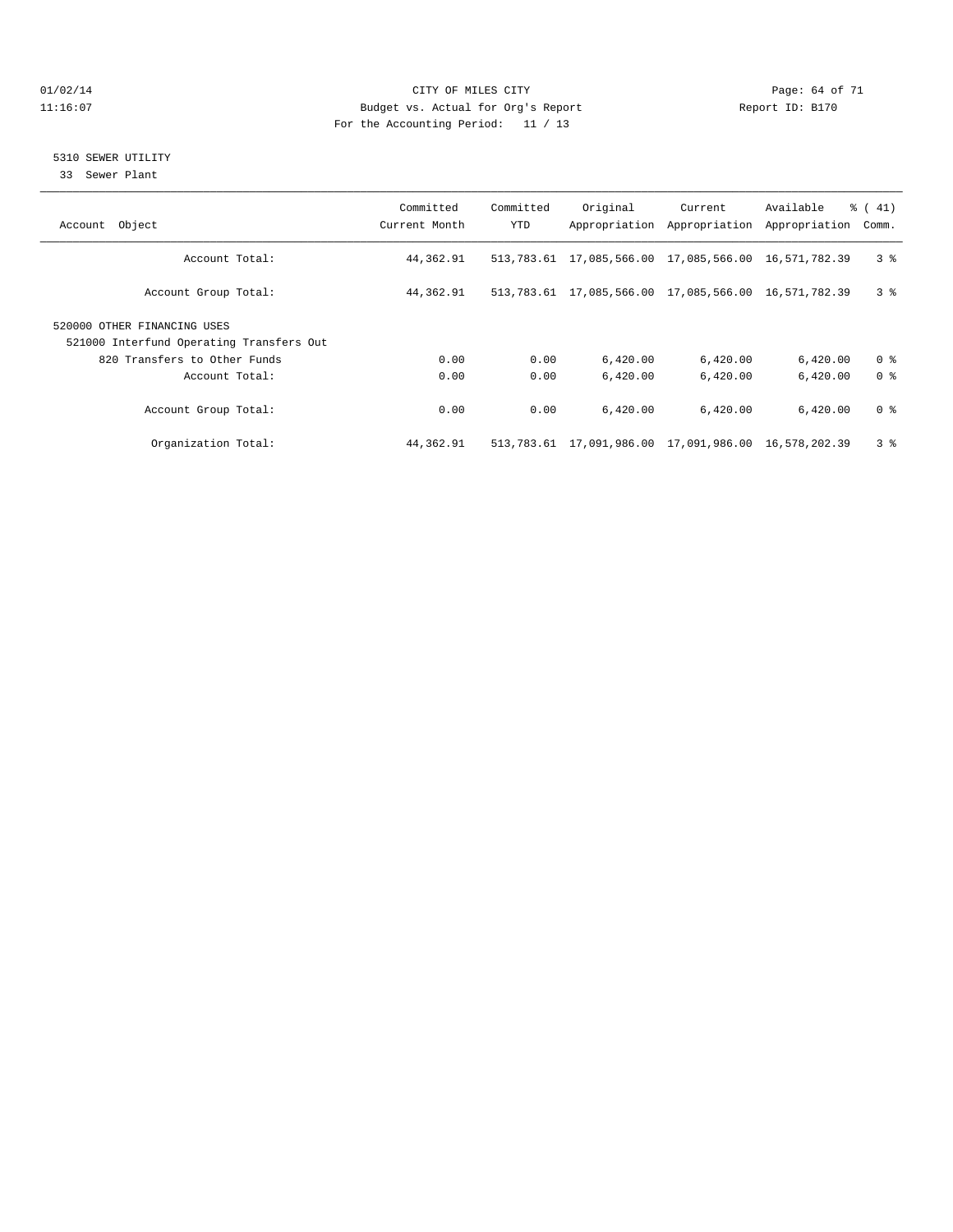CITY OF MILES CITY
Budget vs. Actual for Org's Report
For the Accounting Period: 11 / 13

5310 SEWER UTILITY
33 Sewer Plant

| Account Object | Committed Current Month | Committed YTD | Original Appropriation | Current Appropriation | Available Appropriation | % ( 41) Comm. |
|---|---|---|---|---|---|---|
| Account Total: | 44,362.91 | 513,783.61 | 17,085,566.00 | 17,085,566.00 | 16,571,782.39 | 3 % |
| Account Group Total: | 44,362.91 | 513,783.61 | 17,085,566.00 | 17,085,566.00 | 16,571,782.39 | 3 % |
| 520000 OTHER FINANCING USES | | | | | | |
| 521000 Interfund Operating Transfers Out | | | | | | |
| 820 Transfers to Other Funds | 0.00 | 0.00 | 6,420.00 | 6,420.00 | 6,420.00 | 0 % |
| Account Total: | 0.00 | 0.00 | 6,420.00 | 6,420.00 | 6,420.00 | 0 % |
| Account Group Total: | 0.00 | 0.00 | 6,420.00 | 6,420.00 | 6,420.00 | 0 % |
| Organization Total: | 44,362.91 | 513,783.61 | 17,091,986.00 | 17,091,986.00 | 16,578,202.39 | 3 % |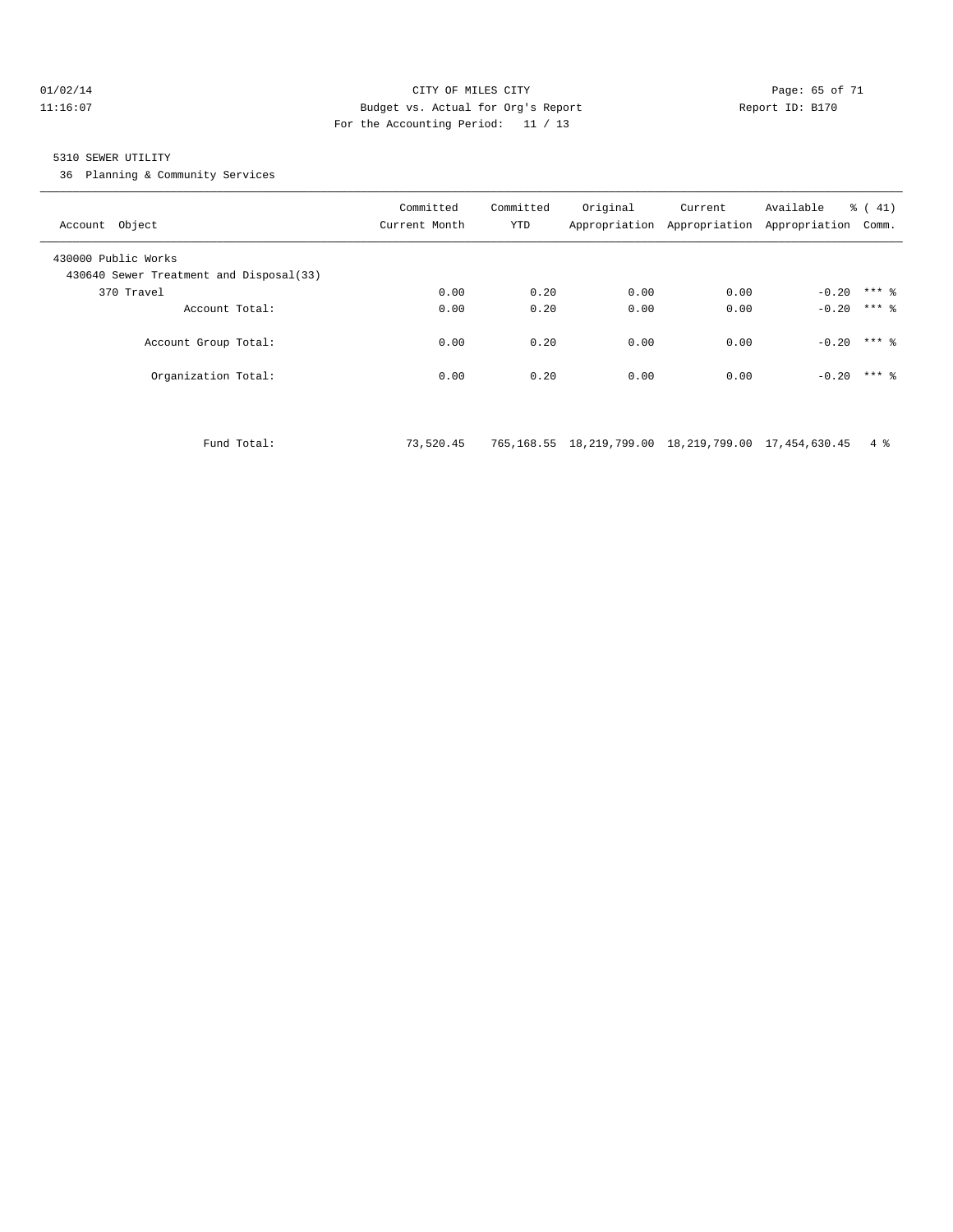CITY OF MILES CITY
Budget vs. Actual for Org's Report
For the Accounting Period: 11 / 13

01/02/14
11:16:07

Report ID: B170

5310 SEWER UTILITY

36 Planning & Community Services

| Account Object | Committed Current Month | Committed YTD | Original Appropriation | Current Appropriation | Available Appropriation | % ( 41) Comm. |
|---|---|---|---|---|---|---|
| 430000 Public Works | | | | | | |
| 430640 Sewer Treatment and Disposal(33) | | | | | | |
| 370 Travel | 0.00 | 0.20 | 0.00 | 0.00 | -0.20 | *** % |
| Account Total: | 0.00 | 0.20 | 0.00 | 0.00 | -0.20 | *** % |
| Account Group Total: | 0.00 | 0.20 | 0.00 | 0.00 | -0.20 | *** % |
| Organization Total: | 0.00 | 0.20 | 0.00 | 0.00 | -0.20 | *** % |
| Fund Total: | 73,520.45 | 765,168.55 | 18,219,799.00 | 18,219,799.00 | 17,454,630.45 | 4 % |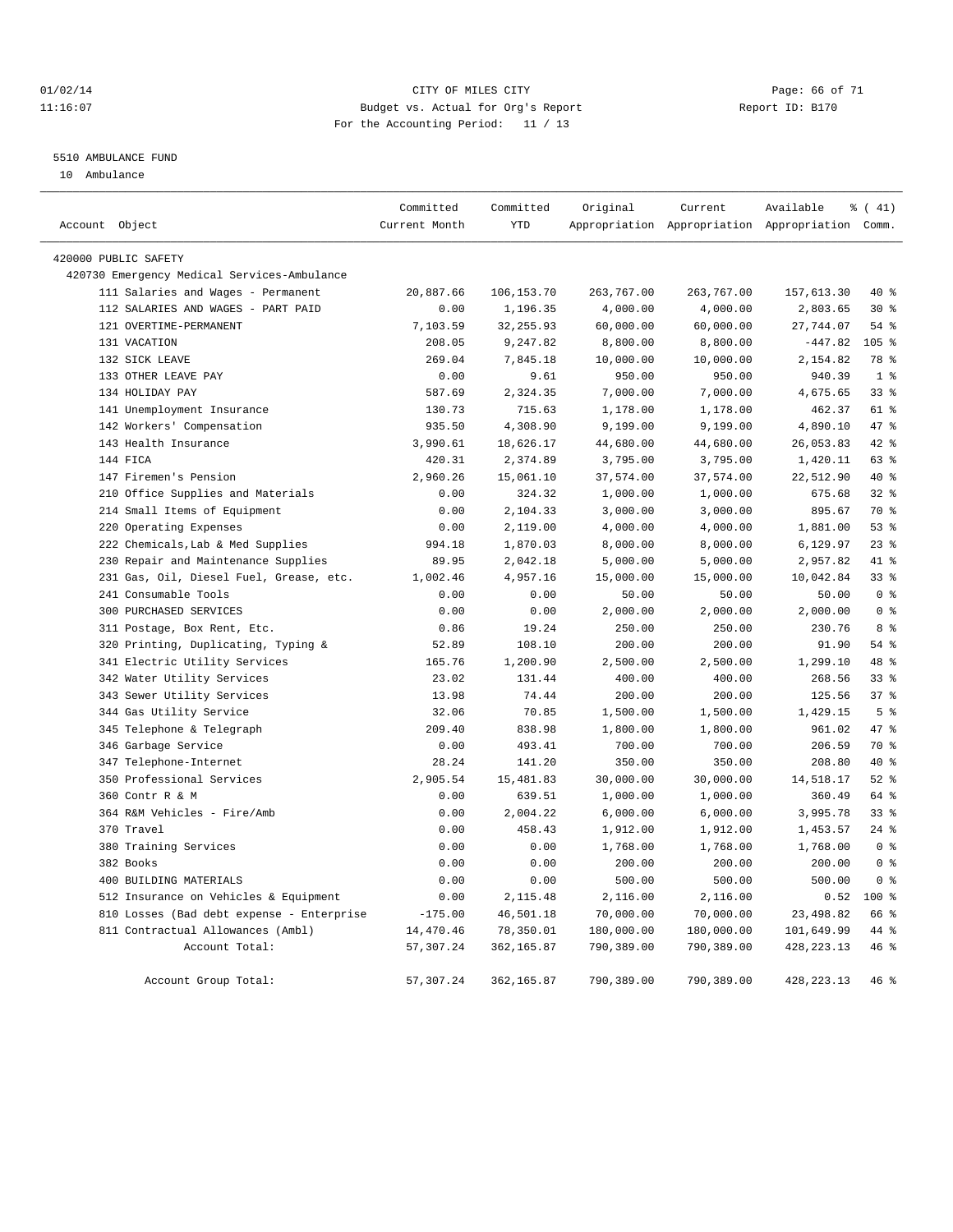CITY OF MILES CITY
Budget vs. Actual for Org's Report
For the Accounting Period: 11 / 13

01/02/14
11:16:07

Report ID: B170

5510 AMBULANCE FUND

10 Ambulance

| Account Object | Committed Current Month | Committed YTD | Original Appropriation | Current Appropriation | Available Appropriation | % ( 41) Comm. |
|---|---|---|---|---|---|---|
| 420000 PUBLIC SAFETY | | | | | | |
| 420730 Emergency Medical Services-Ambulance | | | | | | |
| 111 Salaries and Wages - Permanent | 20,887.66 | 106,153.70 | 263,767.00 | 263,767.00 | 157,613.30 | 40 % |
| 112 SALARIES AND WAGES - PART PAID | 0.00 | 1,196.35 | 4,000.00 | 4,000.00 | 2,803.65 | 30 % |
| 121 OVERTIME-PERMANENT | 7,103.59 | 32,255.93 | 60,000.00 | 60,000.00 | 27,744.07 | 54 % |
| 131 VACATION | 208.05 | 9,247.82 | 8,800.00 | 8,800.00 | -447.82 | 105 % |
| 132 SICK LEAVE | 269.04 | 7,845.18 | 10,000.00 | 10,000.00 | 2,154.82 | 78 % |
| 133 OTHER LEAVE PAY | 0.00 | 9.61 | 950.00 | 950.00 | 940.39 | 1 % |
| 134 HOLIDAY PAY | 587.69 | 2,324.35 | 7,000.00 | 7,000.00 | 4,675.65 | 33 % |
| 141 Unemployment Insurance | 130.73 | 715.63 | 1,178.00 | 1,178.00 | 462.37 | 61 % |
| 142 Workers' Compensation | 935.50 | 4,308.90 | 9,199.00 | 9,199.00 | 4,890.10 | 47 % |
| 143 Health Insurance | 3,990.61 | 18,626.17 | 44,680.00 | 44,680.00 | 26,053.83 | 42 % |
| 144 FICA | 420.31 | 2,374.89 | 3,795.00 | 3,795.00 | 1,420.11 | 63 % |
| 147 Firemen's Pension | 2,960.26 | 15,061.10 | 37,574.00 | 37,574.00 | 22,512.90 | 40 % |
| 210 Office Supplies and Materials | 0.00 | 324.32 | 1,000.00 | 1,000.00 | 675.68 | 32 % |
| 214 Small Items of Equipment | 0.00 | 2,104.33 | 3,000.00 | 3,000.00 | 895.67 | 70 % |
| 220 Operating Expenses | 0.00 | 2,119.00 | 4,000.00 | 4,000.00 | 1,881.00 | 53 % |
| 222 Chemicals,Lab & Med Supplies | 994.18 | 1,870.03 | 8,000.00 | 8,000.00 | 6,129.97 | 23 % |
| 230 Repair and Maintenance Supplies | 89.95 | 2,042.18 | 5,000.00 | 5,000.00 | 2,957.82 | 41 % |
| 231 Gas, Oil, Diesel Fuel, Grease, etc. | 1,002.46 | 4,957.16 | 15,000.00 | 15,000.00 | 10,042.84 | 33 % |
| 241 Consumable Tools | 0.00 | 0.00 | 50.00 | 50.00 | 50.00 | 0 % |
| 300 PURCHASED SERVICES | 0.00 | 0.00 | 2,000.00 | 2,000.00 | 2,000.00 | 0 % |
| 311 Postage, Box Rent, Etc. | 0.86 | 19.24 | 250.00 | 250.00 | 230.76 | 8 % |
| 320 Printing, Duplicating, Typing & | 52.89 | 108.10 | 200.00 | 200.00 | 91.90 | 54 % |
| 341 Electric Utility Services | 165.76 | 1,200.90 | 2,500.00 | 2,500.00 | 1,299.10 | 48 % |
| 342 Water Utility Services | 23.02 | 131.44 | 400.00 | 400.00 | 268.56 | 33 % |
| 343 Sewer Utility Services | 13.98 | 74.44 | 200.00 | 200.00 | 125.56 | 37 % |
| 344 Gas Utility Service | 32.06 | 70.85 | 1,500.00 | 1,500.00 | 1,429.15 | 5 % |
| 345 Telephone & Telegraph | 209.40 | 838.98 | 1,800.00 | 1,800.00 | 961.02 | 47 % |
| 346 Garbage Service | 0.00 | 493.41 | 700.00 | 700.00 | 206.59 | 70 % |
| 347 Telephone-Internet | 28.24 | 141.20 | 350.00 | 350.00 | 208.80 | 40 % |
| 350 Professional Services | 2,905.54 | 15,481.83 | 30,000.00 | 30,000.00 | 14,518.17 | 52 % |
| 360 Contr R & M | 0.00 | 639.51 | 1,000.00 | 1,000.00 | 360.49 | 64 % |
| 364 R&M Vehicles - Fire/Amb | 0.00 | 2,004.22 | 6,000.00 | 6,000.00 | 3,995.78 | 33 % |
| 370 Travel | 0.00 | 458.43 | 1,912.00 | 1,912.00 | 1,453.57 | 24 % |
| 380 Training Services | 0.00 | 0.00 | 1,768.00 | 1,768.00 | 1,768.00 | 0 % |
| 382 Books | 0.00 | 0.00 | 200.00 | 200.00 | 200.00 | 0 % |
| 400 BUILDING MATERIALS | 0.00 | 0.00 | 500.00 | 500.00 | 500.00 | 0 % |
| 512 Insurance on Vehicles & Equipment | 0.00 | 2,115.48 | 2,116.00 | 2,116.00 | 0.52 | 100 % |
| 810 Losses (Bad debt expense - Enterprise | -175.00 | 46,501.18 | 70,000.00 | 70,000.00 | 23,498.82 | 66 % |
| 811 Contractual Allowances (Ambl) | 14,470.46 | 78,350.01 | 180,000.00 | 180,000.00 | 101,649.99 | 44 % |
| Account Total: | 57,307.24 | 362,165.87 | 790,389.00 | 790,389.00 | 428,223.13 | 46 % |
| Account Group Total: | 57,307.24 | 362,165.87 | 790,389.00 | 790,389.00 | 428,223.13 | 46 % |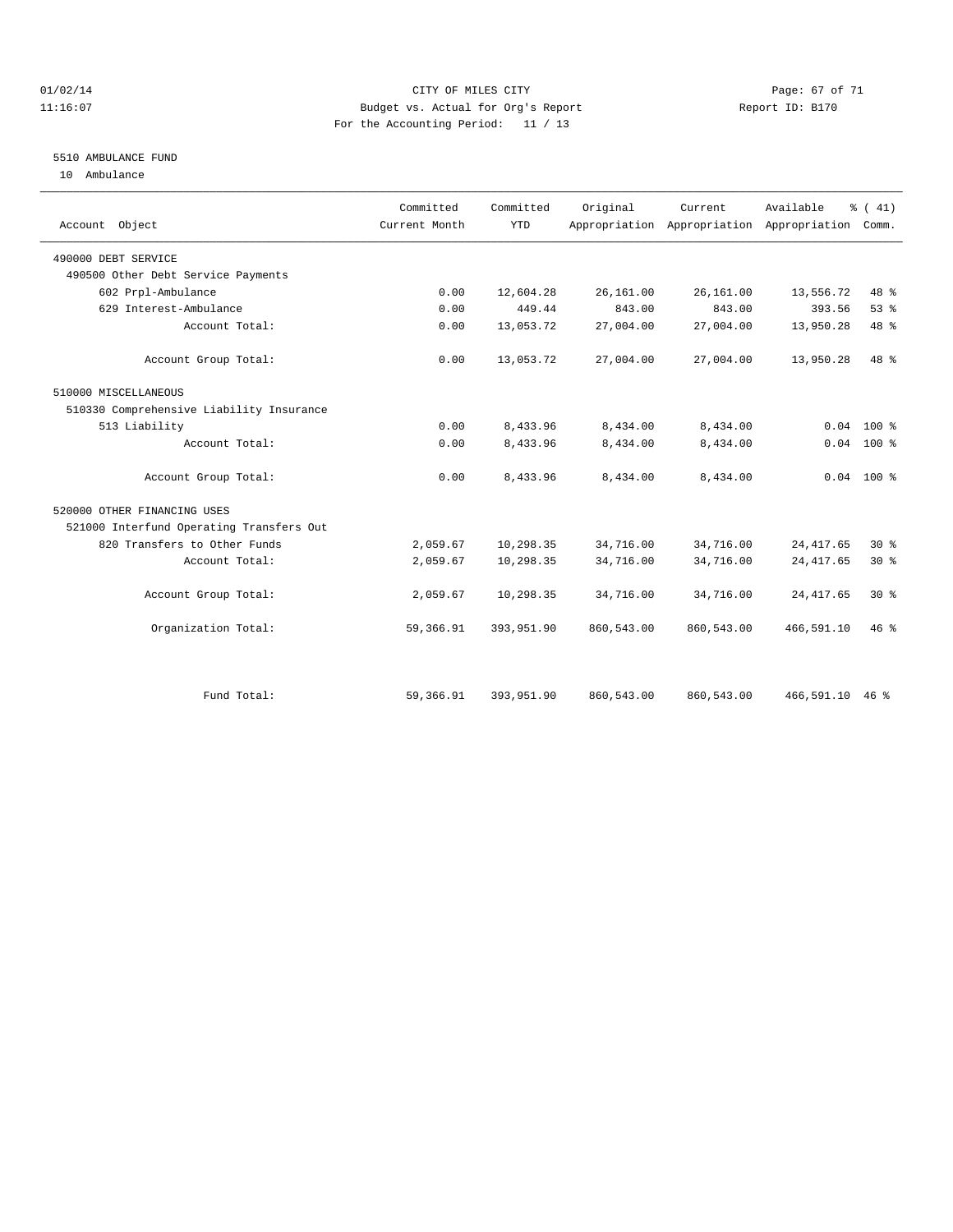CITY OF MILES CITY
Budget vs. Actual for Org's Report
For the Accounting Period: 11 / 13

01/02/14
11:16:07

Report ID: B170

5510 AMBULANCE FUND
10 Ambulance

| Account Object | Committed Current Month | Committed YTD | Original Appropriation | Current Appropriation | Available Appropriation | % ( 41) Comm. |
|---|---|---|---|---|---|---|
| 490000 DEBT SERVICE | | | | | | |
| 490500 Other Debt Service Payments | | | | | | |
| 602 Prpl-Ambulance | 0.00 | 12,604.28 | 26,161.00 | 26,161.00 | 13,556.72 | 48 % |
| 629 Interest-Ambulance | 0.00 | 449.44 | 843.00 | 843.00 | 393.56 | 53 % |
| Account Total: | 0.00 | 13,053.72 | 27,004.00 | 27,004.00 | 13,950.28 | 48 % |
| Account Group Total: | 0.00 | 13,053.72 | 27,004.00 | 27,004.00 | 13,950.28 | 48 % |
| 510000 MISCELLANEOUS | | | | | | |
| 510330 Comprehensive Liability Insurance | | | | | | |
| 513 Liability | 0.00 | 8,433.96 | 8,434.00 | 8,434.00 | 0.04 | 100 % |
| Account Total: | 0.00 | 8,433.96 | 8,434.00 | 8,434.00 | 0.04 | 100 % |
| Account Group Total: | 0.00 | 8,433.96 | 8,434.00 | 8,434.00 | 0.04 | 100 % |
| 520000 OTHER FINANCING USES | | | | | | |
| 521000 Interfund Operating Transfers Out | | | | | | |
| 820 Transfers to Other Funds | 2,059.67 | 10,298.35 | 34,716.00 | 34,716.00 | 24,417.65 | 30 % |
| Account Total: | 2,059.67 | 10,298.35 | 34,716.00 | 34,716.00 | 24,417.65 | 30 % |
| Account Group Total: | 2,059.67 | 10,298.35 | 34,716.00 | 34,716.00 | 24,417.65 | 30 % |
| Organization Total: | 59,366.91 | 393,951.90 | 860,543.00 | 860,543.00 | 466,591.10 | 46 % |
| Fund Total: | 59,366.91 | 393,951.90 | 860,543.00 | 860,543.00 | 466,591.10 | 46 % |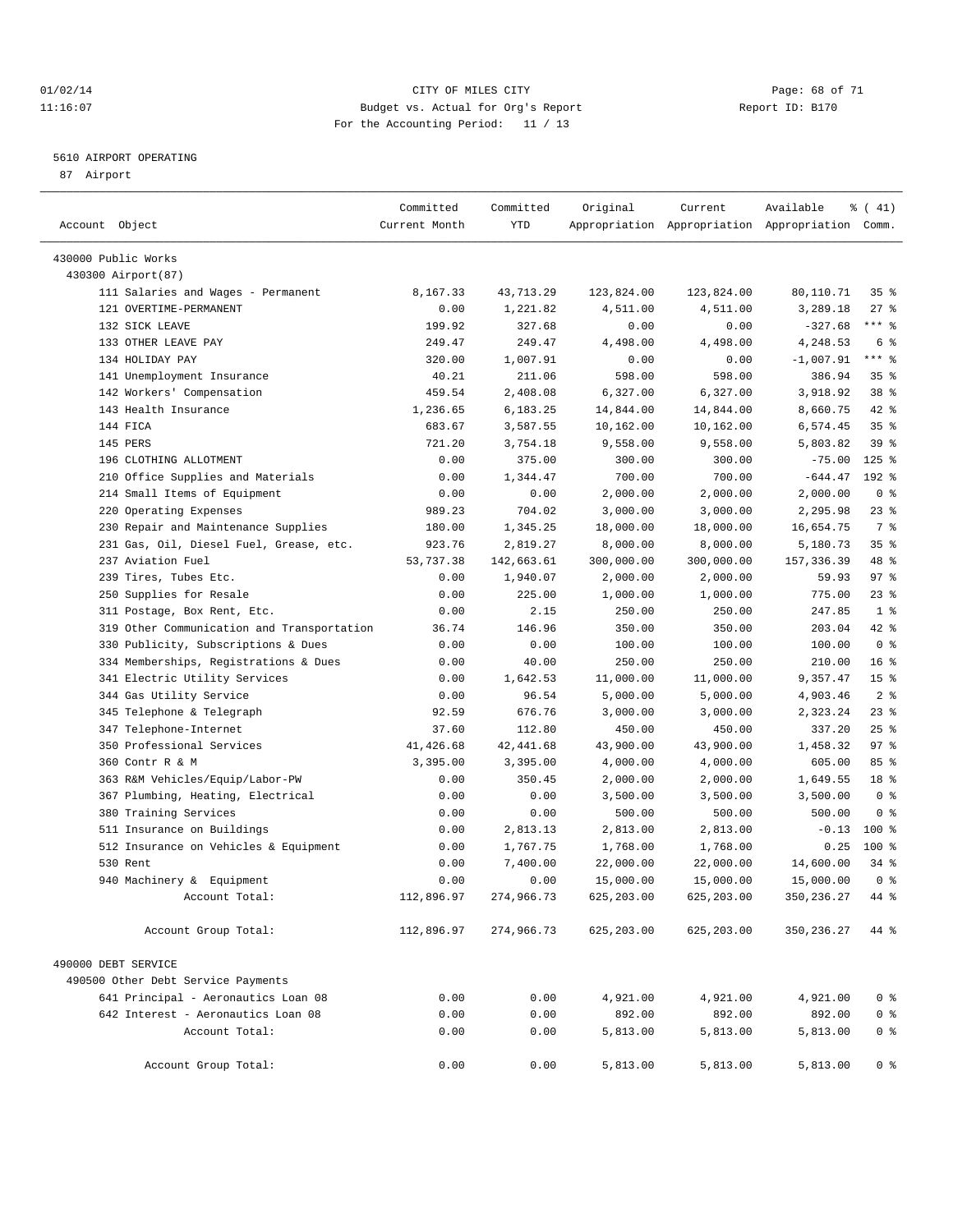CITY OF MILES CITY
Budget vs. Actual for Org's Report
For the Accounting Period: 11 / 13

5610 AIRPORT OPERATING

87 Airport

| Account Object | Committed Current Month | Committed YTD | Original Appropriation | Current Appropriation | Available Appropriation | % ( 41) Comm. |
|---|---|---|---|---|---|---|
| 430000 Public Works | | | | | | |
| 430300 Airport(87) | | | | | | |
| 111 Salaries and Wages - Permanent | 8,167.33 | 43,713.29 | 123,824.00 | 123,824.00 | 80,110.71 | 35 % |
| 121 OVERTIME-PERMANENT | 0.00 | 1,221.82 | 4,511.00 | 4,511.00 | 3,289.18 | 27 % |
| 132 SICK LEAVE | 199.92 | 327.68 | 0.00 | 0.00 | -327.68 | *** % |
| 133 OTHER LEAVE PAY | 249.47 | 249.47 | 4,498.00 | 4,498.00 | 4,248.53 | 6 % |
| 134 HOLIDAY PAY | 320.00 | 1,007.91 | 0.00 | 0.00 | -1,007.91 | *** % |
| 141 Unemployment Insurance | 40.21 | 211.06 | 598.00 | 598.00 | 386.94 | 35 % |
| 142 Workers' Compensation | 459.54 | 2,408.08 | 6,327.00 | 6,327.00 | 3,918.92 | 38 % |
| 143 Health Insurance | 1,236.65 | 6,183.25 | 14,844.00 | 14,844.00 | 8,660.75 | 42 % |
| 144 FICA | 683.67 | 3,587.55 | 10,162.00 | 10,162.00 | 6,574.45 | 35 % |
| 145 PERS | 721.20 | 3,754.18 | 9,558.00 | 9,558.00 | 5,803.82 | 39 % |
| 196 CLOTHING ALLOTMENT | 0.00 | 375.00 | 300.00 | 300.00 | -75.00 | 125 % |
| 210 Office Supplies and Materials | 0.00 | 1,344.47 | 700.00 | 700.00 | -644.47 | 192 % |
| 214 Small Items of Equipment | 0.00 | 0.00 | 2,000.00 | 2,000.00 | 2,000.00 | 0 % |
| 220 Operating Expenses | 989.23 | 704.02 | 3,000.00 | 3,000.00 | 2,295.98 | 23 % |
| 230 Repair and Maintenance Supplies | 180.00 | 1,345.25 | 18,000.00 | 18,000.00 | 16,654.75 | 7 % |
| 231 Gas, Oil, Diesel Fuel, Grease, etc. | 923.76 | 2,819.27 | 8,000.00 | 8,000.00 | 5,180.73 | 35 % |
| 237 Aviation Fuel | 53,737.38 | 142,663.61 | 300,000.00 | 300,000.00 | 157,336.39 | 48 % |
| 239 Tires, Tubes Etc. | 0.00 | 1,940.07 | 2,000.00 | 2,000.00 | 59.93 | 97 % |
| 250 Supplies for Resale | 0.00 | 225.00 | 1,000.00 | 1,000.00 | 775.00 | 23 % |
| 311 Postage, Box Rent, Etc. | 0.00 | 2.15 | 250.00 | 250.00 | 247.85 | 1 % |
| 319 Other Communication and Transportation | 36.74 | 146.96 | 350.00 | 350.00 | 203.04 | 42 % |
| 330 Publicity, Subscriptions & Dues | 0.00 | 0.00 | 100.00 | 100.00 | 100.00 | 0 % |
| 334 Memberships, Registrations & Dues | 0.00 | 40.00 | 250.00 | 250.00 | 210.00 | 16 % |
| 341 Electric Utility Services | 0.00 | 1,642.53 | 11,000.00 | 11,000.00 | 9,357.47 | 15 % |
| 344 Gas Utility Service | 0.00 | 96.54 | 5,000.00 | 5,000.00 | 4,903.46 | 2 % |
| 345 Telephone & Telegraph | 92.59 | 676.76 | 3,000.00 | 3,000.00 | 2,323.24 | 23 % |
| 347 Telephone-Internet | 37.60 | 112.80 | 450.00 | 450.00 | 337.20 | 25 % |
| 350 Professional Services | 41,426.68 | 42,441.68 | 43,900.00 | 43,900.00 | 1,458.32 | 97 % |
| 360 Contr R & M | 3,395.00 | 3,395.00 | 4,000.00 | 4,000.00 | 605.00 | 85 % |
| 363 R&M Vehicles/Equip/Labor-PW | 0.00 | 350.45 | 2,000.00 | 2,000.00 | 1,649.55 | 18 % |
| 367 Plumbing, Heating, Electrical | 0.00 | 0.00 | 3,500.00 | 3,500.00 | 3,500.00 | 0 % |
| 380 Training Services | 0.00 | 0.00 | 500.00 | 500.00 | 500.00 | 0 % |
| 511 Insurance on Buildings | 0.00 | 2,813.13 | 2,813.00 | 2,813.00 | -0.13 | 100 % |
| 512 Insurance on Vehicles & Equipment | 0.00 | 1,767.75 | 1,768.00 | 1,768.00 | 0.25 | 100 % |
| 530 Rent | 0.00 | 7,400.00 | 22,000.00 | 22,000.00 | 14,600.00 | 34 % |
| 940 Machinery & Equipment | 0.00 | 0.00 | 15,000.00 | 15,000.00 | 15,000.00 | 0 % |
| Account Total: | 112,896.97 | 274,966.73 | 625,203.00 | 625,203.00 | 350,236.27 | 44 % |
| Account Group Total: | 112,896.97 | 274,966.73 | 625,203.00 | 625,203.00 | 350,236.27 | 44 % |
| 490000 DEBT SERVICE | | | | | | |
| 490500 Other Debt Service Payments | | | | | | |
| 641 Principal - Aeronautics Loan 08 | 0.00 | 0.00 | 4,921.00 | 4,921.00 | 4,921.00 | 0 % |
| 642 Interest - Aeronautics Loan 08 | 0.00 | 0.00 | 892.00 | 892.00 | 892.00 | 0 % |
| Account Total: | 0.00 | 0.00 | 5,813.00 | 5,813.00 | 5,813.00 | 0 % |
| Account Group Total: | 0.00 | 0.00 | 5,813.00 | 5,813.00 | 5,813.00 | 0 % |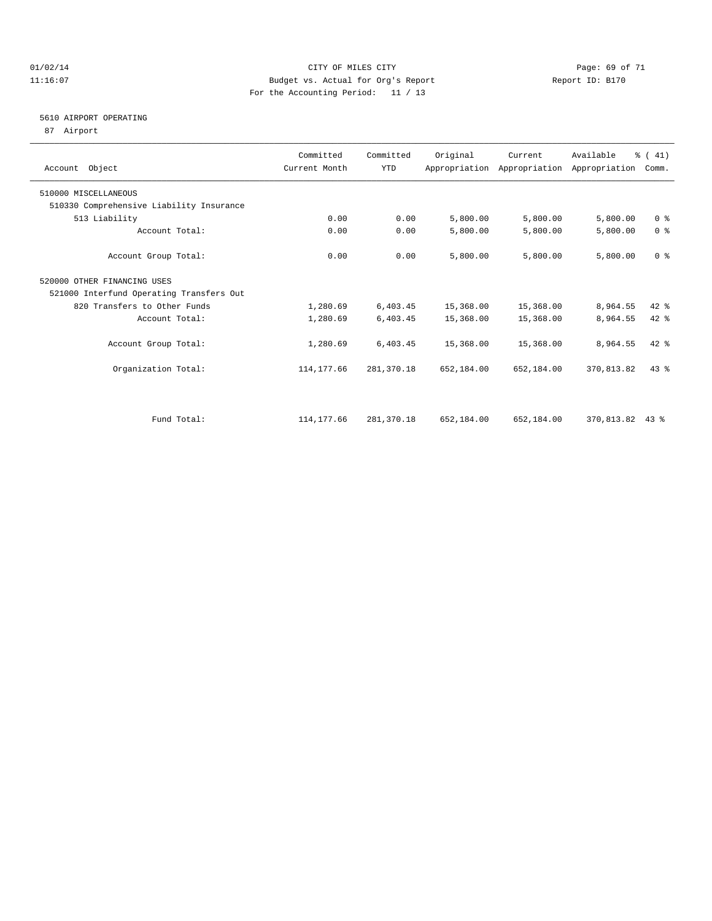CITY OF MILES CITY
Budget vs. Actual for Org's Report
For the Accounting Period: 11 / 13

01/02/14
11:16:07

Report ID: B170

## 5610 AIRPORT OPERATING

87 Airport

| Account Object | Committed Current Month | Committed YTD | Original Appropriation | Current Appropriation | Available Appropriation | % ( 41) Comm. |
|---|---|---|---|---|---|---|
| 510000 MISCELLANEOUS | | | | | | |
| 510330 Comprehensive Liability Insurance | | | | | | |
| 513 Liability | 0.00 | 0.00 | 5,800.00 | 5,800.00 | 5,800.00 | 0 % |
| Account Total: | 0.00 | 0.00 | 5,800.00 | 5,800.00 | 5,800.00 | 0 % |
| Account Group Total: | 0.00 | 0.00 | 5,800.00 | 5,800.00 | 5,800.00 | 0 % |
| 520000 OTHER FINANCING USES | | | | | | |
| 521000 Interfund Operating Transfers Out | | | | | | |
| 820 Transfers to Other Funds | 1,280.69 | 6,403.45 | 15,368.00 | 15,368.00 | 8,964.55 | 42 % |
| Account Total: | 1,280.69 | 6,403.45 | 15,368.00 | 15,368.00 | 8,964.55 | 42 % |
| Account Group Total: | 1,280.69 | 6,403.45 | 15,368.00 | 15,368.00 | 8,964.55 | 42 % |
| Organization Total: | 114,177.66 | 281,370.18 | 652,184.00 | 652,184.00 | 370,813.82 | 43 % |
| Fund Total: | 114,177.66 | 281,370.18 | 652,184.00 | 652,184.00 | 370,813.82 | 43 % |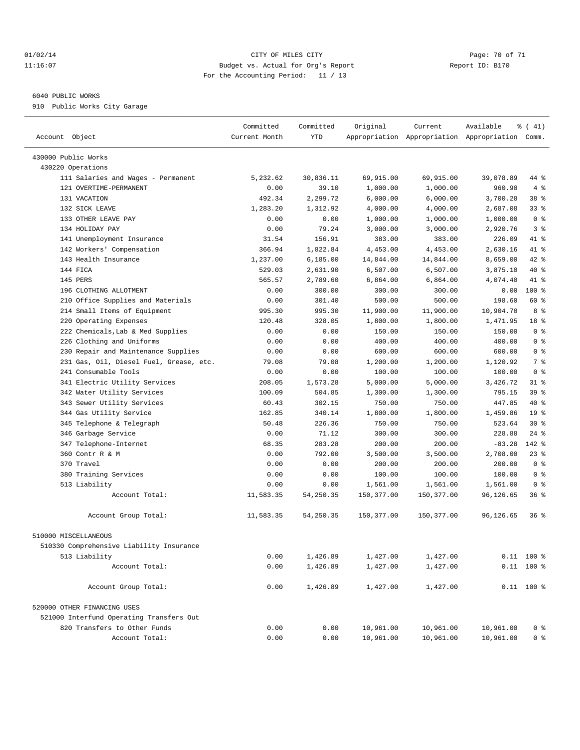01/02/14 CITY OF MILES CITY
11:16:07 Budget vs. Actual for Org's Report Report ID: B170
For the Accounting Period: 11 / 13

6040 PUBLIC WORKS
910 Public Works City Garage

| Account Object | Committed Current Month | Committed YTD | Original Appropriation | Current Appropriation | Available Appropriation | % ( 41) Comm. |
|---|---|---|---|---|---|---|
| 430000 Public Works | | | | | | |
| 430220 Operations | | | | | | |
| 111 Salaries and Wages - Permanent | 5,232.62 | 30,836.11 | 69,915.00 | 69,915.00 | 39,078.89 | 44 % |
| 121 OVERTIME-PERMANENT | 0.00 | 39.10 | 1,000.00 | 1,000.00 | 960.90 | 4 % |
| 131 VACATION | 492.34 | 2,299.72 | 6,000.00 | 6,000.00 | 3,700.28 | 38 % |
| 132 SICK LEAVE | 1,283.20 | 1,312.92 | 4,000.00 | 4,000.00 | 2,687.08 | 33 % |
| 133 OTHER LEAVE PAY | 0.00 | 0.00 | 1,000.00 | 1,000.00 | 1,000.00 | 0 % |
| 134 HOLIDAY PAY | 0.00 | 79.24 | 3,000.00 | 3,000.00 | 2,920.76 | 3 % |
| 141 Unemployment Insurance | 31.54 | 156.91 | 383.00 | 383.00 | 226.09 | 41 % |
| 142 Workers' Compensation | 366.94 | 1,822.84 | 4,453.00 | 4,453.00 | 2,630.16 | 41 % |
| 143 Health Insurance | 1,237.00 | 6,185.00 | 14,844.00 | 14,844.00 | 8,659.00 | 42 % |
| 144 FICA | 529.03 | 2,631.90 | 6,507.00 | 6,507.00 | 3,875.10 | 40 % |
| 145 PERS | 565.57 | 2,789.60 | 6,864.00 | 6,864.00 | 4,074.40 | 41 % |
| 196 CLOTHING ALLOTMENT | 0.00 | 300.00 | 300.00 | 300.00 | 0.00 | 100 % |
| 210 Office Supplies and Materials | 0.00 | 301.40 | 500.00 | 500.00 | 198.60 | 60 % |
| 214 Small Items of Equipment | 995.30 | 995.30 | 11,900.00 | 11,900.00 | 10,904.70 | 8 % |
| 220 Operating Expenses | 120.48 | 328.05 | 1,800.00 | 1,800.00 | 1,471.95 | 18 % |
| 222 Chemicals,Lab & Med Supplies | 0.00 | 0.00 | 150.00 | 150.00 | 150.00 | 0 % |
| 226 Clothing and Uniforms | 0.00 | 0.00 | 400.00 | 400.00 | 400.00 | 0 % |
| 230 Repair and Maintenance Supplies | 0.00 | 0.00 | 600.00 | 600.00 | 600.00 | 0 % |
| 231 Gas, Oil, Diesel Fuel, Grease, etc. | 79.08 | 79.08 | 1,200.00 | 1,200.00 | 1,120.92 | 7 % |
| 241 Consumable Tools | 0.00 | 0.00 | 100.00 | 100.00 | 100.00 | 0 % |
| 341 Electric Utility Services | 208.05 | 1,573.28 | 5,000.00 | 5,000.00 | 3,426.72 | 31 % |
| 342 Water Utility Services | 100.09 | 504.85 | 1,300.00 | 1,300.00 | 795.15 | 39 % |
| 343 Sewer Utility Services | 60.43 | 302.15 | 750.00 | 750.00 | 447.85 | 40 % |
| 344 Gas Utility Service | 162.85 | 340.14 | 1,800.00 | 1,800.00 | 1,459.86 | 19 % |
| 345 Telephone & Telegraph | 50.48 | 226.36 | 750.00 | 750.00 | 523.64 | 30 % |
| 346 Garbage Service | 0.00 | 71.12 | 300.00 | 300.00 | 228.88 | 24 % |
| 347 Telephone-Internet | 68.35 | 283.28 | 200.00 | 200.00 | -83.28 | 142 % |
| 360 Contr R & M | 0.00 | 792.00 | 3,500.00 | 3,500.00 | 2,708.00 | 23 % |
| 370 Travel | 0.00 | 0.00 | 200.00 | 200.00 | 200.00 | 0 % |
| 380 Training Services | 0.00 | 0.00 | 100.00 | 100.00 | 100.00 | 0 % |
| 513 Liability | 0.00 | 0.00 | 1,561.00 | 1,561.00 | 1,561.00 | 0 % |
| Account Total: | 11,583.35 | 54,250.35 | 150,377.00 | 150,377.00 | 96,126.65 | 36 % |
| Account Group Total: | 11,583.35 | 54,250.35 | 150,377.00 | 150,377.00 | 96,126.65 | 36 % |
| 510000 MISCELLANEOUS | | | | | | |
| 510330 Comprehensive Liability Insurance | | | | | | |
| 513 Liability | 0.00 | 1,426.89 | 1,427.00 | 1,427.00 | 0.11 | 100 % |
| Account Total: | 0.00 | 1,426.89 | 1,427.00 | 1,427.00 | 0.11 | 100 % |
| Account Group Total: | 0.00 | 1,426.89 | 1,427.00 | 1,427.00 | 0.11 | 100 % |
| 520000 OTHER FINANCING USES | | | | | | |
| 521000 Interfund Operating Transfers Out | | | | | | |
| 820 Transfers to Other Funds | 0.00 | 0.00 | 10,961.00 | 10,961.00 | 10,961.00 | 0 % |
| Account Total: | 0.00 | 0.00 | 10,961.00 | 10,961.00 | 10,961.00 | 0 % |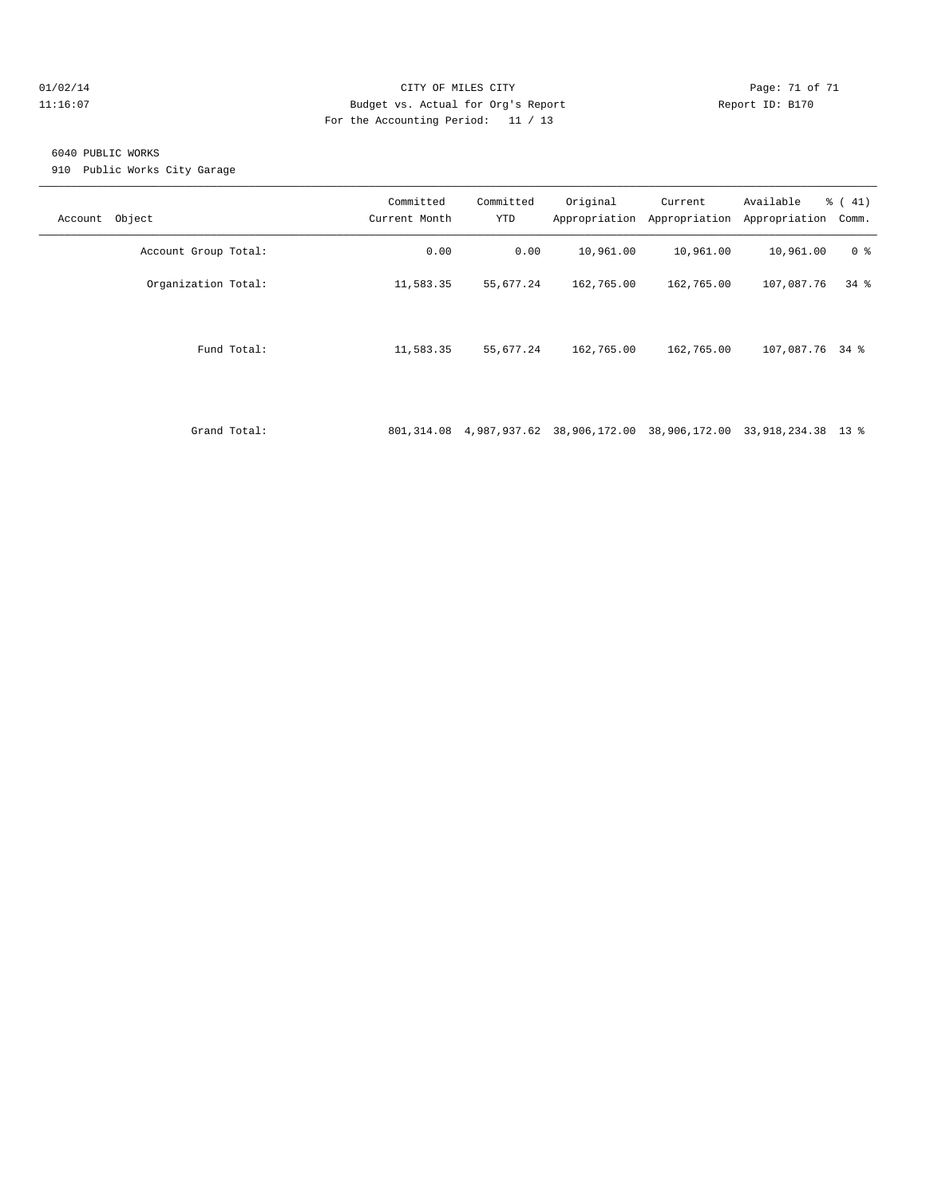CITY OF MILES CITY
Budget vs. Actual for Org's Report
For the Accounting Period: 11 / 13

01/02/14
11:16:07

Report ID: B170

6040 PUBLIC WORKS
910 Public Works City Garage

| Account Object | Committed Current Month | Committed YTD | Original Appropriation | Current Appropriation | Available Appropriation | % ( 41) Comm. |
|---|---|---|---|---|---|---|
| Account Group Total: | 0.00 | 0.00 | 10,961.00 | 10,961.00 | 10,961.00 | 0 % |
| Organization Total: | 11,583.35 | 55,677.24 | 162,765.00 | 162,765.00 | 107,087.76 | 34 % |
| Fund Total: | 11,583.35 | 55,677.24 | 162,765.00 | 162,765.00 | 107,087.76 | 34 % |
| Grand Total: | 801,314.08 | 4,987,937.62 | 38,906,172.00 | 38,906,172.00 | 33,918,234.38 | 13 % |